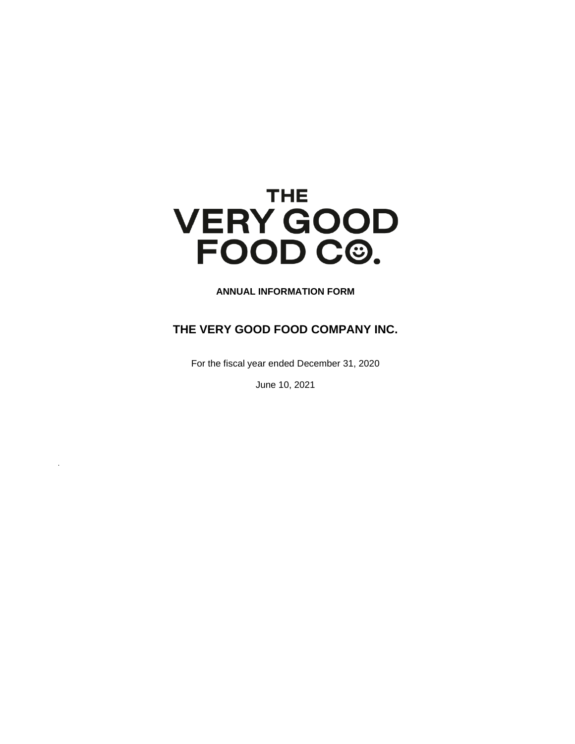THE VERY GOOD FOOD CO.

**ANNUAL INFORMATION FORM**

# THE VERY GOOD FOOD COMPANY INC.

For the fiscal year ended December 31, 2020

June 10, 2021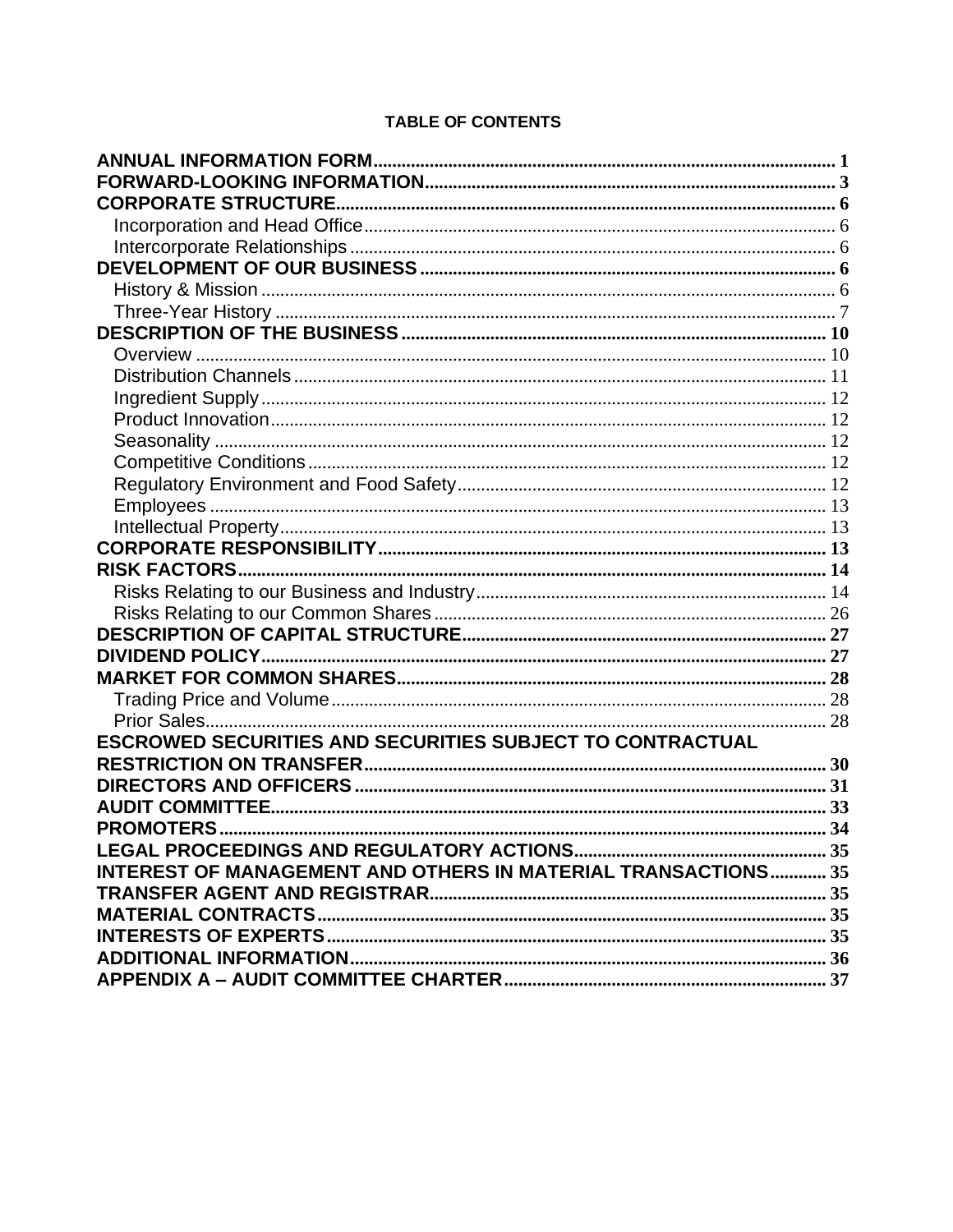**TABLE OF CONTENTS**

| | |
|---|---|
| **ANNUAL INFORMATION FORM** | **1** |
| **FORWARD-LOOKING INFORMATION** | **3** |
| **CORPORATE STRUCTURE** | **6** |
| Incorporation and Head Office | 6 |
| Intercorporate Relationships | 6 |
| **DEVELOPMENT OF OUR BUSINESS** | **6** |
| History & Mission | 6 |
| Three-Year History | 7 |
| **DESCRIPTION OF THE BUSINESS** | **10** |
| Overview | 10 |
| Distribution Channels | 11 |
| Ingredient Supply | 12 |
| Product Innovation | 12 |
| Seasonality | 12 |
| Competitive Conditions | 12 |
| Regulatory Environment and Food Safety | 12 |
| Employees | 13 |
| Intellectual Property | 13 |
| **CORPORATE RESPONSIBILITY** | **13** |
| **RISK FACTORS** | **14** |
| Risks Relating to our Business and Industry | 14 |
| Risks Relating to our Common Shares | 26 |
| **DESCRIPTION OF CAPITAL STRUCTURE** | **27** |
| **DIVIDEND POLICY** | **27** |
| **MARKET FOR COMMON SHARES** | **28** |
| Trading Price and Volume | 28 |
| Prior Sales | 28 |
| **ESCROWED SECURITIES AND SECURITIES SUBJECT TO CONTRACTUAL RESTRICTION ON TRANSFER** | **30** |
| **DIRECTORS AND OFFICERS** | **31** |
| **AUDIT COMMITTEE** | **33** |
| **PROMOTERS** | **34** |
| **LEGAL PROCEEDINGS AND REGULATORY ACTIONS** | **35** |
| **INTEREST OF MANAGEMENT AND OTHERS IN MATERIAL TRANSACTIONS** | **35** |
| **TRANSFER AGENT AND REGISTRAR** | **35** |
| **MATERIAL CONTRACTS** | **35** |
| **INTERESTS OF EXPERTS** | **35** |
| **ADDITIONAL INFORMATION** | **36** |
| **APPENDIX A – AUDIT COMMITTEE CHARTER** | **37** |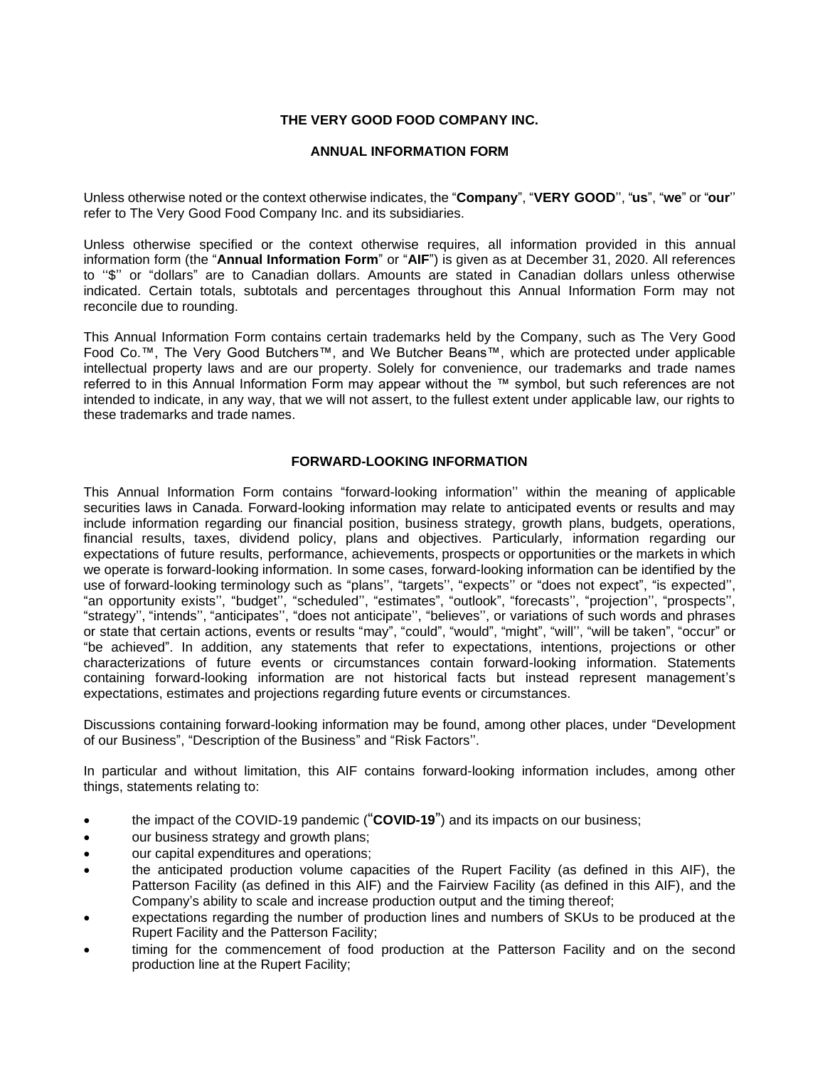**THE VERY GOOD FOOD COMPANY INC.**

**ANNUAL INFORMATION FORM**

Unless otherwise noted or the context otherwise indicates, the "**Company**", "**VERY GOOD**'', "**us**", "**we**" or "**our**'' refer to The Very Good Food Company Inc. and its subsidiaries.

Unless otherwise specified or the context otherwise requires, all information provided in this annual information form (the "**Annual Information Form**" or "**AIF**") is given as at December 31, 2020. All references to ''$'' or "dollars" are to Canadian dollars. Amounts are stated in Canadian dollars unless otherwise indicated. Certain totals, subtotals and percentages throughout this Annual Information Form may not reconcile due to rounding.

This Annual Information Form contains certain trademarks held by the Company, such as The Very Good Food Co.™, The Very Good Butchers™, and We Butcher Beans™, which are protected under applicable intellectual property laws and are our property. Solely for convenience, our trademarks and trade names referred to in this Annual Information Form may appear without the ™ symbol, but such references are not intended to indicate, in any way, that we will not assert, to the fullest extent under applicable law, our rights to these trademarks and trade names.

**FORWARD-LOOKING INFORMATION**

This Annual Information Form contains "forward-looking information'' within the meaning of applicable securities laws in Canada. Forward-looking information may relate to anticipated events or results and may include information regarding our financial position, business strategy, growth plans, budgets, operations, financial results, taxes, dividend policy, plans and objectives. Particularly, information regarding our expectations of future results, performance, achievements, prospects or opportunities or the markets in which we operate is forward-looking information. In some cases, forward-looking information can be identified by the use of forward-looking terminology such as "plans'', "targets'', "expects'' or "does not expect", "is expected'', "an opportunity exists'', "budget'', "scheduled'', "estimates", "outlook", "forecasts'', "projection'', "prospects'', "strategy'', "intends'', "anticipates'', "does not anticipate'', "believes'', or variations of such words and phrases or state that certain actions, events or results "may", "could", "would", "might", "will'', "will be taken", "occur" or "be achieved". In addition, any statements that refer to expectations, intentions, projections or other characterizations of future events or circumstances contain forward-looking information. Statements containing forward-looking information are not historical facts but instead represent management's expectations, estimates and projections regarding future events or circumstances.

Discussions containing forward-looking information may be found, among other places, under "Development of our Business", "Description of the Business" and "Risk Factors''.

In particular and without limitation, this AIF contains forward-looking information includes, among other things, statements relating to:

- the impact of the COVID-19 pandemic ("**COVID-19**") and its impacts on our business;
- our business strategy and growth plans;
- our capital expenditures and operations;
- the anticipated production volume capacities of the Rupert Facility (as defined in this AIF), the Patterson Facility (as defined in this AIF) and the Fairview Facility (as defined in this AIF), and the Company's ability to scale and increase production output and the timing thereof;
- expectations regarding the number of production lines and numbers of SKUs to be produced at the Rupert Facility and the Patterson Facility;
- timing for the commencement of food production at the Patterson Facility and on the second production line at the Rupert Facility;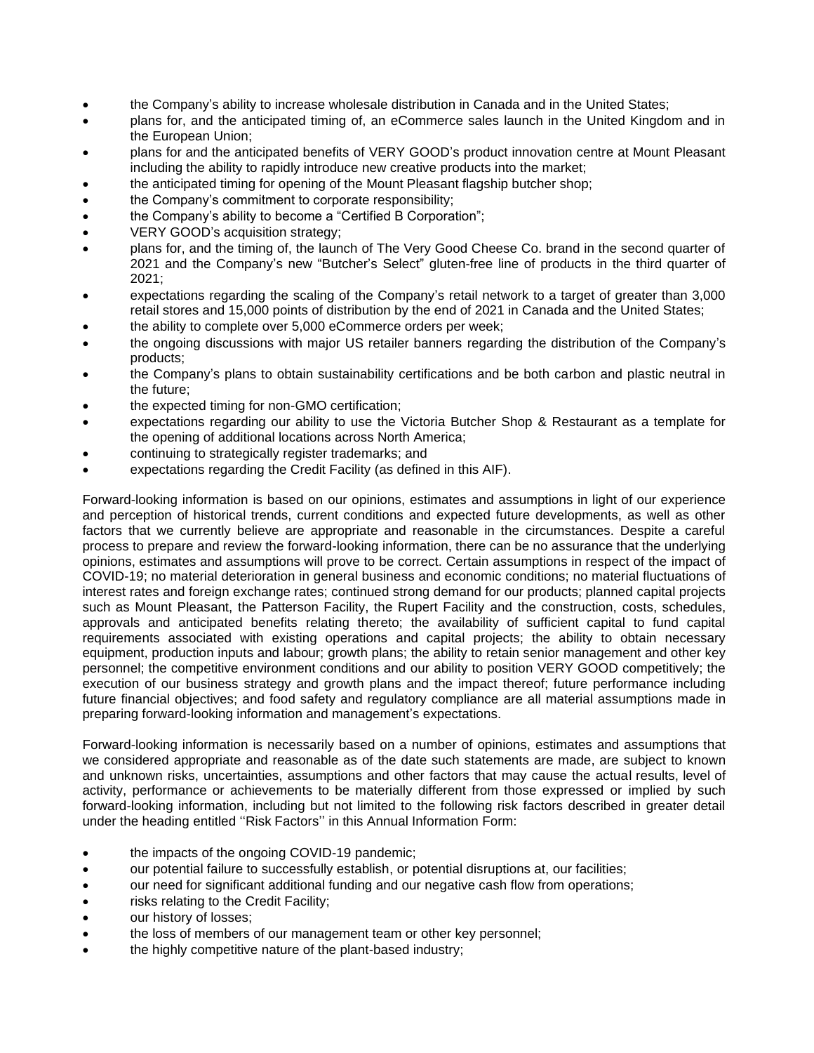- the Company's ability to increase wholesale distribution in Canada and in the United States;
- plans for, and the anticipated timing of, an eCommerce sales launch in the United Kingdom and in the European Union;
- plans for and the anticipated benefits of VERY GOOD's product innovation centre at Mount Pleasant including the ability to rapidly introduce new creative products into the market;
- the anticipated timing for opening of the Mount Pleasant flagship butcher shop;
- the Company's commitment to corporate responsibility;
- the Company's ability to become a "Certified B Corporation";
- VERY GOOD's acquisition strategy;
- plans for, and the timing of, the launch of The Very Good Cheese Co. brand in the second quarter of 2021 and the Company's new "Butcher's Select" gluten-free line of products in the third quarter of 2021;
- expectations regarding the scaling of the Company's retail network to a target of greater than 3,000 retail stores and 15,000 points of distribution by the end of 2021 in Canada and the United States;
- the ability to complete over 5,000 eCommerce orders per week;
- the ongoing discussions with major US retailer banners regarding the distribution of the Company's products;
- the Company's plans to obtain sustainability certifications and be both carbon and plastic neutral in the future;
- the expected timing for non-GMO certification;
- expectations regarding our ability to use the Victoria Butcher Shop & Restaurant as a template for the opening of additional locations across North America;
- continuing to strategically register trademarks; and
- expectations regarding the Credit Facility (as defined in this AIF).

Forward-looking information is based on our opinions, estimates and assumptions in light of our experience and perception of historical trends, current conditions and expected future developments, as well as other factors that we currently believe are appropriate and reasonable in the circumstances. Despite a careful process to prepare and review the forward-looking information, there can be no assurance that the underlying opinions, estimates and assumptions will prove to be correct. Certain assumptions in respect of the impact of COVID-19; no material deterioration in general business and economic conditions; no material fluctuations of interest rates and foreign exchange rates; continued strong demand for our products; planned capital projects such as Mount Pleasant, the Patterson Facility, the Rupert Facility and the construction, costs, schedules, approvals and anticipated benefits relating thereto; the availability of sufficient capital to fund capital requirements associated with existing operations and capital projects; the ability to obtain necessary equipment, production inputs and labour; growth plans; the ability to retain senior management and other key personnel; the competitive environment conditions and our ability to position VERY GOOD competitively; the execution of our business strategy and growth plans and the impact thereof; future performance including future financial objectives; and food safety and regulatory compliance are all material assumptions made in preparing forward-looking information and management's expectations.

Forward-looking information is necessarily based on a number of opinions, estimates and assumptions that we considered appropriate and reasonable as of the date such statements are made, are subject to known and unknown risks, uncertainties, assumptions and other factors that may cause the actual results, level of activity, performance or achievements to be materially different from those expressed or implied by such forward-looking information, including but not limited to the following risk factors described in greater detail under the heading entitled ''Risk Factors'' in this Annual Information Form:

- the impacts of the ongoing COVID-19 pandemic;
- our potential failure to successfully establish, or potential disruptions at, our facilities;
- our need for significant additional funding and our negative cash flow from operations;
- risks relating to the Credit Facility;
- our history of losses;
- the loss of members of our management team or other key personnel;
- the highly competitive nature of the plant-based industry;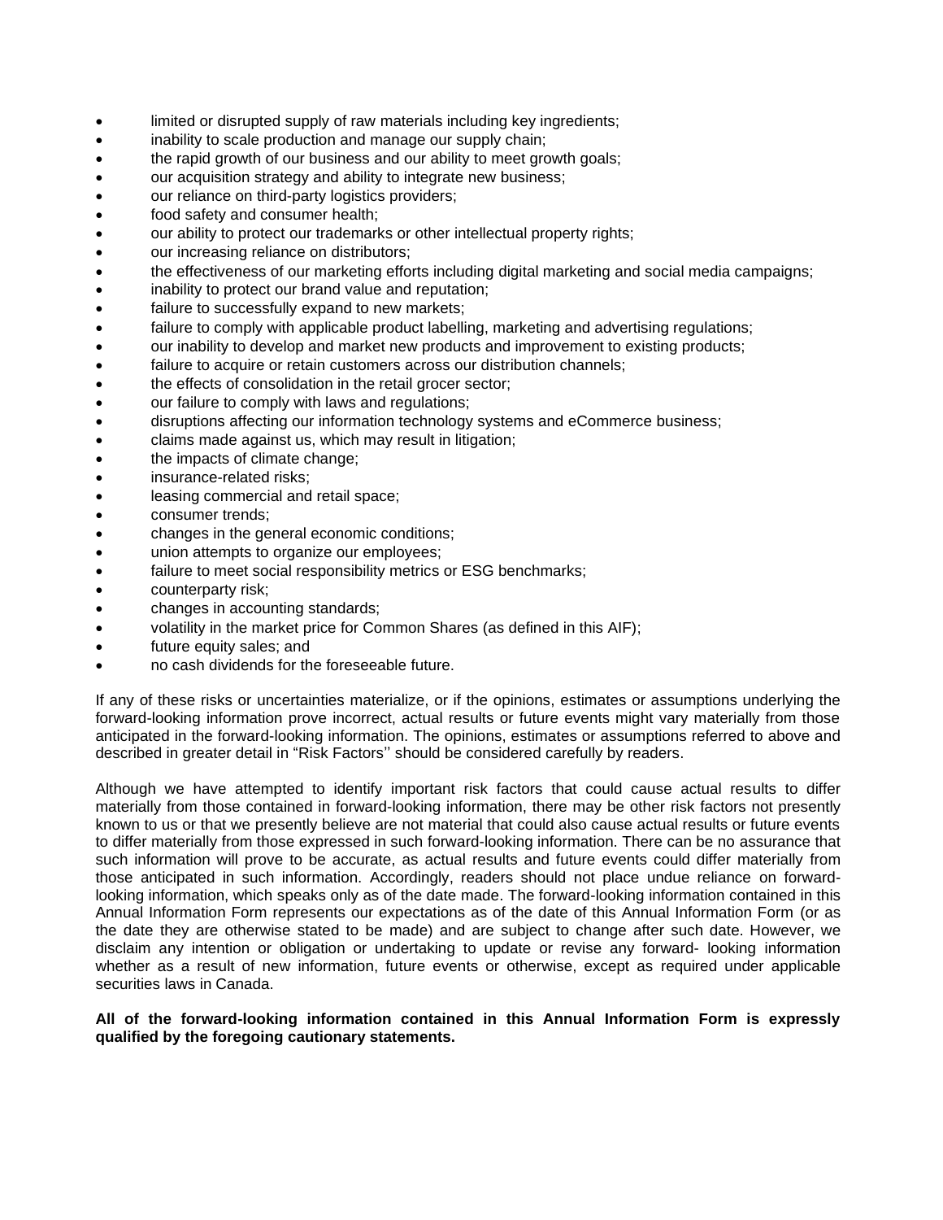- limited or disrupted supply of raw materials including key ingredients;
- inability to scale production and manage our supply chain;
- the rapid growth of our business and our ability to meet growth goals;
- our acquisition strategy and ability to integrate new business;
- our reliance on third-party logistics providers;
- food safety and consumer health;
- our ability to protect our trademarks or other intellectual property rights;
- our increasing reliance on distributors;
- the effectiveness of our marketing efforts including digital marketing and social media campaigns;
- inability to protect our brand value and reputation;
- failure to successfully expand to new markets;
- failure to comply with applicable product labelling, marketing and advertising regulations;
- our inability to develop and market new products and improvement to existing products;
- failure to acquire or retain customers across our distribution channels;
- the effects of consolidation in the retail grocer sector;
- our failure to comply with laws and regulations;
- disruptions affecting our information technology systems and eCommerce business;
- claims made against us, which may result in litigation;
- the impacts of climate change;
- insurance-related risks;
- leasing commercial and retail space;
- consumer trends;
- changes in the general economic conditions;
- union attempts to organize our employees;
- failure to meet social responsibility metrics or ESG benchmarks;
- counterparty risk;
- changes in accounting standards;
- volatility in the market price for Common Shares (as defined in this AIF);
- future equity sales; and
- no cash dividends for the foreseeable future.

If any of these risks or uncertainties materialize, or if the opinions, estimates or assumptions underlying the forward-looking information prove incorrect, actual results or future events might vary materially from those anticipated in the forward-looking information. The opinions, estimates or assumptions referred to above and described in greater detail in "Risk Factors'' should be considered carefully by readers.

Although we have attempted to identify important risk factors that could cause actual results to differ materially from those contained in forward-looking information, there may be other risk factors not presently known to us or that we presently believe are not material that could also cause actual results or future events to differ materially from those expressed in such forward-looking information. There can be no assurance that such information will prove to be accurate, as actual results and future events could differ materially from those anticipated in such information. Accordingly, readers should not place undue reliance on forward-looking information, which speaks only as of the date made. The forward-looking information contained in this Annual Information Form represents our expectations as of the date of this Annual Information Form (or as the date they are otherwise stated to be made) and are subject to change after such date. However, we disclaim any intention or obligation or undertaking to update or revise any forward- looking information whether as a result of new information, future events or otherwise, except as required under applicable securities laws in Canada.

**All of the forward-looking information contained in this Annual Information Form is expressly qualified by the foregoing cautionary statements.**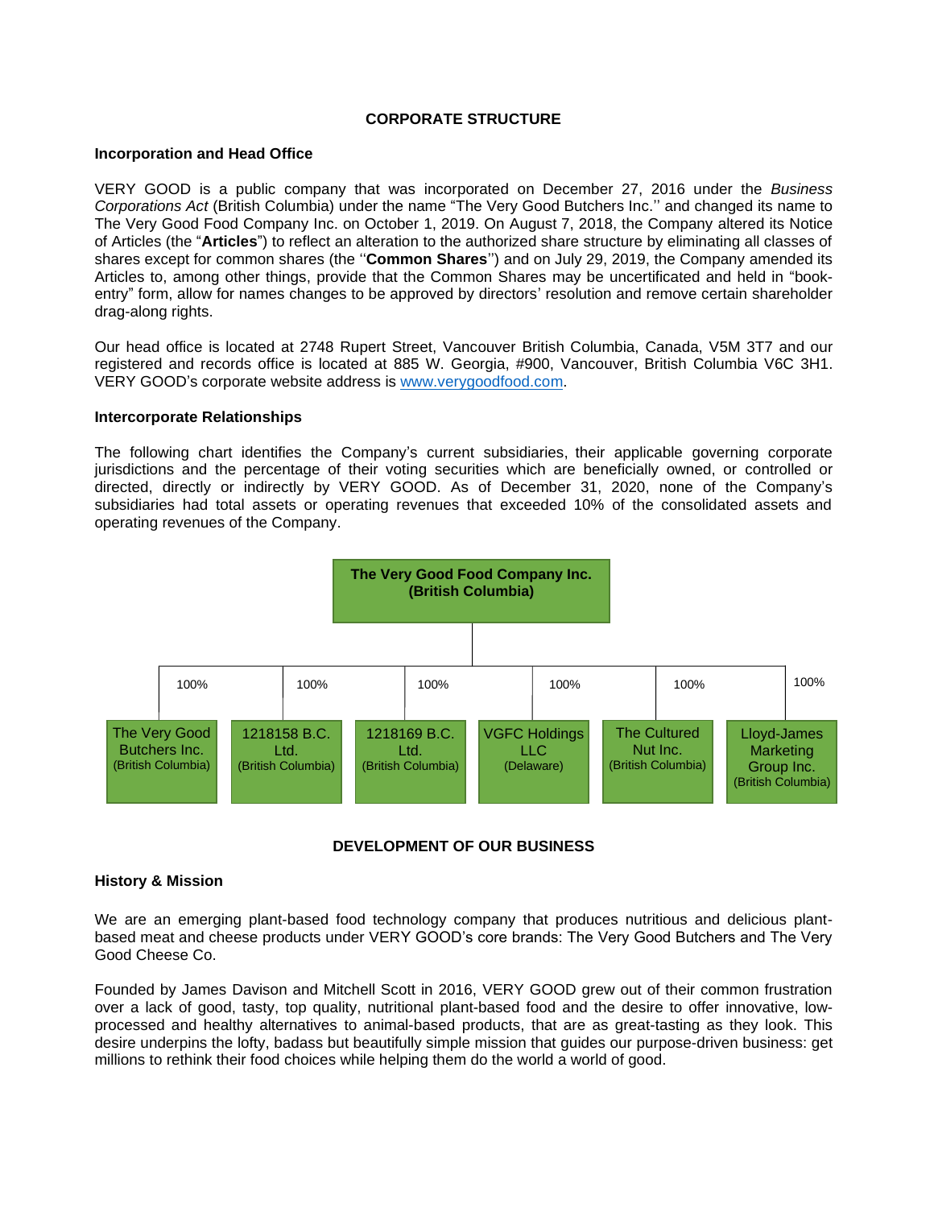## CORPORATE STRUCTURE

### Incorporation and Head Office

VERY GOOD is a public company that was incorporated on December 27, 2016 under the *Business Corporations Act* (British Columbia) under the name "The Very Good Butchers Inc.'' and changed its name to The Very Good Food Company Inc. on October 1, 2019. On August 7, 2018, the Company altered its Notice of Articles (the "**Articles**") to reflect an alteration to the authorized share structure by eliminating all classes of shares except for common shares (the ''**Common Shares**'') and on July 29, 2019, the Company amended its Articles to, among other things, provide that the Common Shares may be uncertificated and held in "book-entry" form, allow for names changes to be approved by directors' resolution and remove certain shareholder drag-along rights.

Our head office is located at 2748 Rupert Street, Vancouver British Columbia, Canada, V5M 3T7 and our registered and records office is located at 885 W. Georgia, #900, Vancouver, British Columbia V6C 3H1. VERY GOOD's corporate website address is www.verygoodfood.com.

### Intercorporate Relationships

The following chart identifies the Company's current subsidiaries, their applicable governing corporate jurisdictions and the percentage of their voting securities which are beneficially owned, or controlled or directed, directly or indirectly by VERY GOOD. As of December 31, 2020, none of the Company's subsidiaries had total assets or operating revenues that exceeded 10% of the consolidated assets and operating revenues of the Company.

**The Very Good Food Company Inc. (British Columbia)**

| Subsidiary | Jurisdiction | Ownership |
|---|---|---|
| The Very Good Butchers Inc. | British Columbia | 100% |
| 1218158 B.C. Ltd. | British Columbia | 100% |
| 1218169 B.C. Ltd. | British Columbia | 100% |
| VGFC Holdings LLC | Delaware | 100% |
| The Cultured Nut Inc. | British Columbia | 100% |
| Lloyd-James Marketing Group Inc. | British Columbia | 100% |

## DEVELOPMENT OF OUR BUSINESS

### History & Mission

We are an emerging plant-based food technology company that produces nutritious and delicious plant-based meat and cheese products under VERY GOOD's core brands: The Very Good Butchers and The Very Good Cheese Co.

Founded by James Davison and Mitchell Scott in 2016, VERY GOOD grew out of their common frustration over a lack of good, tasty, top quality, nutritional plant-based food and the desire to offer innovative, low-processed and healthy alternatives to animal-based products, that are as great-tasting as they look. This desire underpins the lofty, badass but beautifully simple mission that guides our purpose-driven business: get millions to rethink their food choices while helping them do the world a world of good.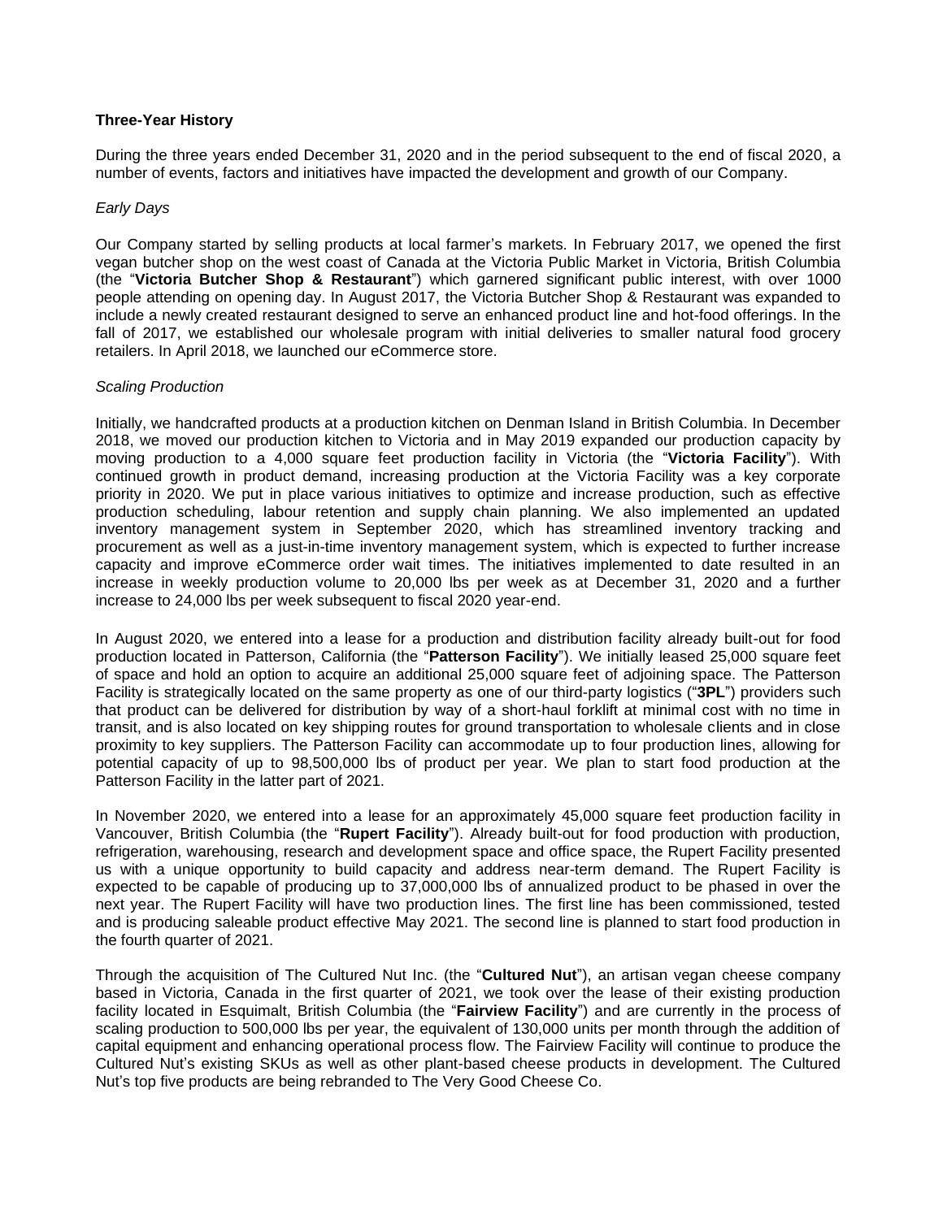**Three-Year History**

During the three years ended December 31, 2020 and in the period subsequent to the end of fiscal 2020, a number of events, factors and initiatives have impacted the development and growth of our Company.

*Early Days*

Our Company started by selling products at local farmer's markets. In February 2017, we opened the first vegan butcher shop on the west coast of Canada at the Victoria Public Market in Victoria, British Columbia (the "**Victoria Butcher Shop & Restaurant**") which garnered significant public interest, with over 1000 people attending on opening day. In August 2017, the Victoria Butcher Shop & Restaurant was expanded to include a newly created restaurant designed to serve an enhanced product line and hot-food offerings. In the fall of 2017, we established our wholesale program with initial deliveries to smaller natural food grocery retailers. In April 2018, we launched our eCommerce store.

*Scaling Production*

Initially, we handcrafted products at a production kitchen on Denman Island in British Columbia. In December 2018, we moved our production kitchen to Victoria and in May 2019 expanded our production capacity by moving production to a 4,000 square feet production facility in Victoria (the "**Victoria Facility**"). With continued growth in product demand, increasing production at the Victoria Facility was a key corporate priority in 2020. We put in place various initiatives to optimize and increase production, such as effective production scheduling, labour retention and supply chain planning. We also implemented an updated inventory management system in September 2020, which has streamlined inventory tracking and procurement as well as a just-in-time inventory management system, which is expected to further increase capacity and improve eCommerce order wait times. The initiatives implemented to date resulted in an increase in weekly production volume to 20,000 lbs per week as at December 31, 2020 and a further increase to 24,000 lbs per week subsequent to fiscal 2020 year-end.

In August 2020, we entered into a lease for a production and distribution facility already built-out for food production located in Patterson, California (the "**Patterson Facility**"). We initially leased 25,000 square feet of space and hold an option to acquire an additional 25,000 square feet of adjoining space. The Patterson Facility is strategically located on the same property as one of our third-party logistics ("**3PL**") providers such that product can be delivered for distribution by way of a short-haul forklift at minimal cost with no time in transit, and is also located on key shipping routes for ground transportation to wholesale clients and in close proximity to key suppliers. The Patterson Facility can accommodate up to four production lines, allowing for potential capacity of up to 98,500,000 lbs of product per year. We plan to start food production at the Patterson Facility in the latter part of 2021.

In November 2020, we entered into a lease for an approximately 45,000 square feet production facility in Vancouver, British Columbia (the "**Rupert Facility**"). Already built-out for food production with production, refrigeration, warehousing, research and development space and office space, the Rupert Facility presented us with a unique opportunity to build capacity and address near-term demand. The Rupert Facility is expected to be capable of producing up to 37,000,000 lbs of annualized product to be phased in over the next year. The Rupert Facility will have two production lines. The first line has been commissioned, tested and is producing saleable product effective May 2021. The second line is planned to start food production in the fourth quarter of 2021.

Through the acquisition of The Cultured Nut Inc. (the "**Cultured Nut**"), an artisan vegan cheese company based in Victoria, Canada in the first quarter of 2021, we took over the lease of their existing production facility located in Esquimalt, British Columbia (the "**Fairview Facility**") and are currently in the process of scaling production to 500,000 lbs per year, the equivalent of 130,000 units per month through the addition of capital equipment and enhancing operational process flow. The Fairview Facility will continue to produce the Cultured Nut's existing SKUs as well as other plant-based cheese products in development. The Cultured Nut's top five products are being rebranded to The Very Good Cheese Co.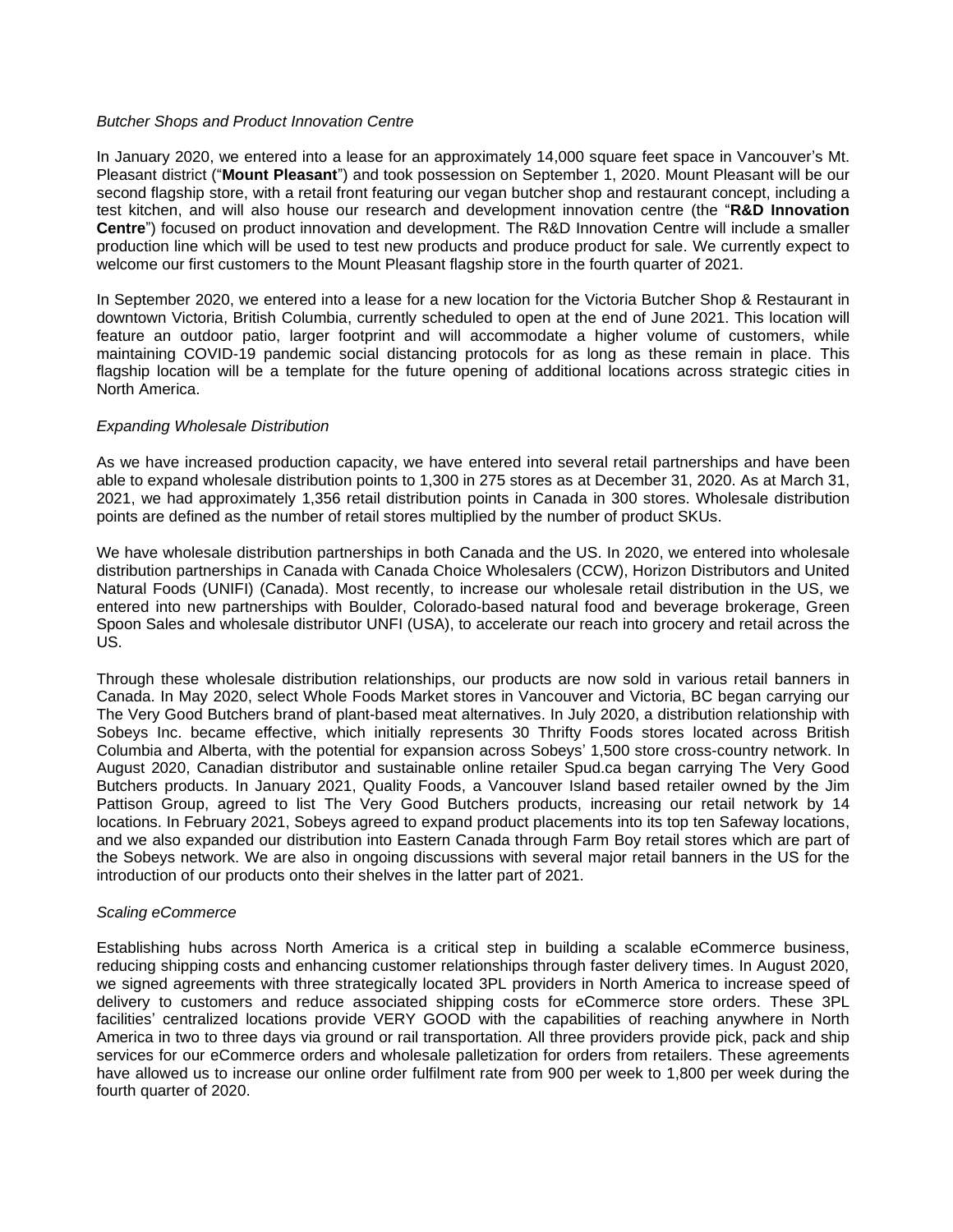*Butcher Shops and Product Innovation Centre*

In January 2020, we entered into a lease for an approximately 14,000 square feet space in Vancouver's Mt. Pleasant district ("**Mount Pleasant**") and took possession on September 1, 2020. Mount Pleasant will be our second flagship store, with a retail front featuring our vegan butcher shop and restaurant concept, including a test kitchen, and will also house our research and development innovation centre (the "**R&D Innovation Centre**") focused on product innovation and development. The R&D Innovation Centre will include a smaller production line which will be used to test new products and produce product for sale. We currently expect to welcome our first customers to the Mount Pleasant flagship store in the fourth quarter of 2021.

In September 2020, we entered into a lease for a new location for the Victoria Butcher Shop & Restaurant in downtown Victoria, British Columbia, currently scheduled to open at the end of June 2021. This location will feature an outdoor patio, larger footprint and will accommodate a higher volume of customers, while maintaining COVID-19 pandemic social distancing protocols for as long as these remain in place. This flagship location will be a template for the future opening of additional locations across strategic cities in North America.

*Expanding Wholesale Distribution*

As we have increased production capacity, we have entered into several retail partnerships and have been able to expand wholesale distribution points to 1,300 in 275 stores as at December 31, 2020. As at March 31, 2021, we had approximately 1,356 retail distribution points in Canada in 300 stores. Wholesale distribution points are defined as the number of retail stores multiplied by the number of product SKUs.

We have wholesale distribution partnerships in both Canada and the US. In 2020, we entered into wholesale distribution partnerships in Canada with Canada Choice Wholesalers (CCW), Horizon Distributors and United Natural Foods (UNIFI) (Canada). Most recently, to increase our wholesale retail distribution in the US, we entered into new partnerships with Boulder, Colorado-based natural food and beverage brokerage, Green Spoon Sales and wholesale distributor UNFI (USA), to accelerate our reach into grocery and retail across the US.

Through these wholesale distribution relationships, our products are now sold in various retail banners in Canada. In May 2020, select Whole Foods Market stores in Vancouver and Victoria, BC began carrying our The Very Good Butchers brand of plant-based meat alternatives. In July 2020, a distribution relationship with Sobeys Inc. became effective, which initially represents 30 Thrifty Foods stores located across British Columbia and Alberta, with the potential for expansion across Sobeys' 1,500 store cross-country network. In August 2020, Canadian distributor and sustainable online retailer Spud.ca began carrying The Very Good Butchers products. In January 2021, Quality Foods, a Vancouver Island based retailer owned by the Jim Pattison Group, agreed to list The Very Good Butchers products, increasing our retail network by 14 locations. In February 2021, Sobeys agreed to expand product placements into its top ten Safeway locations, and we also expanded our distribution into Eastern Canada through Farm Boy retail stores which are part of the Sobeys network. We are also in ongoing discussions with several major retail banners in the US for the introduction of our products onto their shelves in the latter part of 2021.

*Scaling eCommerce*

Establishing hubs across North America is a critical step in building a scalable eCommerce business, reducing shipping costs and enhancing customer relationships through faster delivery times. In August 2020, we signed agreements with three strategically located 3PL providers in North America to increase speed of delivery to customers and reduce associated shipping costs for eCommerce store orders. These 3PL facilities' centralized locations provide VERY GOOD with the capabilities of reaching anywhere in North America in two to three days via ground or rail transportation. All three providers provide pick, pack and ship services for our eCommerce orders and wholesale palletization for orders from retailers. These agreements have allowed us to increase our online order fulfilment rate from 900 per week to 1,800 per week during the fourth quarter of 2020.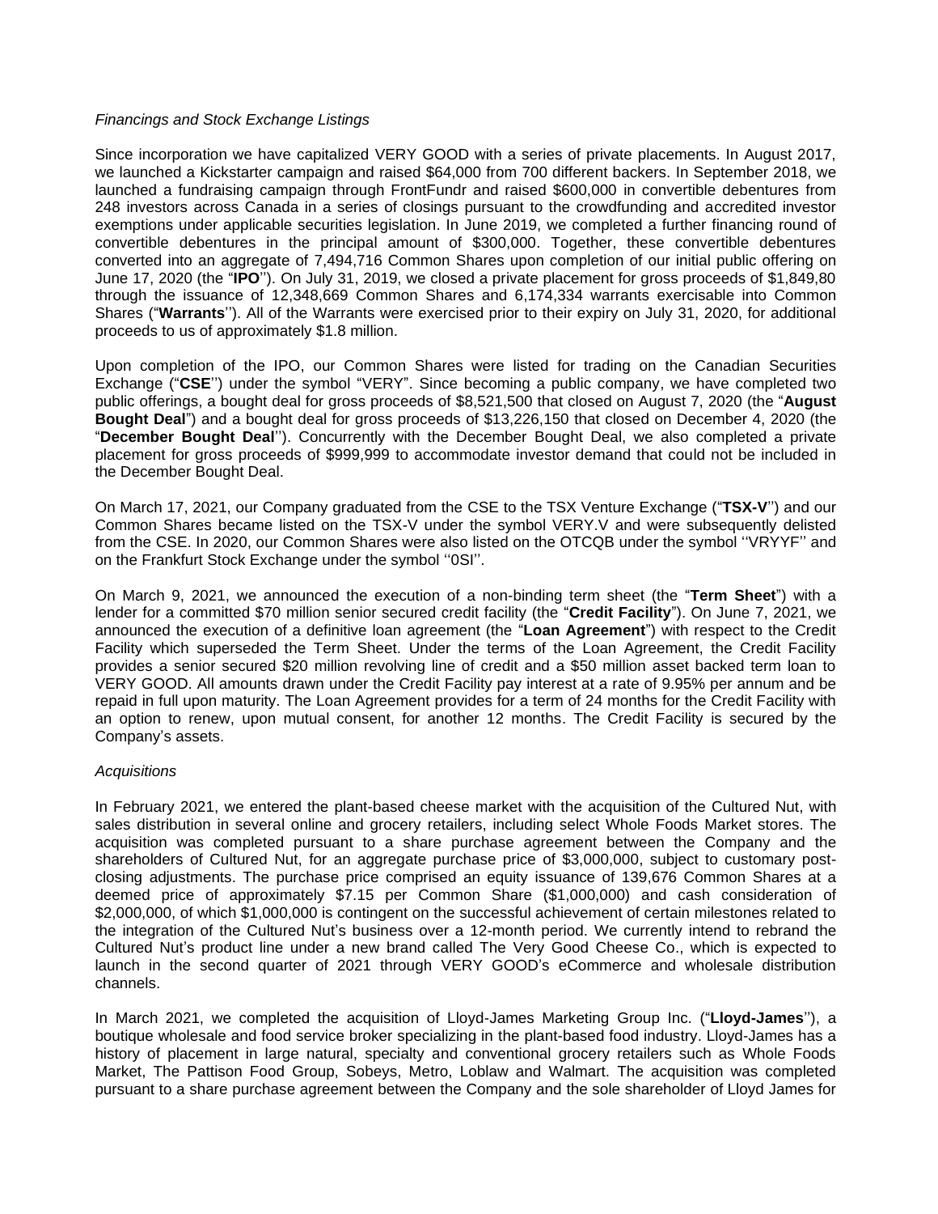*Financings and Stock Exchange Listings*

Since incorporation we have capitalized VERY GOOD with a series of private placements. In August 2017, we launched a Kickstarter campaign and raised $64,000 from 700 different backers. In September 2018, we launched a fundraising campaign through FrontFundr and raised $600,000 in convertible debentures from 248 investors across Canada in a series of closings pursuant to the crowdfunding and accredited investor exemptions under applicable securities legislation. In June 2019, we completed a further financing round of convertible debentures in the principal amount of $300,000. Together, these convertible debentures converted into an aggregate of 7,494,716 Common Shares upon completion of our initial public offering on June 17, 2020 (the "**IPO**''). On July 31, 2019, we closed a private placement for gross proceeds of $1,849,80 through the issuance of 12,348,669 Common Shares and 6,174,334 warrants exercisable into Common Shares ("**Warrants**''). All of the Warrants were exercised prior to their expiry on July 31, 2020, for additional proceeds to us of approximately $1.8 million.

Upon completion of the IPO, our Common Shares were listed for trading on the Canadian Securities Exchange ("**CSE**'') under the symbol "VERY". Since becoming a public company, we have completed two public offerings, a bought deal for gross proceeds of $8,521,500 that closed on August 7, 2020 (the "**August Bought Deal**") and a bought deal for gross proceeds of $13,226,150 that closed on December 4, 2020 (the "**December Bought Deal**''). Concurrently with the December Bought Deal, we also completed a private placement for gross proceeds of $999,999 to accommodate investor demand that could not be included in the December Bought Deal.

On March 17, 2021, our Company graduated from the CSE to the TSX Venture Exchange ("**TSX-V**'') and our Common Shares became listed on the TSX-V under the symbol VERY.V and were subsequently delisted from the CSE. In 2020, our Common Shares were also listed on the OTCQB under the symbol ''VRYYF'' and on the Frankfurt Stock Exchange under the symbol ''0SI''.

On March 9, 2021, we announced the execution of a non-binding term sheet (the "**Term Sheet**") with a lender for a committed $70 million senior secured credit facility (the "**Credit Facility**"). On June 7, 2021, we announced the execution of a definitive loan agreement (the "**Loan Agreement**") with respect to the Credit Facility which superseded the Term Sheet. Under the terms of the Loan Agreement, the Credit Facility provides a senior secured $20 million revolving line of credit and a $50 million asset backed term loan to VERY GOOD. All amounts drawn under the Credit Facility pay interest at a rate of 9.95% per annum and be repaid in full upon maturity. The Loan Agreement provides for a term of 24 months for the Credit Facility with an option to renew, upon mutual consent, for another 12 months. The Credit Facility is secured by the Company's assets.

*Acquisitions*

In February 2021, we entered the plant-based cheese market with the acquisition of the Cultured Nut, with sales distribution in several online and grocery retailers, including select Whole Foods Market stores. The acquisition was completed pursuant to a share purchase agreement between the Company and the shareholders of Cultured Nut, for an aggregate purchase price of $3,000,000, subject to customary post-closing adjustments. The purchase price comprised an equity issuance of 139,676 Common Shares at a deemed price of approximately $7.15 per Common Share ($1,000,000) and cash consideration of $2,000,000, of which $1,000,000 is contingent on the successful achievement of certain milestones related to the integration of the Cultured Nut's business over a 12-month period. We currently intend to rebrand the Cultured Nut's product line under a new brand called The Very Good Cheese Co., which is expected to launch in the second quarter of 2021 through VERY GOOD's eCommerce and wholesale distribution channels.

In March 2021, we completed the acquisition of Lloyd-James Marketing Group Inc. ("**Lloyd-James**''), a boutique wholesale and food service broker specializing in the plant-based food industry. Lloyd-James has a history of placement in large natural, specialty and conventional grocery retailers such as Whole Foods Market, The Pattison Food Group, Sobeys, Metro, Loblaw and Walmart. The acquisition was completed pursuant to a share purchase agreement between the Company and the sole shareholder of Lloyd James for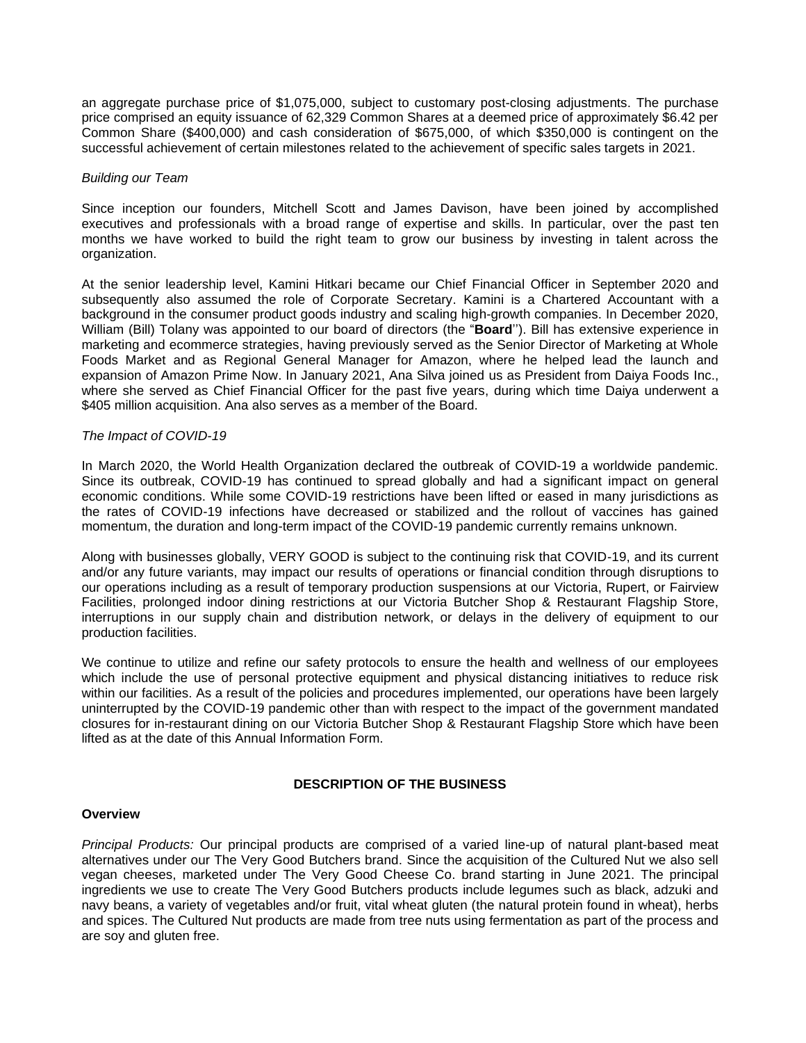an aggregate purchase price of $1,075,000, subject to customary post-closing adjustments. The purchase price comprised an equity issuance of 62,329 Common Shares at a deemed price of approximately $6.42 per Common Share ($400,000) and cash consideration of $675,000, of which $350,000 is contingent on the successful achievement of certain milestones related to the achievement of specific sales targets in 2021.

*Building our Team*

Since inception our founders, Mitchell Scott and James Davison, have been joined by accomplished executives and professionals with a broad range of expertise and skills. In particular, over the past ten months we have worked to build the right team to grow our business by investing in talent across the organization.

At the senior leadership level, Kamini Hitkari became our Chief Financial Officer in September 2020 and subsequently also assumed the role of Corporate Secretary. Kamini is a Chartered Accountant with a background in the consumer product goods industry and scaling high-growth companies. In December 2020, William (Bill) Tolany was appointed to our board of directors (the "**Board**"). Bill has extensive experience in marketing and ecommerce strategies, having previously served as the Senior Director of Marketing at Whole Foods Market and as Regional General Manager for Amazon, where he helped lead the launch and expansion of Amazon Prime Now. In January 2021, Ana Silva joined us as President from Daiya Foods Inc., where she served as Chief Financial Officer for the past five years, during which time Daiya underwent a $405 million acquisition. Ana also serves as a member of the Board.

*The Impact of COVID-19*

In March 2020, the World Health Organization declared the outbreak of COVID-19 a worldwide pandemic. Since its outbreak, COVID-19 has continued to spread globally and had a significant impact on general economic conditions. While some COVID-19 restrictions have been lifted or eased in many jurisdictions as the rates of COVID-19 infections have decreased or stabilized and the rollout of vaccines has gained momentum, the duration and long-term impact of the COVID-19 pandemic currently remains unknown.

Along with businesses globally, VERY GOOD is subject to the continuing risk that COVID-19, and its current and/or any future variants, may impact our results of operations or financial condition through disruptions to our operations including as a result of temporary production suspensions at our Victoria, Rupert, or Fairview Facilities, prolonged indoor dining restrictions at our Victoria Butcher Shop & Restaurant Flagship Store, interruptions in our supply chain and distribution network, or delays in the delivery of equipment to our production facilities.

We continue to utilize and refine our safety protocols to ensure the health and wellness of our employees which include the use of personal protective equipment and physical distancing initiatives to reduce risk within our facilities. As a result of the policies and procedures implemented, our operations have been largely uninterrupted by the COVID-19 pandemic other than with respect to the impact of the government mandated closures for in-restaurant dining on our Victoria Butcher Shop & Restaurant Flagship Store which have been lifted as at the date of this Annual Information Form.

## DESCRIPTION OF THE BUSINESS

### Overview

*Principal Products:* Our principal products are comprised of a varied line-up of natural plant-based meat alternatives under our The Very Good Butchers brand. Since the acquisition of the Cultured Nut we also sell vegan cheeses, marketed under The Very Good Cheese Co. brand starting in June 2021. The principal ingredients we use to create The Very Good Butchers products include legumes such as black, adzuki and navy beans, a variety of vegetables and/or fruit, vital wheat gluten (the natural protein found in wheat), herbs and spices. The Cultured Nut products are made from tree nuts using fermentation as part of the process and are soy and gluten free.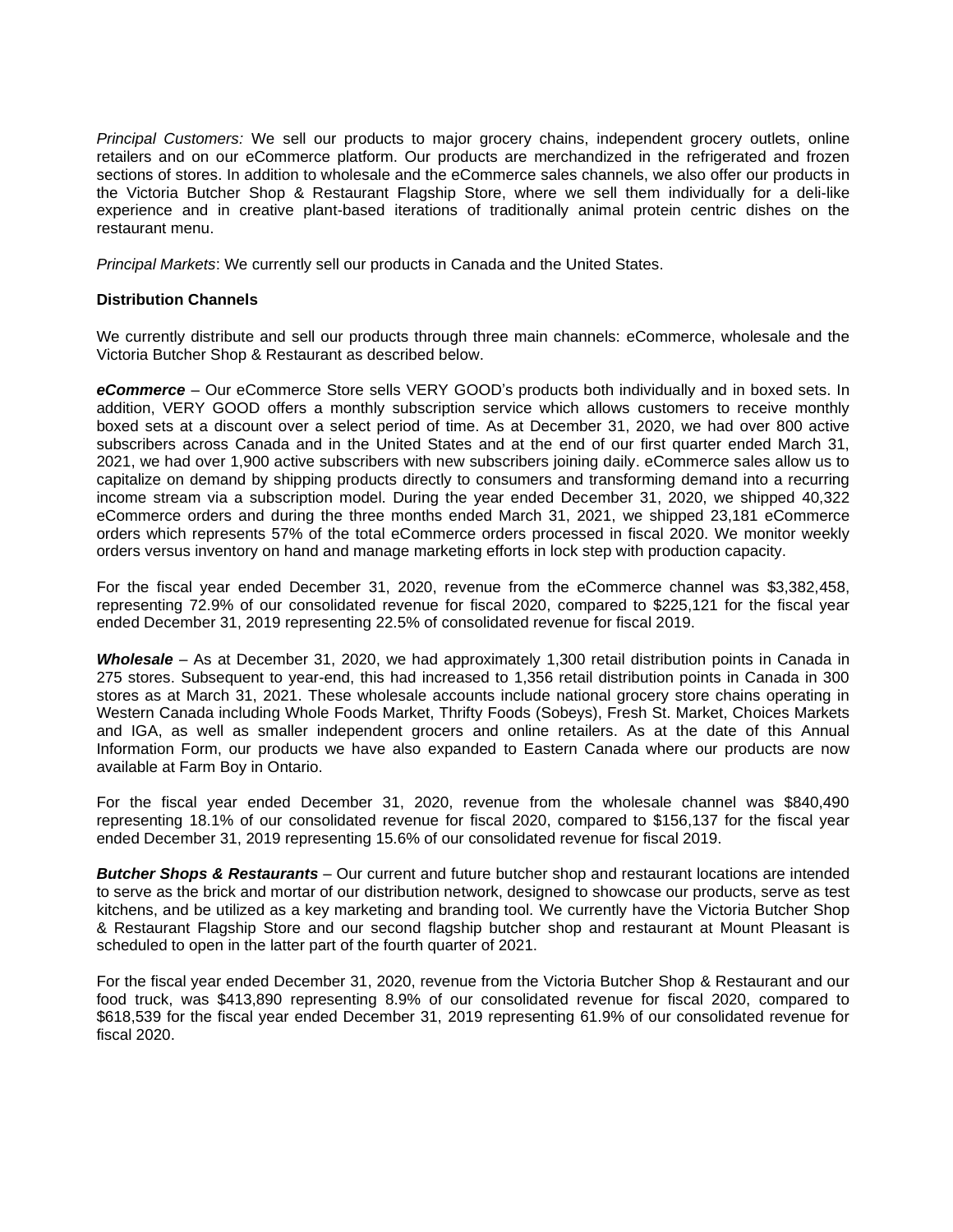*Principal Customers:* We sell our products to major grocery chains, independent grocery outlets, online retailers and on our eCommerce platform. Our products are merchandized in the refrigerated and frozen sections of stores. In addition to wholesale and the eCommerce sales channels, we also offer our products in the Victoria Butcher Shop & Restaurant Flagship Store, where we sell them individually for a deli-like experience and in creative plant-based iterations of traditionally animal protein centric dishes on the restaurant menu.

*Principal Markets*: We currently sell our products in Canada and the United States.

**Distribution Channels**

We currently distribute and sell our products through three main channels: eCommerce, wholesale and the Victoria Butcher Shop & Restaurant as described below.

***eCommerce*** – Our eCommerce Store sells VERY GOOD's products both individually and in boxed sets. In addition, VERY GOOD offers a monthly subscription service which allows customers to receive monthly boxed sets at a discount over a select period of time. As at December 31, 2020, we had over 800 active subscribers across Canada and in the United States and at the end of our first quarter ended March 31, 2021, we had over 1,900 active subscribers with new subscribers joining daily. eCommerce sales allow us to capitalize on demand by shipping products directly to consumers and transforming demand into a recurring income stream via a subscription model. During the year ended December 31, 2020, we shipped 40,322 eCommerce orders and during the three months ended March 31, 2021, we shipped 23,181 eCommerce orders which represents 57% of the total eCommerce orders processed in fiscal 2020. We monitor weekly orders versus inventory on hand and manage marketing efforts in lock step with production capacity.

For the fiscal year ended December 31, 2020, revenue from the eCommerce channel was $3,382,458, representing 72.9% of our consolidated revenue for fiscal 2020, compared to $225,121 for the fiscal year ended December 31, 2019 representing 22.5% of consolidated revenue for fiscal 2019.

***Wholesale*** – As at December 31, 2020, we had approximately 1,300 retail distribution points in Canada in 275 stores. Subsequent to year-end, this had increased to 1,356 retail distribution points in Canada in 300 stores as at March 31, 2021. These wholesale accounts include national grocery store chains operating in Western Canada including Whole Foods Market, Thrifty Foods (Sobeys), Fresh St. Market, Choices Markets and IGA, as well as smaller independent grocers and online retailers. As at the date of this Annual Information Form, our products we have also expanded to Eastern Canada where our products are now available at Farm Boy in Ontario.

For the fiscal year ended December 31, 2020, revenue from the wholesale channel was $840,490 representing 18.1% of our consolidated revenue for fiscal 2020, compared to $156,137 for the fiscal year ended December 31, 2019 representing 15.6% of our consolidated revenue for fiscal 2019.

***Butcher Shops & Restaurants*** – Our current and future butcher shop and restaurant locations are intended to serve as the brick and mortar of our distribution network, designed to showcase our products, serve as test kitchens, and be utilized as a key marketing and branding tool. We currently have the Victoria Butcher Shop & Restaurant Flagship Store and our second flagship butcher shop and restaurant at Mount Pleasant is scheduled to open in the latter part of the fourth quarter of 2021.

For the fiscal year ended December 31, 2020, revenue from the Victoria Butcher Shop & Restaurant and our food truck, was $413,890 representing 8.9% of our consolidated revenue for fiscal 2020, compared to $618,539 for the fiscal year ended December 31, 2019 representing 61.9% of our consolidated revenue for fiscal 2020.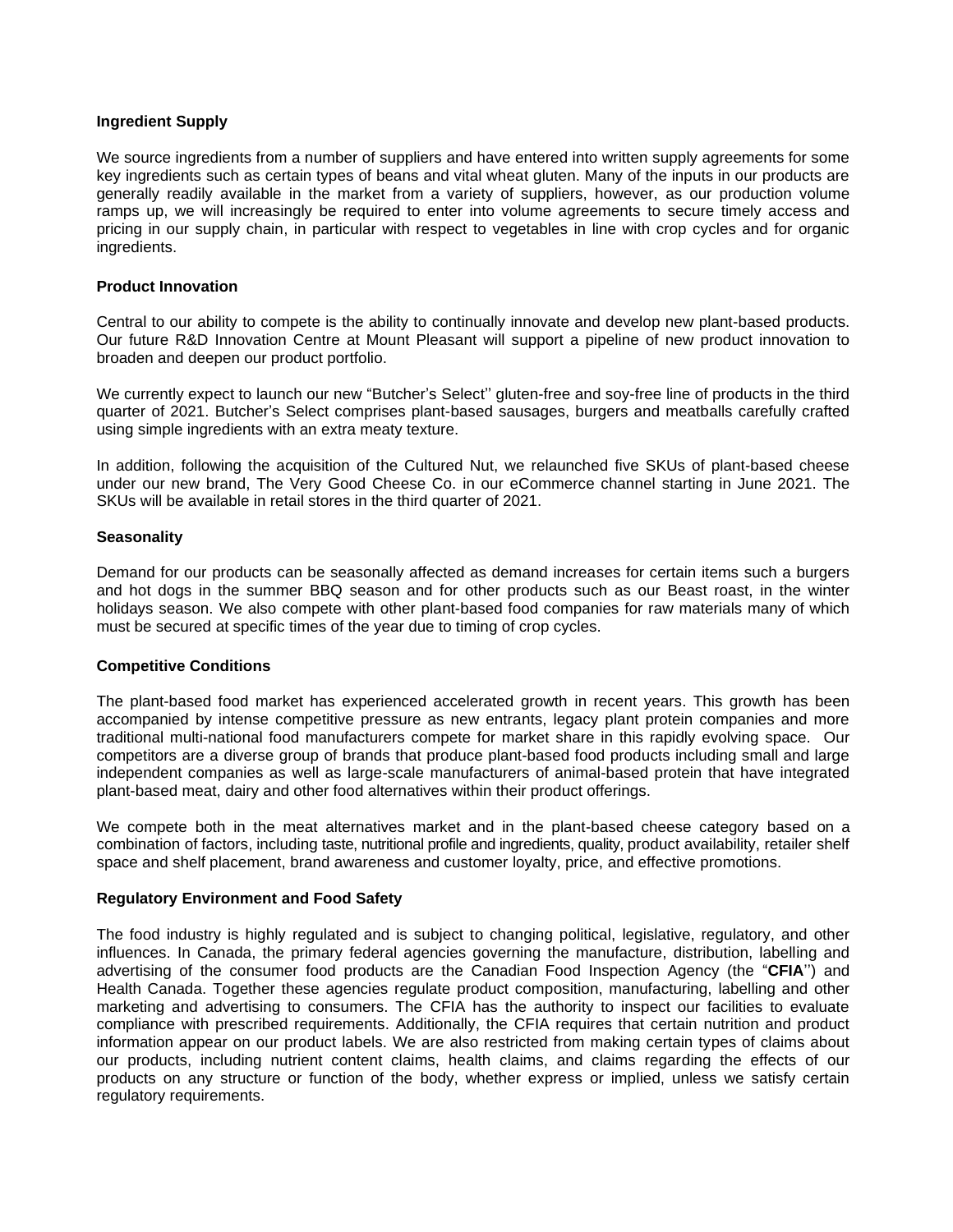**Ingredient Supply**

We source ingredients from a number of suppliers and have entered into written supply agreements for some key ingredients such as certain types of beans and vital wheat gluten. Many of the inputs in our products are generally readily available in the market from a variety of suppliers, however, as our production volume ramps up, we will increasingly be required to enter into volume agreements to secure timely access and pricing in our supply chain, in particular with respect to vegetables in line with crop cycles and for organic ingredients.

**Product Innovation**

Central to our ability to compete is the ability to continually innovate and develop new plant-based products. Our future R&D Innovation Centre at Mount Pleasant will support a pipeline of new product innovation to broaden and deepen our product portfolio.

We currently expect to launch our new "Butcher's Select'' gluten-free and soy-free line of products in the third quarter of 2021. Butcher's Select comprises plant-based sausages, burgers and meatballs carefully crafted using simple ingredients with an extra meaty texture.

In addition, following the acquisition of the Cultured Nut, we relaunched five SKUs of plant-based cheese under our new brand, The Very Good Cheese Co. in our eCommerce channel starting in June 2021. The SKUs will be available in retail stores in the third quarter of 2021.

**Seasonality**

Demand for our products can be seasonally affected as demand increases for certain items such a burgers and hot dogs in the summer BBQ season and for other products such as our Beast roast, in the winter holidays season. We also compete with other plant-based food companies for raw materials many of which must be secured at specific times of the year due to timing of crop cycles.

**Competitive Conditions**

The plant-based food market has experienced accelerated growth in recent years. This growth has been accompanied by intense competitive pressure as new entrants, legacy plant protein companies and more traditional multi-national food manufacturers compete for market share in this rapidly evolving space. Our competitors are a diverse group of brands that produce plant-based food products including small and large independent companies as well as large-scale manufacturers of animal-based protein that have integrated plant-based meat, dairy and other food alternatives within their product offerings.

We compete both in the meat alternatives market and in the plant-based cheese category based on a combination of factors, including taste, nutritional profile and ingredients, quality, product availability, retailer shelf space and shelf placement, brand awareness and customer loyalty, price, and effective promotions.

**Regulatory Environment and Food Safety**

The food industry is highly regulated and is subject to changing political, legislative, regulatory, and other influences. In Canada, the primary federal agencies governing the manufacture, distribution, labelling and advertising of the consumer food products are the Canadian Food Inspection Agency (the "**CFIA**'') and Health Canada. Together these agencies regulate product composition, manufacturing, labelling and other marketing and advertising to consumers. The CFIA has the authority to inspect our facilities to evaluate compliance with prescribed requirements. Additionally, the CFIA requires that certain nutrition and product information appear on our product labels. We are also restricted from making certain types of claims about our products, including nutrient content claims, health claims, and claims regarding the effects of our products on any structure or function of the body, whether express or implied, unless we satisfy certain regulatory requirements.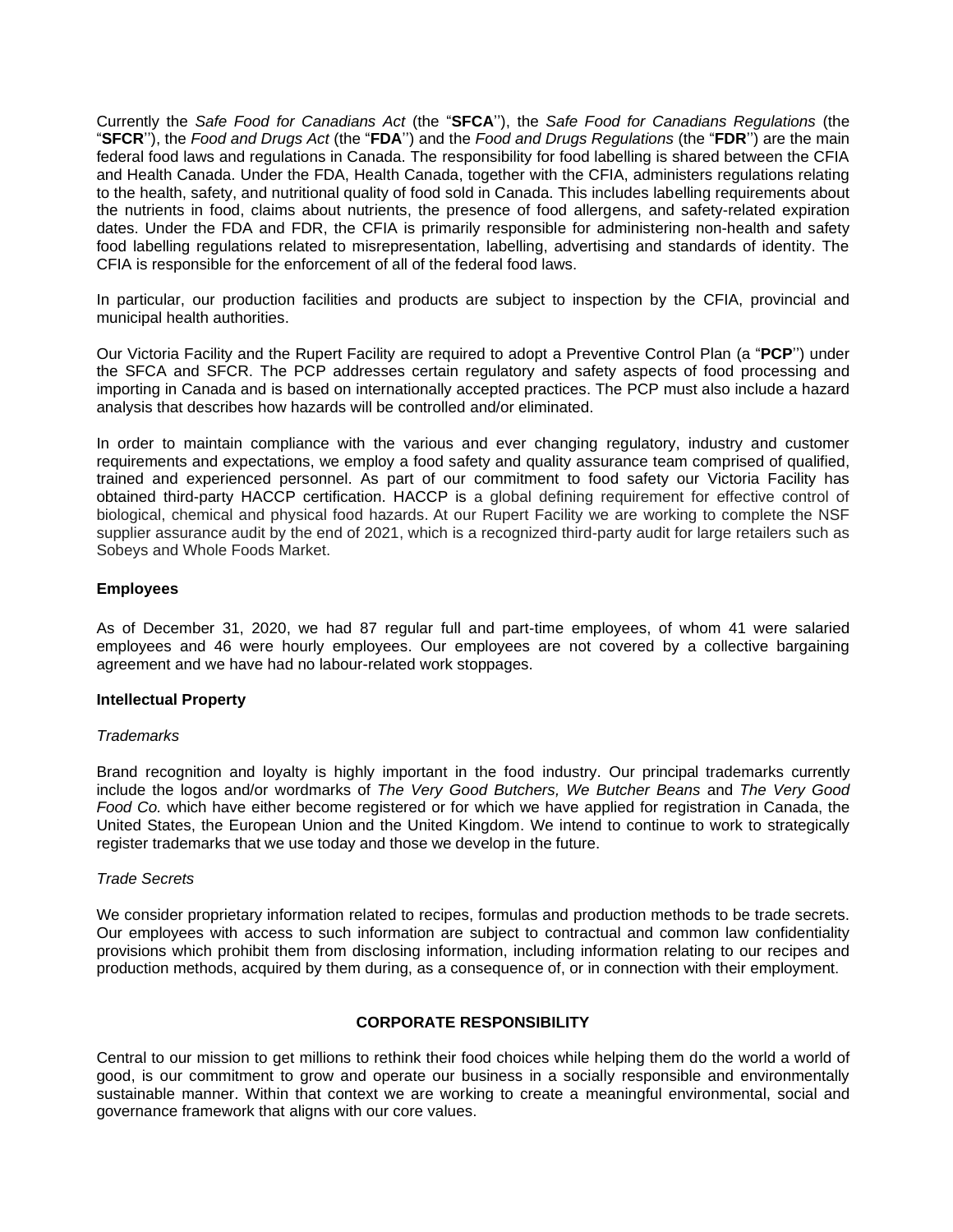Currently the *Safe Food for Canadians Act* (the "**SFCA**''), the *Safe Food for Canadians Regulations* (the "**SFCR**''), the *Food and Drugs Act* (the "**FDA**'') and the *Food and Drugs Regulations* (the "**FDR**'') are the main federal food laws and regulations in Canada. The responsibility for food labelling is shared between the CFIA and Health Canada. Under the FDA, Health Canada, together with the CFIA, administers regulations relating to the health, safety, and nutritional quality of food sold in Canada. This includes labelling requirements about the nutrients in food, claims about nutrients, the presence of food allergens, and safety-related expiration dates. Under the FDA and FDR, the CFIA is primarily responsible for administering non-health and safety food labelling regulations related to misrepresentation, labelling, advertising and standards of identity. The CFIA is responsible for the enforcement of all of the federal food laws.

In particular, our production facilities and products are subject to inspection by the CFIA, provincial and municipal health authorities.

Our Victoria Facility and the Rupert Facility are required to adopt a Preventive Control Plan (a "**PCP**'') under the SFCA and SFCR. The PCP addresses certain regulatory and safety aspects of food processing and importing in Canada and is based on internationally accepted practices. The PCP must also include a hazard analysis that describes how hazards will be controlled and/or eliminated.

In order to maintain compliance with the various and ever changing regulatory, industry and customer requirements and expectations, we employ a food safety and quality assurance team comprised of qualified, trained and experienced personnel. As part of our commitment to food safety our Victoria Facility has obtained third-party HACCP certification. HACCP is a global defining requirement for effective control of biological, chemical and physical food hazards. At our Rupert Facility we are working to complete the NSF supplier assurance audit by the end of 2021, which is a recognized third-party audit for large retailers such as Sobeys and Whole Foods Market.

**Employees**

As of December 31, 2020, we had 87 regular full and part-time employees, of whom 41 were salaried employees and 46 were hourly employees. Our employees are not covered by a collective bargaining agreement and we have had no labour-related work stoppages.

**Intellectual Property**

*Trademarks*

Brand recognition and loyalty is highly important in the food industry. Our principal trademarks currently include the logos and/or wordmarks of *The Very Good Butchers, We Butcher Beans* and *The Very Good Food Co.* which have either become registered or for which we have applied for registration in Canada, the United States, the European Union and the United Kingdom. We intend to continue to work to strategically register trademarks that we use today and those we develop in the future.

*Trade Secrets*

We consider proprietary information related to recipes, formulas and production methods to be trade secrets. Our employees with access to such information are subject to contractual and common law confidentiality provisions which prohibit them from disclosing information, including information relating to our recipes and production methods, acquired by them during, as a consequence of, or in connection with their employment.

## CORPORATE RESPONSIBILITY

Central to our mission to get millions to rethink their food choices while helping them do the world a world of good, is our commitment to grow and operate our business in a socially responsible and environmentally sustainable manner. Within that context we are working to create a meaningful environmental, social and governance framework that aligns with our core values.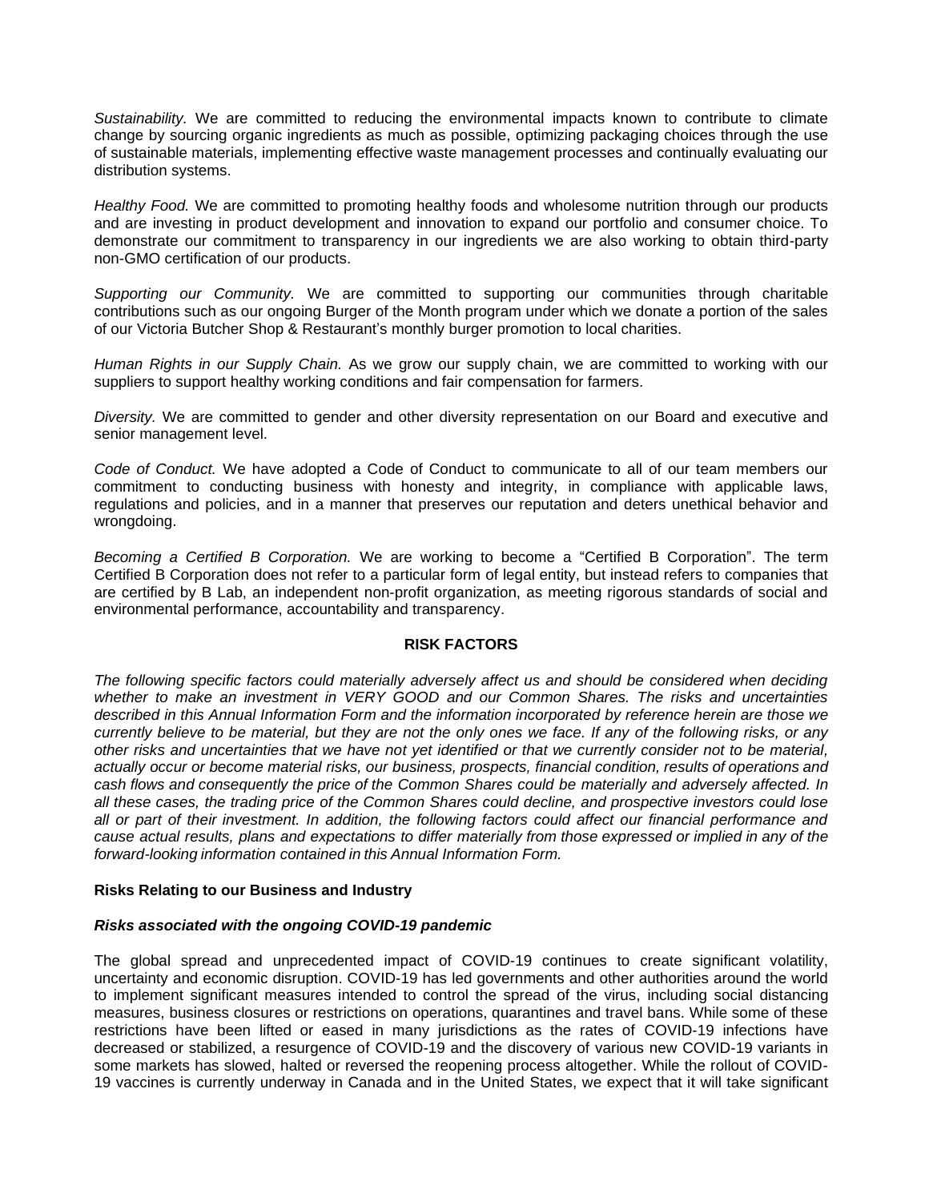*Sustainability.* We are committed to reducing the environmental impacts known to contribute to climate change by sourcing organic ingredients as much as possible, optimizing packaging choices through the use of sustainable materials, implementing effective waste management processes and continually evaluating our distribution systems.

*Healthy Food.* We are committed to promoting healthy foods and wholesome nutrition through our products and are investing in product development and innovation to expand our portfolio and consumer choice. To demonstrate our commitment to transparency in our ingredients we are also working to obtain third-party non-GMO certification of our products.

*Supporting our Community.* We are committed to supporting our communities through charitable contributions such as our ongoing Burger of the Month program under which we donate a portion of the sales of our Victoria Butcher Shop & Restaurant's monthly burger promotion to local charities.

*Human Rights in our Supply Chain.* As we grow our supply chain, we are committed to working with our suppliers to support healthy working conditions and fair compensation for farmers.

*Diversity.* We are committed to gender and other diversity representation on our Board and executive and senior management level.

*Code of Conduct.* We have adopted a Code of Conduct to communicate to all of our team members our commitment to conducting business with honesty and integrity, in compliance with applicable laws, regulations and policies, and in a manner that preserves our reputation and deters unethical behavior and wrongdoing.

*Becoming a Certified B Corporation.* We are working to become a "Certified B Corporation". The term Certified B Corporation does not refer to a particular form of legal entity, but instead refers to companies that are certified by B Lab, an independent non-profit organization, as meeting rigorous standards of social and environmental performance, accountability and transparency.

## RISK FACTORS

*The following specific factors could materially adversely affect us and should be considered when deciding whether to make an investment in VERY GOOD and our Common Shares. The risks and uncertainties described in this Annual Information Form and the information incorporated by reference herein are those we currently believe to be material, but they are not the only ones we face. If any of the following risks, or any other risks and uncertainties that we have not yet identified or that we currently consider not to be material, actually occur or become material risks, our business, prospects, financial condition, results of operations and cash flows and consequently the price of the Common Shares could be materially and adversely affected. In all these cases, the trading price of the Common Shares could decline, and prospective investors could lose all or part of their investment. In addition, the following factors could affect our financial performance and cause actual results, plans and expectations to differ materially from those expressed or implied in any of the forward-looking information contained in this Annual Information Form.*

### Risks Relating to our Business and Industry

***Risks associated with the ongoing COVID-19 pandemic***

The global spread and unprecedented impact of COVID-19 continues to create significant volatility, uncertainty and economic disruption. COVID-19 has led governments and other authorities around the world to implement significant measures intended to control the spread of the virus, including social distancing measures, business closures or restrictions on operations, quarantines and travel bans. While some of these restrictions have been lifted or eased in many jurisdictions as the rates of COVID-19 infections have decreased or stabilized, a resurgence of COVID-19 and the discovery of various new COVID-19 variants in some markets has slowed, halted or reversed the reopening process altogether. While the rollout of COVID-19 vaccines is currently underway in Canada and in the United States, we expect that it will take significant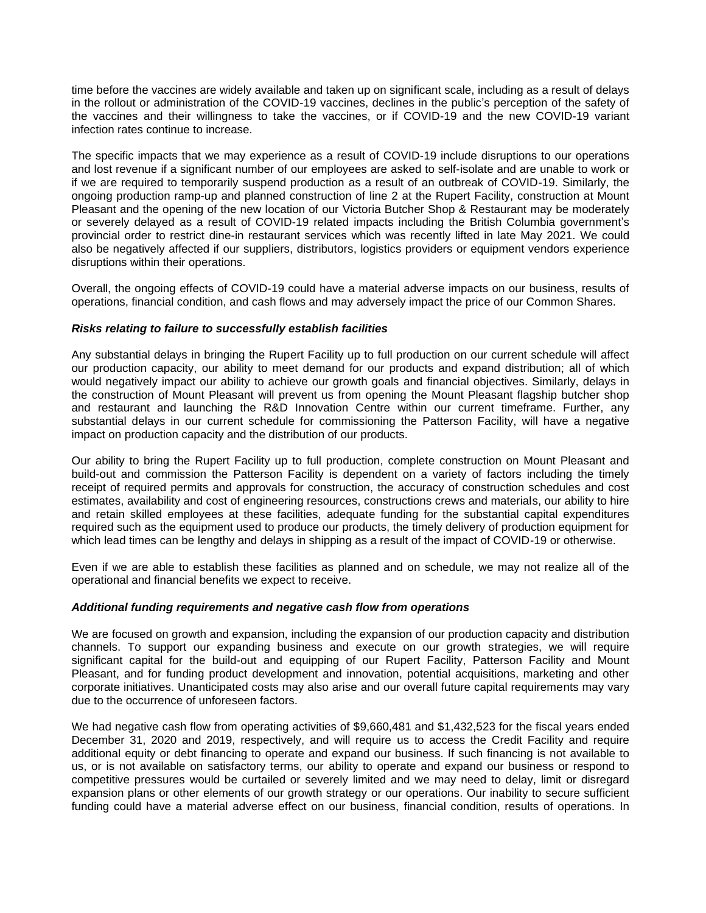time before the vaccines are widely available and taken up on significant scale, including as a result of delays in the rollout or administration of the COVID-19 vaccines, declines in the public's perception of the safety of the vaccines and their willingness to take the vaccines, or if COVID-19 and the new COVID-19 variant infection rates continue to increase.

The specific impacts that we may experience as a result of COVID-19 include disruptions to our operations and lost revenue if a significant number of our employees are asked to self-isolate and are unable to work or if we are required to temporarily suspend production as a result of an outbreak of COVID-19. Similarly, the ongoing production ramp-up and planned construction of line 2 at the Rupert Facility, construction at Mount Pleasant and the opening of the new location of our Victoria Butcher Shop & Restaurant may be moderately or severely delayed as a result of COVID-19 related impacts including the British Columbia government's provincial order to restrict dine-in restaurant services which was recently lifted in late May 2021. We could also be negatively affected if our suppliers, distributors, logistics providers or equipment vendors experience disruptions within their operations.

Overall, the ongoing effects of COVID-19 could have a material adverse impacts on our business, results of operations, financial condition, and cash flows and may adversely impact the price of our Common Shares.

***Risks relating to failure to successfully establish facilities***

Any substantial delays in bringing the Rupert Facility up to full production on our current schedule will affect our production capacity, our ability to meet demand for our products and expand distribution; all of which would negatively impact our ability to achieve our growth goals and financial objectives. Similarly, delays in the construction of Mount Pleasant will prevent us from opening the Mount Pleasant flagship butcher shop and restaurant and launching the R&D Innovation Centre within our current timeframe. Further, any substantial delays in our current schedule for commissioning the Patterson Facility, will have a negative impact on production capacity and the distribution of our products.

Our ability to bring the Rupert Facility up to full production, complete construction on Mount Pleasant and build-out and commission the Patterson Facility is dependent on a variety of factors including the timely receipt of required permits and approvals for construction, the accuracy of construction schedules and cost estimates, availability and cost of engineering resources, constructions crews and materials, our ability to hire and retain skilled employees at these facilities, adequate funding for the substantial capital expenditures required such as the equipment used to produce our products, the timely delivery of production equipment for which lead times can be lengthy and delays in shipping as a result of the impact of COVID-19 or otherwise.

Even if we are able to establish these facilities as planned and on schedule, we may not realize all of the operational and financial benefits we expect to receive.

***Additional funding requirements and negative cash flow from operations***

We are focused on growth and expansion, including the expansion of our production capacity and distribution channels. To support our expanding business and execute on our growth strategies, we will require significant capital for the build-out and equipping of our Rupert Facility, Patterson Facility and Mount Pleasant, and for funding product development and innovation, potential acquisitions, marketing and other corporate initiatives. Unanticipated costs may also arise and our overall future capital requirements may vary due to the occurrence of unforeseen factors.

We had negative cash flow from operating activities of $9,660,481 and $1,432,523 for the fiscal years ended December 31, 2020 and 2019, respectively, and will require us to access the Credit Facility and require additional equity or debt financing to operate and expand our business. If such financing is not available to us, or is not available on satisfactory terms, our ability to operate and expand our business or respond to competitive pressures would be curtailed or severely limited and we may need to delay, limit or disregard expansion plans or other elements of our growth strategy or our operations. Our inability to secure sufficient funding could have a material adverse effect on our business, financial condition, results of operations. In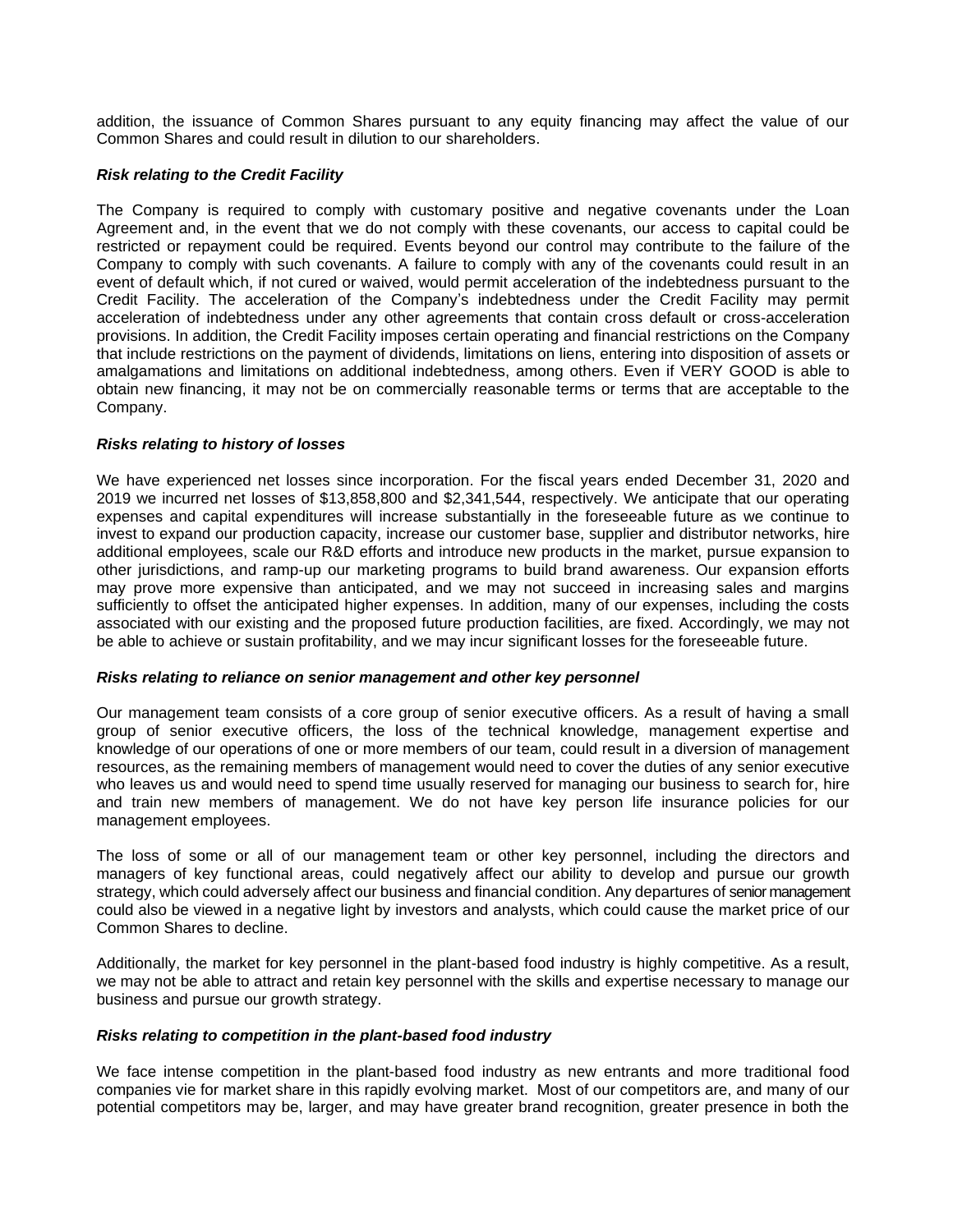addition, the issuance of Common Shares pursuant to any equity financing may affect the value of our Common Shares and could result in dilution to our shareholders.

***Risk relating to the Credit Facility***

The Company is required to comply with customary positive and negative covenants under the Loan Agreement and, in the event that we do not comply with these covenants, our access to capital could be restricted or repayment could be required. Events beyond our control may contribute to the failure of the Company to comply with such covenants. A failure to comply with any of the covenants could result in an event of default which, if not cured or waived, would permit acceleration of the indebtedness pursuant to the Credit Facility. The acceleration of the Company's indebtedness under the Credit Facility may permit acceleration of indebtedness under any other agreements that contain cross default or cross-acceleration provisions. In addition, the Credit Facility imposes certain operating and financial restrictions on the Company that include restrictions on the payment of dividends, limitations on liens, entering into disposition of assets or amalgamations and limitations on additional indebtedness, among others. Even if VERY GOOD is able to obtain new financing, it may not be on commercially reasonable terms or terms that are acceptable to the Company.

***Risks relating to history of losses***

We have experienced net losses since incorporation. For the fiscal years ended December 31, 2020 and 2019 we incurred net losses of $13,858,800 and $2,341,544, respectively. We anticipate that our operating expenses and capital expenditures will increase substantially in the foreseeable future as we continue to invest to expand our production capacity, increase our customer base, supplier and distributor networks, hire additional employees, scale our R&D efforts and introduce new products in the market, pursue expansion to other jurisdictions, and ramp-up our marketing programs to build brand awareness. Our expansion efforts may prove more expensive than anticipated, and we may not succeed in increasing sales and margins sufficiently to offset the anticipated higher expenses. In addition, many of our expenses, including the costs associated with our existing and the proposed future production facilities, are fixed. Accordingly, we may not be able to achieve or sustain profitability, and we may incur significant losses for the foreseeable future.

***Risks relating to reliance on senior management and other key personnel***

Our management team consists of a core group of senior executive officers. As a result of having a small group of senior executive officers, the loss of the technical knowledge, management expertise and knowledge of our operations of one or more members of our team, could result in a diversion of management resources, as the remaining members of management would need to cover the duties of any senior executive who leaves us and would need to spend time usually reserved for managing our business to search for, hire and train new members of management. We do not have key person life insurance policies for our management employees.

The loss of some or all of our management team or other key personnel, including the directors and managers of key functional areas, could negatively affect our ability to develop and pursue our growth strategy, which could adversely affect our business and financial condition. Any departures of senior management could also be viewed in a negative light by investors and analysts, which could cause the market price of our Common Shares to decline.

Additionally, the market for key personnel in the plant-based food industry is highly competitive. As a result, we may not be able to attract and retain key personnel with the skills and expertise necessary to manage our business and pursue our growth strategy.

***Risks relating to competition in the plant-based food industry***

We face intense competition in the plant-based food industry as new entrants and more traditional food companies vie for market share in this rapidly evolving market. Most of our competitors are, and many of our potential competitors may be, larger, and may have greater brand recognition, greater presence in both the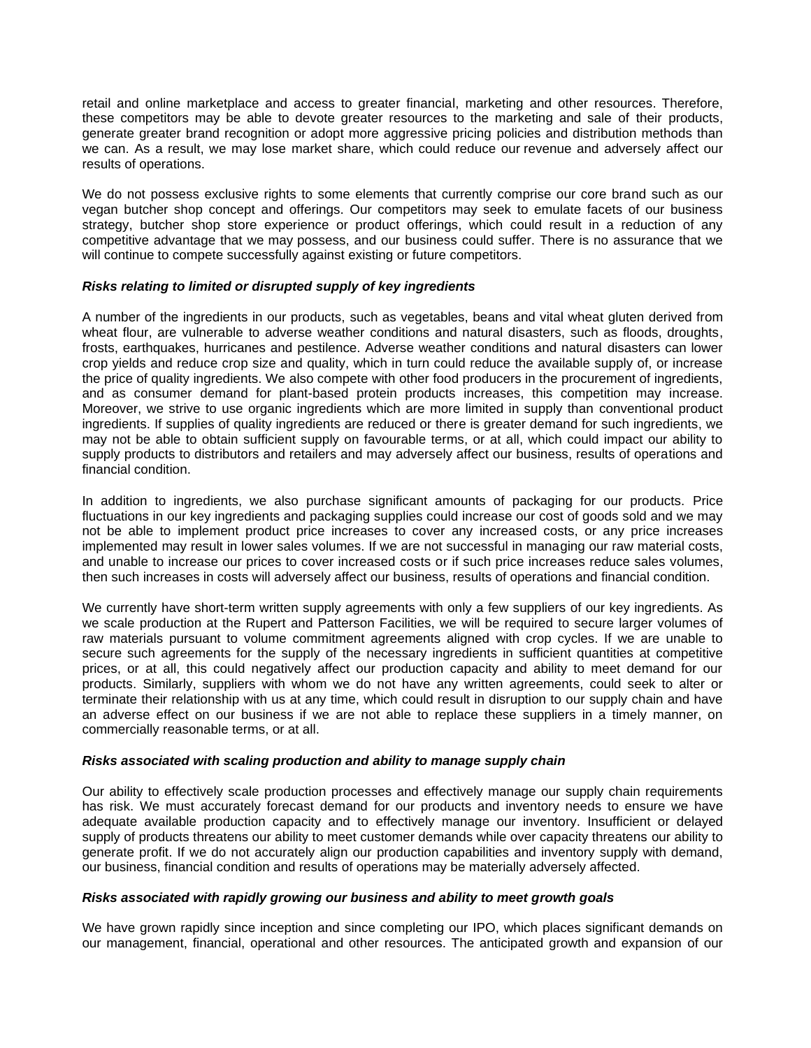retail and online marketplace and access to greater financial, marketing and other resources. Therefore, these competitors may be able to devote greater resources to the marketing and sale of their products, generate greater brand recognition or adopt more aggressive pricing policies and distribution methods than we can. As a result, we may lose market share, which could reduce our revenue and adversely affect our results of operations.

We do not possess exclusive rights to some elements that currently comprise our core brand such as our vegan butcher shop concept and offerings. Our competitors may seek to emulate facets of our business strategy, butcher shop store experience or product offerings, which could result in a reduction of any competitive advantage that we may possess, and our business could suffer. There is no assurance that we will continue to compete successfully against existing or future competitors.

***Risks relating to limited or disrupted supply of key ingredients***

A number of the ingredients in our products, such as vegetables, beans and vital wheat gluten derived from wheat flour, are vulnerable to adverse weather conditions and natural disasters, such as floods, droughts, frosts, earthquakes, hurricanes and pestilence. Adverse weather conditions and natural disasters can lower crop yields and reduce crop size and quality, which in turn could reduce the available supply of, or increase the price of quality ingredients. We also compete with other food producers in the procurement of ingredients, and as consumer demand for plant-based protein products increases, this competition may increase. Moreover, we strive to use organic ingredients which are more limited in supply than conventional product ingredients. If supplies of quality ingredients are reduced or there is greater demand for such ingredients, we may not be able to obtain sufficient supply on favourable terms, or at all, which could impact our ability to supply products to distributors and retailers and may adversely affect our business, results of operations and financial condition.

In addition to ingredients, we also purchase significant amounts of packaging for our products. Price fluctuations in our key ingredients and packaging supplies could increase our cost of goods sold and we may not be able to implement product price increases to cover any increased costs, or any price increases implemented may result in lower sales volumes. If we are not successful in managing our raw material costs, and unable to increase our prices to cover increased costs or if such price increases reduce sales volumes, then such increases in costs will adversely affect our business, results of operations and financial condition.

We currently have short-term written supply agreements with only a few suppliers of our key ingredients. As we scale production at the Rupert and Patterson Facilities, we will be required to secure larger volumes of raw materials pursuant to volume commitment agreements aligned with crop cycles. If we are unable to secure such agreements for the supply of the necessary ingredients in sufficient quantities at competitive prices, or at all, this could negatively affect our production capacity and ability to meet demand for our products. Similarly, suppliers with whom we do not have any written agreements, could seek to alter or terminate their relationship with us at any time, which could result in disruption to our supply chain and have an adverse effect on our business if we are not able to replace these suppliers in a timely manner, on commercially reasonable terms, or at all.

***Risks associated with scaling production and ability to manage supply chain***

Our ability to effectively scale production processes and effectively manage our supply chain requirements has risk. We must accurately forecast demand for our products and inventory needs to ensure we have adequate available production capacity and to effectively manage our inventory. Insufficient or delayed supply of products threatens our ability to meet customer demands while over capacity threatens our ability to generate profit. If we do not accurately align our production capabilities and inventory supply with demand, our business, financial condition and results of operations may be materially adversely affected.

***Risks associated with rapidly growing our business and ability to meet growth goals***

We have grown rapidly since inception and since completing our IPO, which places significant demands on our management, financial, operational and other resources. The anticipated growth and expansion of our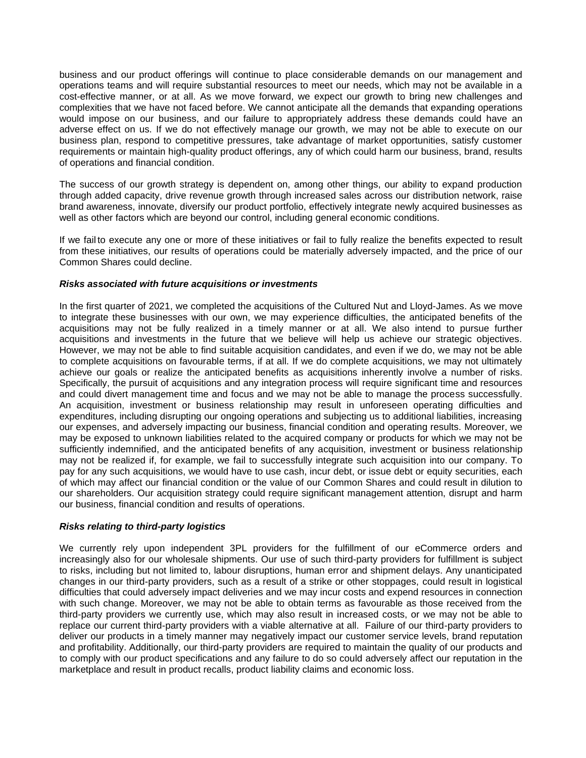business and our product offerings will continue to place considerable demands on our management and operations teams and will require substantial resources to meet our needs, which may not be available in a cost-effective manner, or at all. As we move forward, we expect our growth to bring new challenges and complexities that we have not faced before. We cannot anticipate all the demands that expanding operations would impose on our business, and our failure to appropriately address these demands could have an adverse effect on us. If we do not effectively manage our growth, we may not be able to execute on our business plan, respond to competitive pressures, take advantage of market opportunities, satisfy customer requirements or maintain high-quality product offerings, any of which could harm our business, brand, results of operations and financial condition.

The success of our growth strategy is dependent on, among other things, our ability to expand production through added capacity, drive revenue growth through increased sales across our distribution network, raise brand awareness, innovate, diversify our product portfolio, effectively integrate newly acquired businesses as well as other factors which are beyond our control, including general economic conditions.

If we fail to execute any one or more of these initiatives or fail to fully realize the benefits expected to result from these initiatives, our results of operations could be materially adversely impacted, and the price of our Common Shares could decline.

***Risks associated with future acquisitions or investments***

In the first quarter of 2021, we completed the acquisitions of the Cultured Nut and Lloyd-James. As we move to integrate these businesses with our own, we may experience difficulties, the anticipated benefits of the acquisitions may not be fully realized in a timely manner or at all. We also intend to pursue further acquisitions and investments in the future that we believe will help us achieve our strategic objectives. However, we may not be able to find suitable acquisition candidates, and even if we do, we may not be able to complete acquisitions on favourable terms, if at all. If we do complete acquisitions, we may not ultimately achieve our goals or realize the anticipated benefits as acquisitions inherently involve a number of risks. Specifically, the pursuit of acquisitions and any integration process will require significant time and resources and could divert management time and focus and we may not be able to manage the process successfully. An acquisition, investment or business relationship may result in unforeseen operating difficulties and expenditures, including disrupting our ongoing operations and subjecting us to additional liabilities, increasing our expenses, and adversely impacting our business, financial condition and operating results. Moreover, we may be exposed to unknown liabilities related to the acquired company or products for which we may not be sufficiently indemnified, and the anticipated benefits of any acquisition, investment or business relationship may not be realized if, for example, we fail to successfully integrate such acquisition into our company. To pay for any such acquisitions, we would have to use cash, incur debt, or issue debt or equity securities, each of which may affect our financial condition or the value of our Common Shares and could result in dilution to our shareholders. Our acquisition strategy could require significant management attention, disrupt and harm our business, financial condition and results of operations.

***Risks relating to third-party logistics***

We currently rely upon independent 3PL providers for the fulfillment of our eCommerce orders and increasingly also for our wholesale shipments. Our use of such third-party providers for fulfillment is subject to risks, including but not limited to, labour disruptions, human error and shipment delays. Any unanticipated changes in our third-party providers, such as a result of a strike or other stoppages, could result in logistical difficulties that could adversely impact deliveries and we may incur costs and expend resources in connection with such change. Moreover, we may not be able to obtain terms as favourable as those received from the third-party providers we currently use, which may also result in increased costs, or we may not be able to replace our current third-party providers with a viable alternative at all. Failure of our third-party providers to deliver our products in a timely manner may negatively impact our customer service levels, brand reputation and profitability. Additionally, our third-party providers are required to maintain the quality of our products and to comply with our product specifications and any failure to do so could adversely affect our reputation in the marketplace and result in product recalls, product liability claims and economic loss.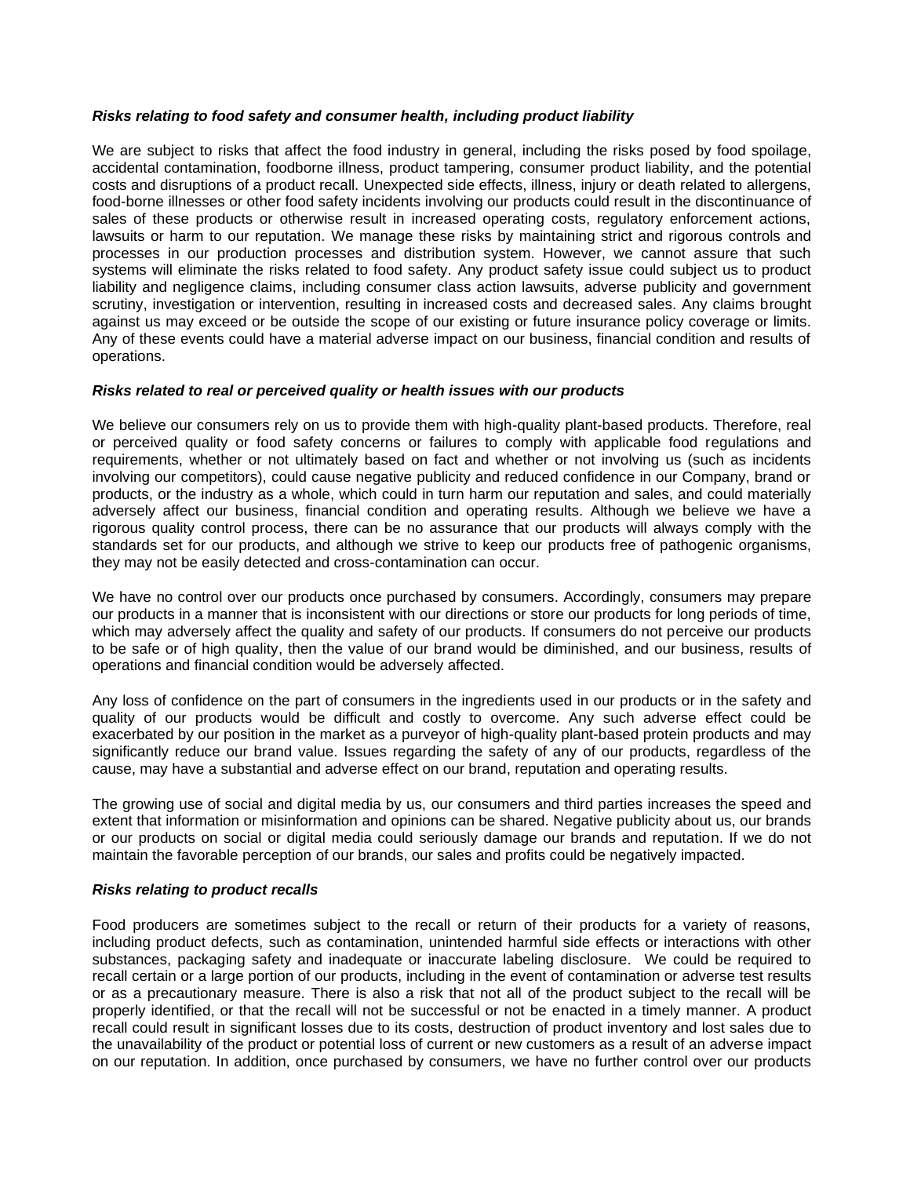***Risks relating to food safety and consumer health, including product liability***

We are subject to risks that affect the food industry in general, including the risks posed by food spoilage, accidental contamination, foodborne illness, product tampering, consumer product liability, and the potential costs and disruptions of a product recall. Unexpected side effects, illness, injury or death related to allergens, food-borne illnesses or other food safety incidents involving our products could result in the discontinuance of sales of these products or otherwise result in increased operating costs, regulatory enforcement actions, lawsuits or harm to our reputation. We manage these risks by maintaining strict and rigorous controls and processes in our production processes and distribution system. However, we cannot assure that such systems will eliminate the risks related to food safety. Any product safety issue could subject us to product liability and negligence claims, including consumer class action lawsuits, adverse publicity and government scrutiny, investigation or intervention, resulting in increased costs and decreased sales. Any claims brought against us may exceed or be outside the scope of our existing or future insurance policy coverage or limits. Any of these events could have a material adverse impact on our business, financial condition and results of operations.

***Risks related to real or perceived quality or health issues with our products***

We believe our consumers rely on us to provide them with high-quality plant-based products. Therefore, real or perceived quality or food safety concerns or failures to comply with applicable food regulations and requirements, whether or not ultimately based on fact and whether or not involving us (such as incidents involving our competitors), could cause negative publicity and reduced confidence in our Company, brand or products, or the industry as a whole, which could in turn harm our reputation and sales, and could materially adversely affect our business, financial condition and operating results. Although we believe we have a rigorous quality control process, there can be no assurance that our products will always comply with the standards set for our products, and although we strive to keep our products free of pathogenic organisms, they may not be easily detected and cross-contamination can occur.

We have no control over our products once purchased by consumers. Accordingly, consumers may prepare our products in a manner that is inconsistent with our directions or store our products for long periods of time, which may adversely affect the quality and safety of our products. If consumers do not perceive our products to be safe or of high quality, then the value of our brand would be diminished, and our business, results of operations and financial condition would be adversely affected.

Any loss of confidence on the part of consumers in the ingredients used in our products or in the safety and quality of our products would be difficult and costly to overcome. Any such adverse effect could be exacerbated by our position in the market as a purveyor of high-quality plant-based protein products and may significantly reduce our brand value. Issues regarding the safety of any of our products, regardless of the cause, may have a substantial and adverse effect on our brand, reputation and operating results.

The growing use of social and digital media by us, our consumers and third parties increases the speed and extent that information or misinformation and opinions can be shared. Negative publicity about us, our brands or our products on social or digital media could seriously damage our brands and reputation. If we do not maintain the favorable perception of our brands, our sales and profits could be negatively impacted.

***Risks relating to product recalls***

Food producers are sometimes subject to the recall or return of their products for a variety of reasons, including product defects, such as contamination, unintended harmful side effects or interactions with other substances, packaging safety and inadequate or inaccurate labeling disclosure. We could be required to recall certain or a large portion of our products, including in the event of contamination or adverse test results or as a precautionary measure. There is also a risk that not all of the product subject to the recall will be properly identified, or that the recall will not be successful or not be enacted in a timely manner. A product recall could result in significant losses due to its costs, destruction of product inventory and lost sales due to the unavailability of the product or potential loss of current or new customers as a result of an adverse impact on our reputation. In addition, once purchased by consumers, we have no further control over our products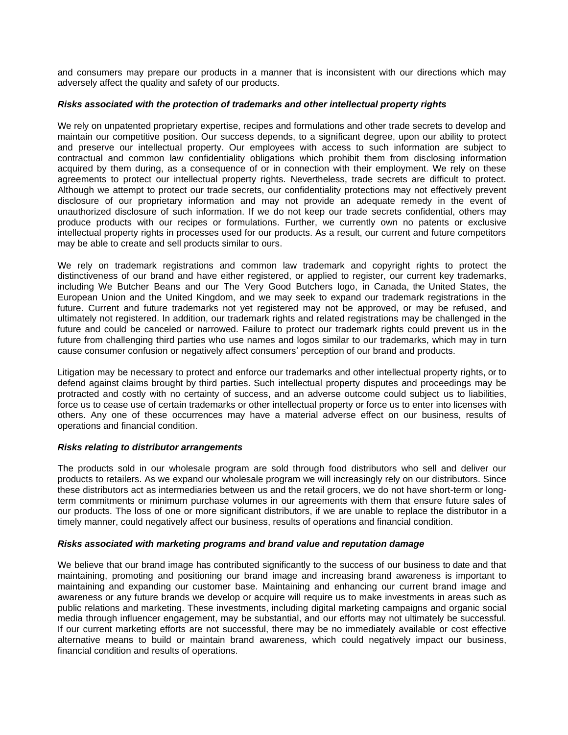and consumers may prepare our products in a manner that is inconsistent with our directions which may adversely affect the quality and safety of our products.

***Risks associated with the protection of trademarks and other intellectual property rights***

We rely on unpatented proprietary expertise, recipes and formulations and other trade secrets to develop and maintain our competitive position. Our success depends, to a significant degree, upon our ability to protect and preserve our intellectual property. Our employees with access to such information are subject to contractual and common law confidentiality obligations which prohibit them from disclosing information acquired by them during, as a consequence of or in connection with their employment. We rely on these agreements to protect our intellectual property rights. Nevertheless, trade secrets are difficult to protect. Although we attempt to protect our trade secrets, our confidentiality protections may not effectively prevent disclosure of our proprietary information and may not provide an adequate remedy in the event of unauthorized disclosure of such information. If we do not keep our trade secrets confidential, others may produce products with our recipes or formulations. Further, we currently own no patents or exclusive intellectual property rights in processes used for our products. As a result, our current and future competitors may be able to create and sell products similar to ours.

We rely on trademark registrations and common law trademark and copyright rights to protect the distinctiveness of our brand and have either registered, or applied to register, our current key trademarks, including We Butcher Beans and our The Very Good Butchers logo, in Canada, the United States, the European Union and the United Kingdom, and we may seek to expand our trademark registrations in the future. Current and future trademarks not yet registered may not be approved, or may be refused, and ultimately not registered. In addition, our trademark rights and related registrations may be challenged in the future and could be canceled or narrowed. Failure to protect our trademark rights could prevent us in the future from challenging third parties who use names and logos similar to our trademarks, which may in turn cause consumer confusion or negatively affect consumers' perception of our brand and products.

Litigation may be necessary to protect and enforce our trademarks and other intellectual property rights, or to defend against claims brought by third parties. Such intellectual property disputes and proceedings may be protracted and costly with no certainty of success, and an adverse outcome could subject us to liabilities, force us to cease use of certain trademarks or other intellectual property or force us to enter into licenses with others. Any one of these occurrences may have a material adverse effect on our business, results of operations and financial condition.

***Risks relating to distributor arrangements***

The products sold in our wholesale program are sold through food distributors who sell and deliver our products to retailers. As we expand our wholesale program we will increasingly rely on our distributors. Since these distributors act as intermediaries between us and the retail grocers, we do not have short-term or long-term commitments or minimum purchase volumes in our agreements with them that ensure future sales of our products. The loss of one or more significant distributors, if we are unable to replace the distributor in a timely manner, could negatively affect our business, results of operations and financial condition.

***Risks associated with marketing programs and brand value and reputation damage***

We believe that our brand image has contributed significantly to the success of our business to date and that maintaining, promoting and positioning our brand image and increasing brand awareness is important to maintaining and expanding our customer base. Maintaining and enhancing our current brand image and awareness or any future brands we develop or acquire will require us to make investments in areas such as public relations and marketing. These investments, including digital marketing campaigns and organic social media through influencer engagement, may be substantial, and our efforts may not ultimately be successful. If our current marketing efforts are not successful, there may be no immediately available or cost effective alternative means to build or maintain brand awareness, which could negatively impact our business, financial condition and results of operations.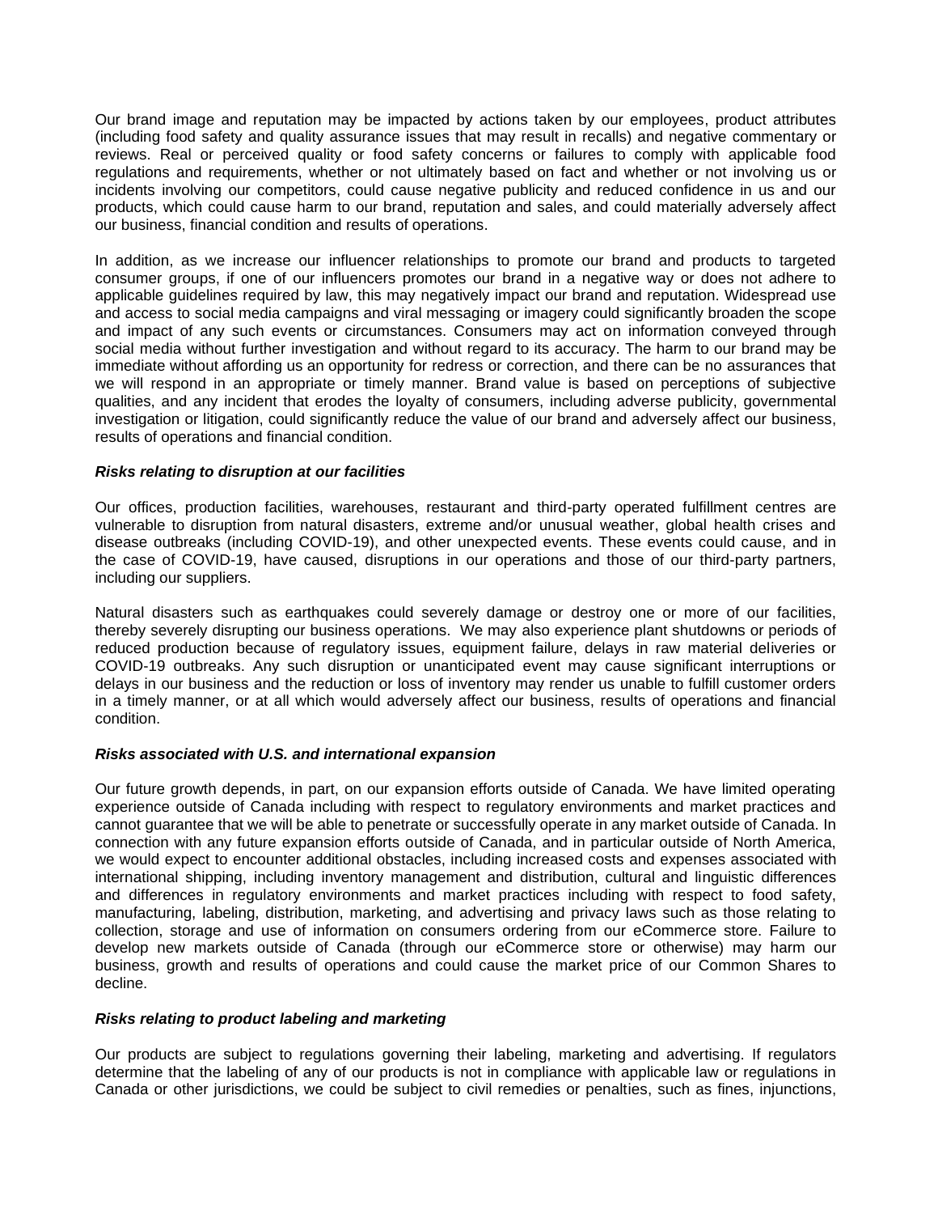Our brand image and reputation may be impacted by actions taken by our employees, product attributes (including food safety and quality assurance issues that may result in recalls) and negative commentary or reviews. Real or perceived quality or food safety concerns or failures to comply with applicable food regulations and requirements, whether or not ultimately based on fact and whether or not involving us or incidents involving our competitors, could cause negative publicity and reduced confidence in us and our products, which could cause harm to our brand, reputation and sales, and could materially adversely affect our business, financial condition and results of operations.

In addition, as we increase our influencer relationships to promote our brand and products to targeted consumer groups, if one of our influencers promotes our brand in a negative way or does not adhere to applicable guidelines required by law, this may negatively impact our brand and reputation. Widespread use and access to social media campaigns and viral messaging or imagery could significantly broaden the scope and impact of any such events or circumstances. Consumers may act on information conveyed through social media without further investigation and without regard to its accuracy. The harm to our brand may be immediate without affording us an opportunity for redress or correction, and there can be no assurances that we will respond in an appropriate or timely manner. Brand value is based on perceptions of subjective qualities, and any incident that erodes the loyalty of consumers, including adverse publicity, governmental investigation or litigation, could significantly reduce the value of our brand and adversely affect our business, results of operations and financial condition.

***Risks relating to disruption at our facilities***

Our offices, production facilities, warehouses, restaurant and third-party operated fulfillment centres are vulnerable to disruption from natural disasters, extreme and/or unusual weather, global health crises and disease outbreaks (including COVID-19), and other unexpected events. These events could cause, and in the case of COVID-19, have caused, disruptions in our operations and those of our third-party partners, including our suppliers.

Natural disasters such as earthquakes could severely damage or destroy one or more of our facilities, thereby severely disrupting our business operations. We may also experience plant shutdowns or periods of reduced production because of regulatory issues, equipment failure, delays in raw material deliveries or COVID-19 outbreaks. Any such disruption or unanticipated event may cause significant interruptions or delays in our business and the reduction or loss of inventory may render us unable to fulfill customer orders in a timely manner, or at all which would adversely affect our business, results of operations and financial condition.

***Risks associated with U.S. and international expansion***

Our future growth depends, in part, on our expansion efforts outside of Canada. We have limited operating experience outside of Canada including with respect to regulatory environments and market practices and cannot guarantee that we will be able to penetrate or successfully operate in any market outside of Canada. In connection with any future expansion efforts outside of Canada, and in particular outside of North America, we would expect to encounter additional obstacles, including increased costs and expenses associated with international shipping, including inventory management and distribution, cultural and linguistic differences and differences in regulatory environments and market practices including with respect to food safety, manufacturing, labeling, distribution, marketing, and advertising and privacy laws such as those relating to collection, storage and use of information on consumers ordering from our eCommerce store. Failure to develop new markets outside of Canada (through our eCommerce store or otherwise) may harm our business, growth and results of operations and could cause the market price of our Common Shares to decline.

***Risks relating to product labeling and marketing***

Our products are subject to regulations governing their labeling, marketing and advertising. If regulators determine that the labeling of any of our products is not in compliance with applicable law or regulations in Canada or other jurisdictions, we could be subject to civil remedies or penalties, such as fines, injunctions,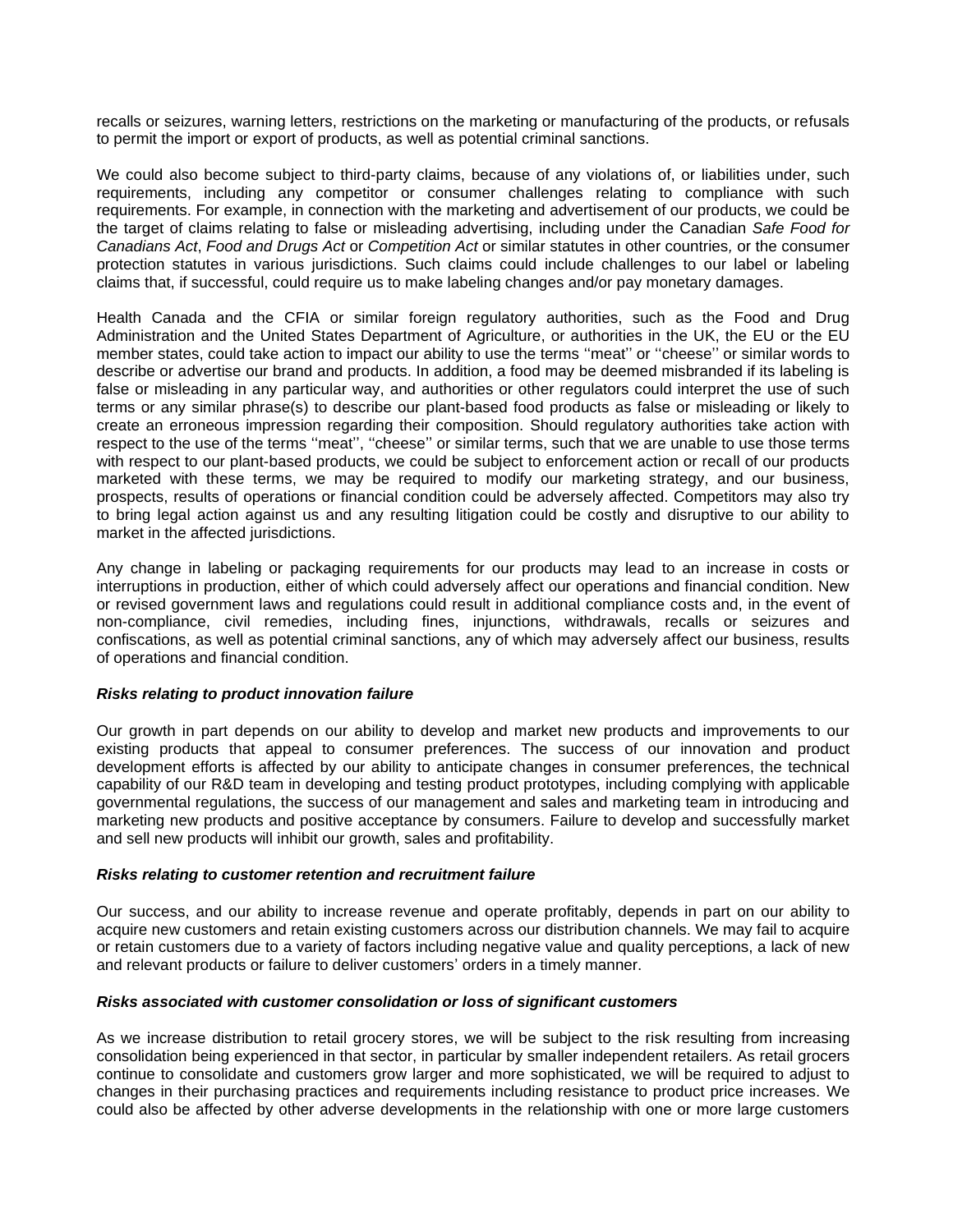recalls or seizures, warning letters, restrictions on the marketing or manufacturing of the products, or refusals to permit the import or export of products, as well as potential criminal sanctions.

We could also become subject to third-party claims, because of any violations of, or liabilities under, such requirements, including any competitor or consumer challenges relating to compliance with such requirements. For example, in connection with the marketing and advertisement of our products, we could be the target of claims relating to false or misleading advertising, including under the Canadian *Safe Food for Canadians Act*, *Food and Drugs Act* or *Competition Act* or similar statutes in other countries, or the consumer protection statutes in various jurisdictions. Such claims could include challenges to our label or labeling claims that, if successful, could require us to make labeling changes and/or pay monetary damages.

Health Canada and the CFIA or similar foreign regulatory authorities, such as the Food and Drug Administration and the United States Department of Agriculture, or authorities in the UK, the EU or the EU member states, could take action to impact our ability to use the terms ''meat'' or ''cheese'' or similar words to describe or advertise our brand and products. In addition, a food may be deemed misbranded if its labeling is false or misleading in any particular way, and authorities or other regulators could interpret the use of such terms or any similar phrase(s) to describe our plant-based food products as false or misleading or likely to create an erroneous impression regarding their composition. Should regulatory authorities take action with respect to the use of the terms ''meat'', ''cheese'' or similar terms, such that we are unable to use those terms with respect to our plant-based products, we could be subject to enforcement action or recall of our products marketed with these terms, we may be required to modify our marketing strategy, and our business, prospects, results of operations or financial condition could be adversely affected. Competitors may also try to bring legal action against us and any resulting litigation could be costly and disruptive to our ability to market in the affected jurisdictions.

Any change in labeling or packaging requirements for our products may lead to an increase in costs or interruptions in production, either of which could adversely affect our operations and financial condition. New or revised government laws and regulations could result in additional compliance costs and, in the event of non-compliance, civil remedies, including fines, injunctions, withdrawals, recalls or seizures and confiscations, as well as potential criminal sanctions, any of which may adversely affect our business, results of operations and financial condition.

***Risks relating to product innovation failure***

Our growth in part depends on our ability to develop and market new products and improvements to our existing products that appeal to consumer preferences. The success of our innovation and product development efforts is affected by our ability to anticipate changes in consumer preferences, the technical capability of our R&D team in developing and testing product prototypes, including complying with applicable governmental regulations, the success of our management and sales and marketing team in introducing and marketing new products and positive acceptance by consumers. Failure to develop and successfully market and sell new products will inhibit our growth, sales and profitability.

***Risks relating to customer retention and recruitment failure***

Our success, and our ability to increase revenue and operate profitably, depends in part on our ability to acquire new customers and retain existing customers across our distribution channels. We may fail to acquire or retain customers due to a variety of factors including negative value and quality perceptions, a lack of new and relevant products or failure to deliver customers' orders in a timely manner.

***Risks associated with customer consolidation or loss of significant customers***

As we increase distribution to retail grocery stores, we will be subject to the risk resulting from increasing consolidation being experienced in that sector, in particular by smaller independent retailers. As retail grocers continue to consolidate and customers grow larger and more sophisticated, we will be required to adjust to changes in their purchasing practices and requirements including resistance to product price increases. We could also be affected by other adverse developments in the relationship with one or more large customers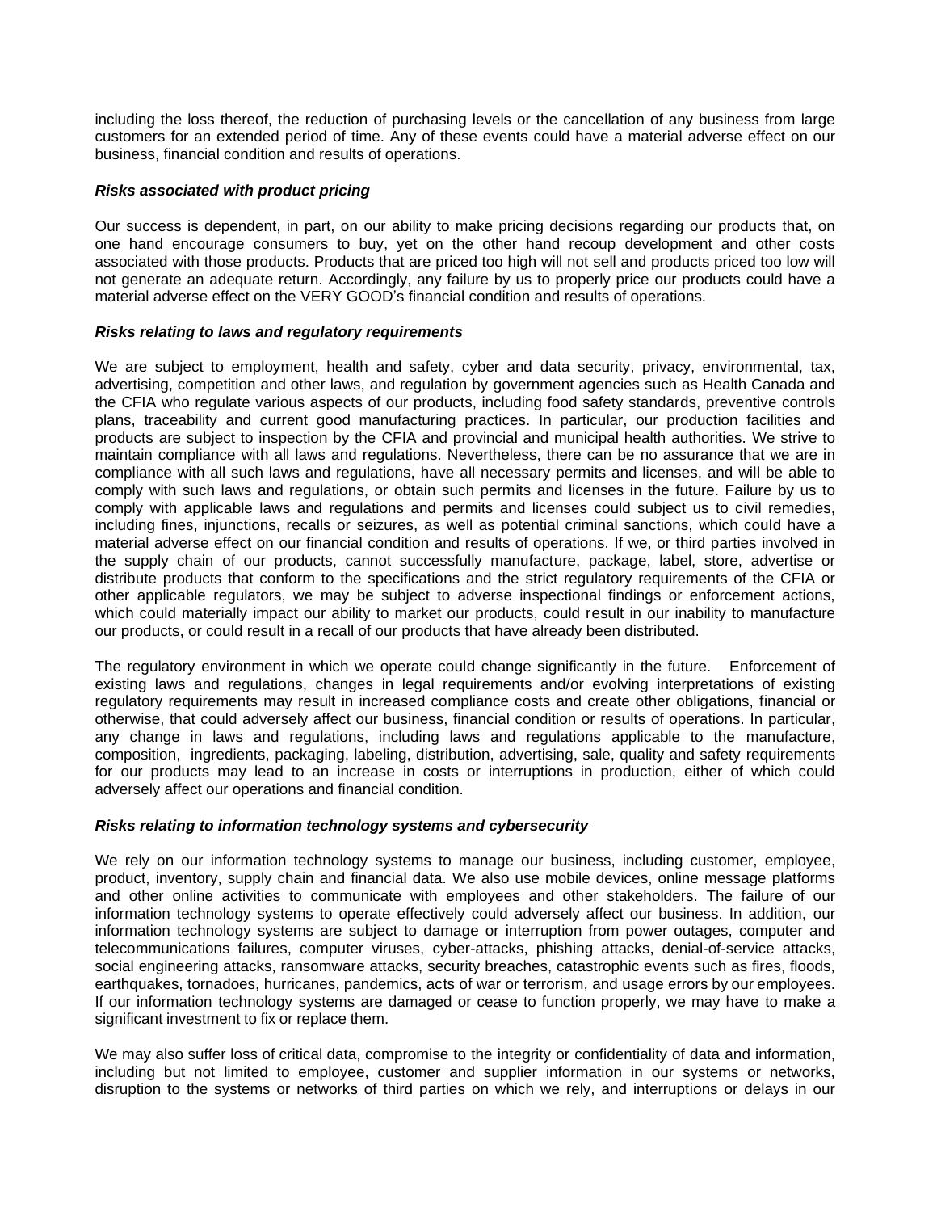including the loss thereof, the reduction of purchasing levels or the cancellation of any business from large customers for an extended period of time. Any of these events could have a material adverse effect on our business, financial condition and results of operations.

***Risks associated with product pricing***

Our success is dependent, in part, on our ability to make pricing decisions regarding our products that, on one hand encourage consumers to buy, yet on the other hand recoup development and other costs associated with those products. Products that are priced too high will not sell and products priced too low will not generate an adequate return. Accordingly, any failure by us to properly price our products could have a material adverse effect on the VERY GOOD's financial condition and results of operations.

***Risks relating to laws and regulatory requirements***

We are subject to employment, health and safety, cyber and data security, privacy, environmental, tax, advertising, competition and other laws, and regulation by government agencies such as Health Canada and the CFIA who regulate various aspects of our products, including food safety standards, preventive controls plans, traceability and current good manufacturing practices. In particular, our production facilities and products are subject to inspection by the CFIA and provincial and municipal health authorities. We strive to maintain compliance with all laws and regulations. Nevertheless, there can be no assurance that we are in compliance with all such laws and regulations, have all necessary permits and licenses, and will be able to comply with such laws and regulations, or obtain such permits and licenses in the future. Failure by us to comply with applicable laws and regulations and permits and licenses could subject us to civil remedies, including fines, injunctions, recalls or seizures, as well as potential criminal sanctions, which could have a material adverse effect on our financial condition and results of operations. If we, or third parties involved in the supply chain of our products, cannot successfully manufacture, package, label, store, advertise or distribute products that conform to the specifications and the strict regulatory requirements of the CFIA or other applicable regulators, we may be subject to adverse inspectional findings or enforcement actions, which could materially impact our ability to market our products, could result in our inability to manufacture our products, or could result in a recall of our products that have already been distributed.

The regulatory environment in which we operate could change significantly in the future. Enforcement of existing laws and regulations, changes in legal requirements and/or evolving interpretations of existing regulatory requirements may result in increased compliance costs and create other obligations, financial or otherwise, that could adversely affect our business, financial condition or results of operations. In particular, any change in laws and regulations, including laws and regulations applicable to the manufacture, composition, ingredients, packaging, labeling, distribution, advertising, sale, quality and safety requirements for our products may lead to an increase in costs or interruptions in production, either of which could adversely affect our operations and financial condition.

***Risks relating to information technology systems and cybersecurity***

We rely on our information technology systems to manage our business, including customer, employee, product, inventory, supply chain and financial data. We also use mobile devices, online message platforms and other online activities to communicate with employees and other stakeholders. The failure of our information technology systems to operate effectively could adversely affect our business. In addition, our information technology systems are subject to damage or interruption from power outages, computer and telecommunications failures, computer viruses, cyber-attacks, phishing attacks, denial-of-service attacks, social engineering attacks, ransomware attacks, security breaches, catastrophic events such as fires, floods, earthquakes, tornadoes, hurricanes, pandemics, acts of war or terrorism, and usage errors by our employees. If our information technology systems are damaged or cease to function properly, we may have to make a significant investment to fix or replace them.

We may also suffer loss of critical data, compromise to the integrity or confidentiality of data and information, including but not limited to employee, customer and supplier information in our systems or networks, disruption to the systems or networks of third parties on which we rely, and interruptions or delays in our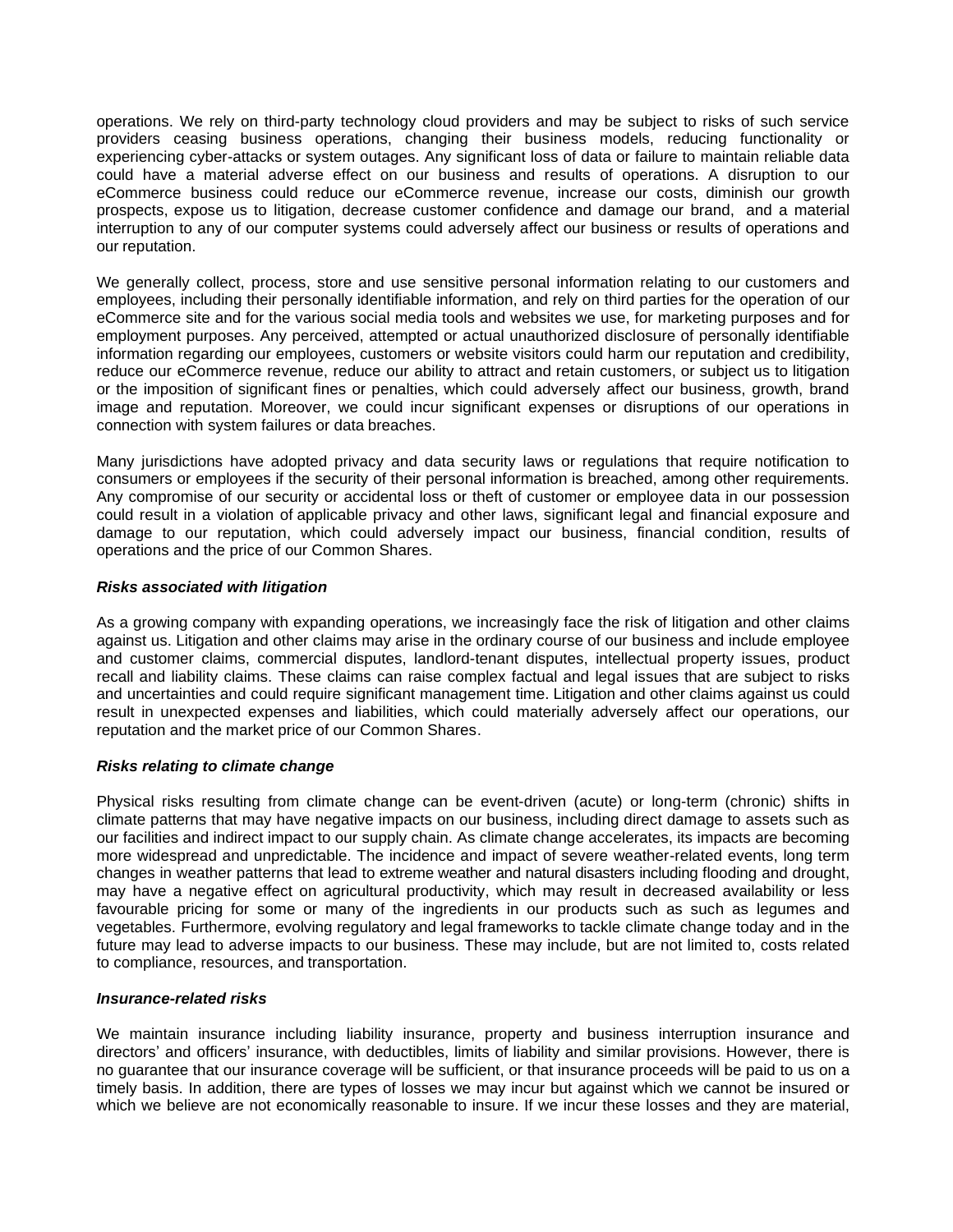operations. We rely on third-party technology cloud providers and may be subject to risks of such service providers ceasing business operations, changing their business models, reducing functionality or experiencing cyber-attacks or system outages. Any significant loss of data or failure to maintain reliable data could have a material adverse effect on our business and results of operations. A disruption to our eCommerce business could reduce our eCommerce revenue, increase our costs, diminish our growth prospects, expose us to litigation, decrease customer confidence and damage our brand, and a material interruption to any of our computer systems could adversely affect our business or results of operations and our reputation.

We generally collect, process, store and use sensitive personal information relating to our customers and employees, including their personally identifiable information, and rely on third parties for the operation of our eCommerce site and for the various social media tools and websites we use, for marketing purposes and for employment purposes. Any perceived, attempted or actual unauthorized disclosure of personally identifiable information regarding our employees, customers or website visitors could harm our reputation and credibility, reduce our eCommerce revenue, reduce our ability to attract and retain customers, or subject us to litigation or the imposition of significant fines or penalties, which could adversely affect our business, growth, brand image and reputation. Moreover, we could incur significant expenses or disruptions of our operations in connection with system failures or data breaches.

Many jurisdictions have adopted privacy and data security laws or regulations that require notification to consumers or employees if the security of their personal information is breached, among other requirements. Any compromise of our security or accidental loss or theft of customer or employee data in our possession could result in a violation of applicable privacy and other laws, significant legal and financial exposure and damage to our reputation, which could adversely impact our business, financial condition, results of operations and the price of our Common Shares.

***Risks associated with litigation***

As a growing company with expanding operations, we increasingly face the risk of litigation and other claims against us. Litigation and other claims may arise in the ordinary course of our business and include employee and customer claims, commercial disputes, landlord-tenant disputes, intellectual property issues, product recall and liability claims. These claims can raise complex factual and legal issues that are subject to risks and uncertainties and could require significant management time. Litigation and other claims against us could result in unexpected expenses and liabilities, which could materially adversely affect our operations, our reputation and the market price of our Common Shares.

***Risks relating to climate change***

Physical risks resulting from climate change can be event-driven (acute) or long-term (chronic) shifts in climate patterns that may have negative impacts on our business, including direct damage to assets such as our facilities and indirect impact to our supply chain. As climate change accelerates, its impacts are becoming more widespread and unpredictable. The incidence and impact of severe weather-related events, long term changes in weather patterns that lead to extreme weather and natural disasters including flooding and drought, may have a negative effect on agricultural productivity, which may result in decreased availability or less favourable pricing for some or many of the ingredients in our products such as such as legumes and vegetables. Furthermore, evolving regulatory and legal frameworks to tackle climate change today and in the future may lead to adverse impacts to our business. These may include, but are not limited to, costs related to compliance, resources, and transportation.

***Insurance-related risks***

We maintain insurance including liability insurance, property and business interruption insurance and directors' and officers' insurance, with deductibles, limits of liability and similar provisions. However, there is no guarantee that our insurance coverage will be sufficient, or that insurance proceeds will be paid to us on a timely basis. In addition, there are types of losses we may incur but against which we cannot be insured or which we believe are not economically reasonable to insure. If we incur these losses and they are material,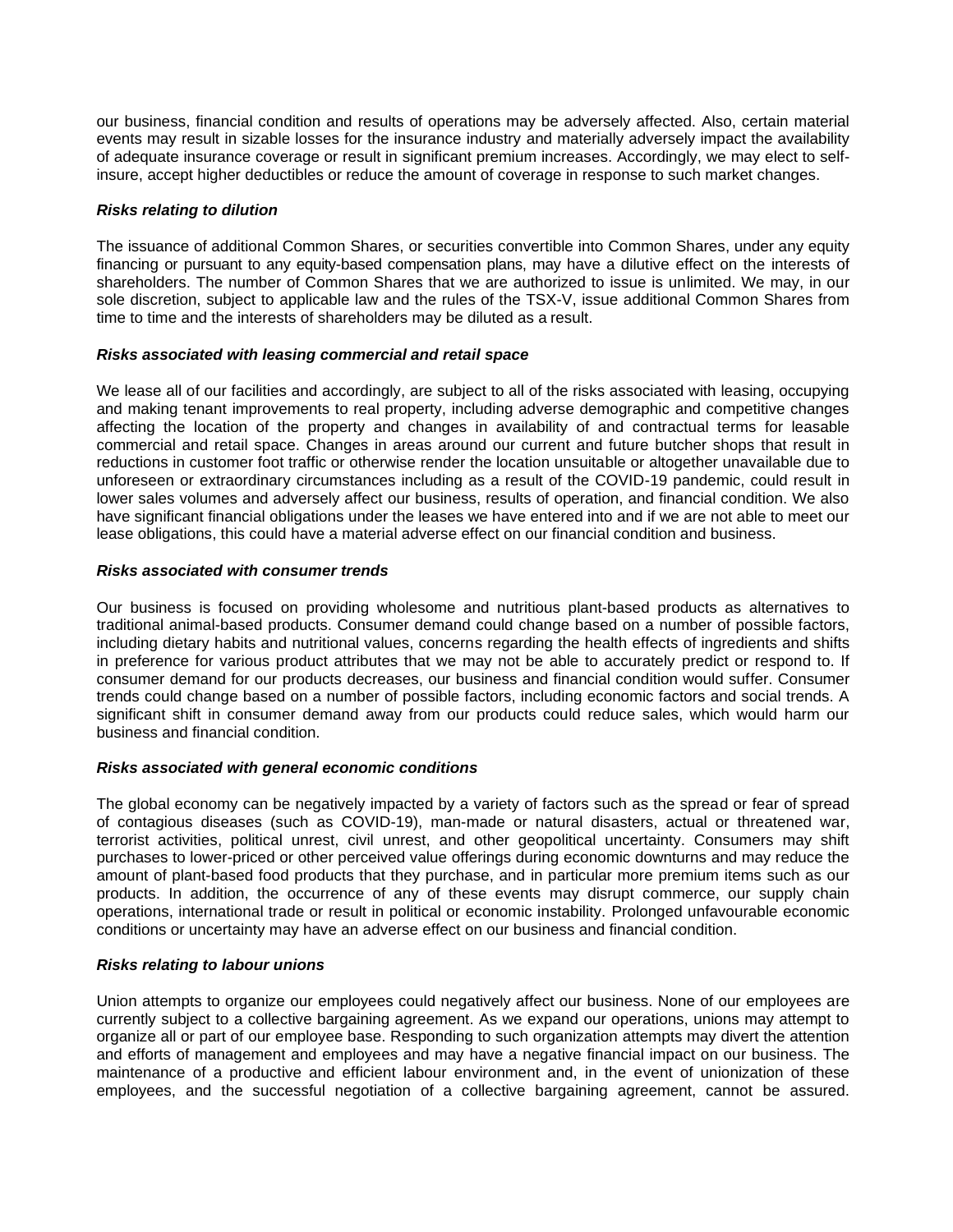our business, financial condition and results of operations may be adversely affected. Also, certain material events may result in sizable losses for the insurance industry and materially adversely impact the availability of adequate insurance coverage or result in significant premium increases. Accordingly, we may elect to self-insure, accept higher deductibles or reduce the amount of coverage in response to such market changes.

***Risks relating to dilution***

The issuance of additional Common Shares, or securities convertible into Common Shares, under any equity financing or pursuant to any equity-based compensation plans, may have a dilutive effect on the interests of shareholders. The number of Common Shares that we are authorized to issue is unlimited. We may, in our sole discretion, subject to applicable law and the rules of the TSX-V, issue additional Common Shares from time to time and the interests of shareholders may be diluted as a result.

***Risks associated with leasing commercial and retail space***

We lease all of our facilities and accordingly, are subject to all of the risks associated with leasing, occupying and making tenant improvements to real property, including adverse demographic and competitive changes affecting the location of the property and changes in availability of and contractual terms for leasable commercial and retail space. Changes in areas around our current and future butcher shops that result in reductions in customer foot traffic or otherwise render the location unsuitable or altogether unavailable due to unforeseen or extraordinary circumstances including as a result of the COVID-19 pandemic, could result in lower sales volumes and adversely affect our business, results of operation, and financial condition. We also have significant financial obligations under the leases we have entered into and if we are not able to meet our lease obligations, this could have a material adverse effect on our financial condition and business.

***Risks associated with consumer trends***

Our business is focused on providing wholesome and nutritious plant-based products as alternatives to traditional animal-based products. Consumer demand could change based on a number of possible factors, including dietary habits and nutritional values, concerns regarding the health effects of ingredients and shifts in preference for various product attributes that we may not be able to accurately predict or respond to. If consumer demand for our products decreases, our business and financial condition would suffer. Consumer trends could change based on a number of possible factors, including economic factors and social trends. A significant shift in consumer demand away from our products could reduce sales, which would harm our business and financial condition.

***Risks associated with general economic conditions***

The global economy can be negatively impacted by a variety of factors such as the spread or fear of spread of contagious diseases (such as COVID-19), man-made or natural disasters, actual or threatened war, terrorist activities, political unrest, civil unrest, and other geopolitical uncertainty. Consumers may shift purchases to lower-priced or other perceived value offerings during economic downturns and may reduce the amount of plant-based food products that they purchase, and in particular more premium items such as our products. In addition, the occurrence of any of these events may disrupt commerce, our supply chain operations, international trade or result in political or economic instability. Prolonged unfavourable economic conditions or uncertainty may have an adverse effect on our business and financial condition.

***Risks relating to labour unions***

Union attempts to organize our employees could negatively affect our business. None of our employees are currently subject to a collective bargaining agreement. As we expand our operations, unions may attempt to organize all or part of our employee base. Responding to such organization attempts may divert the attention and efforts of management and employees and may have a negative financial impact on our business. The maintenance of a productive and efficient labour environment and, in the event of unionization of these employees, and the successful negotiation of a collective bargaining agreement, cannot be assured.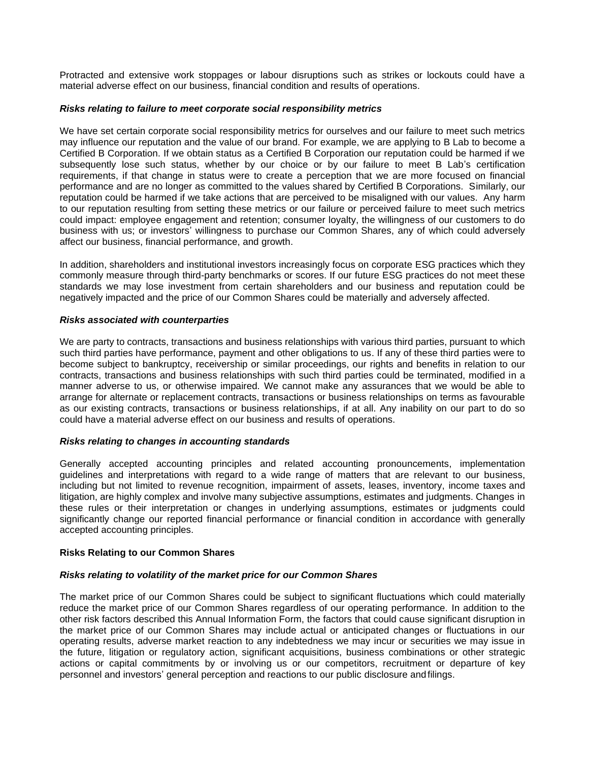Protracted and extensive work stoppages or labour disruptions such as strikes or lockouts could have a material adverse effect on our business, financial condition and results of operations.

***Risks relating to failure to meet corporate social responsibility metrics***

We have set certain corporate social responsibility metrics for ourselves and our failure to meet such metrics may influence our reputation and the value of our brand. For example, we are applying to B Lab to become a Certified B Corporation. If we obtain status as a Certified B Corporation our reputation could be harmed if we subsequently lose such status, whether by our choice or by our failure to meet B Lab's certification requirements, if that change in status were to create a perception that we are more focused on financial performance and are no longer as committed to the values shared by Certified B Corporations. Similarly, our reputation could be harmed if we take actions that are perceived to be misaligned with our values. Any harm to our reputation resulting from setting these metrics or our failure or perceived failure to meet such metrics could impact: employee engagement and retention; consumer loyalty, the willingness of our customers to do business with us; or investors' willingness to purchase our Common Shares, any of which could adversely affect our business, financial performance, and growth.

In addition, shareholders and institutional investors increasingly focus on corporate ESG practices which they commonly measure through third-party benchmarks or scores. If our future ESG practices do not meet these standards we may lose investment from certain shareholders and our business and reputation could be negatively impacted and the price of our Common Shares could be materially and adversely affected.

***Risks associated with counterparties***

We are party to contracts, transactions and business relationships with various third parties, pursuant to which such third parties have performance, payment and other obligations to us. If any of these third parties were to become subject to bankruptcy, receivership or similar proceedings, our rights and benefits in relation to our contracts, transactions and business relationships with such third parties could be terminated, modified in a manner adverse to us, or otherwise impaired. We cannot make any assurances that we would be able to arrange for alternate or replacement contracts, transactions or business relationships on terms as favourable as our existing contracts, transactions or business relationships, if at all. Any inability on our part to do so could have a material adverse effect on our business and results of operations.

***Risks relating to changes in accounting standards***

Generally accepted accounting principles and related accounting pronouncements, implementation guidelines and interpretations with regard to a wide range of matters that are relevant to our business, including but not limited to revenue recognition, impairment of assets, leases, inventory, income taxes and litigation, are highly complex and involve many subjective assumptions, estimates and judgments. Changes in these rules or their interpretation or changes in underlying assumptions, estimates or judgments could significantly change our reported financial performance or financial condition in accordance with generally accepted accounting principles.

**Risks Relating to our Common Shares**

***Risks relating to volatility of the market price for our Common Shares***

The market price of our Common Shares could be subject to significant fluctuations which could materially reduce the market price of our Common Shares regardless of our operating performance. In addition to the other risk factors described this Annual Information Form, the factors that could cause significant disruption in the market price of our Common Shares may include actual or anticipated changes or fluctuations in our operating results, adverse market reaction to any indebtedness we may incur or securities we may issue in the future, litigation or regulatory action, significant acquisitions, business combinations or other strategic actions or capital commitments by or involving us or our competitors, recruitment or departure of key personnel and investors' general perception and reactions to our public disclosure and filings.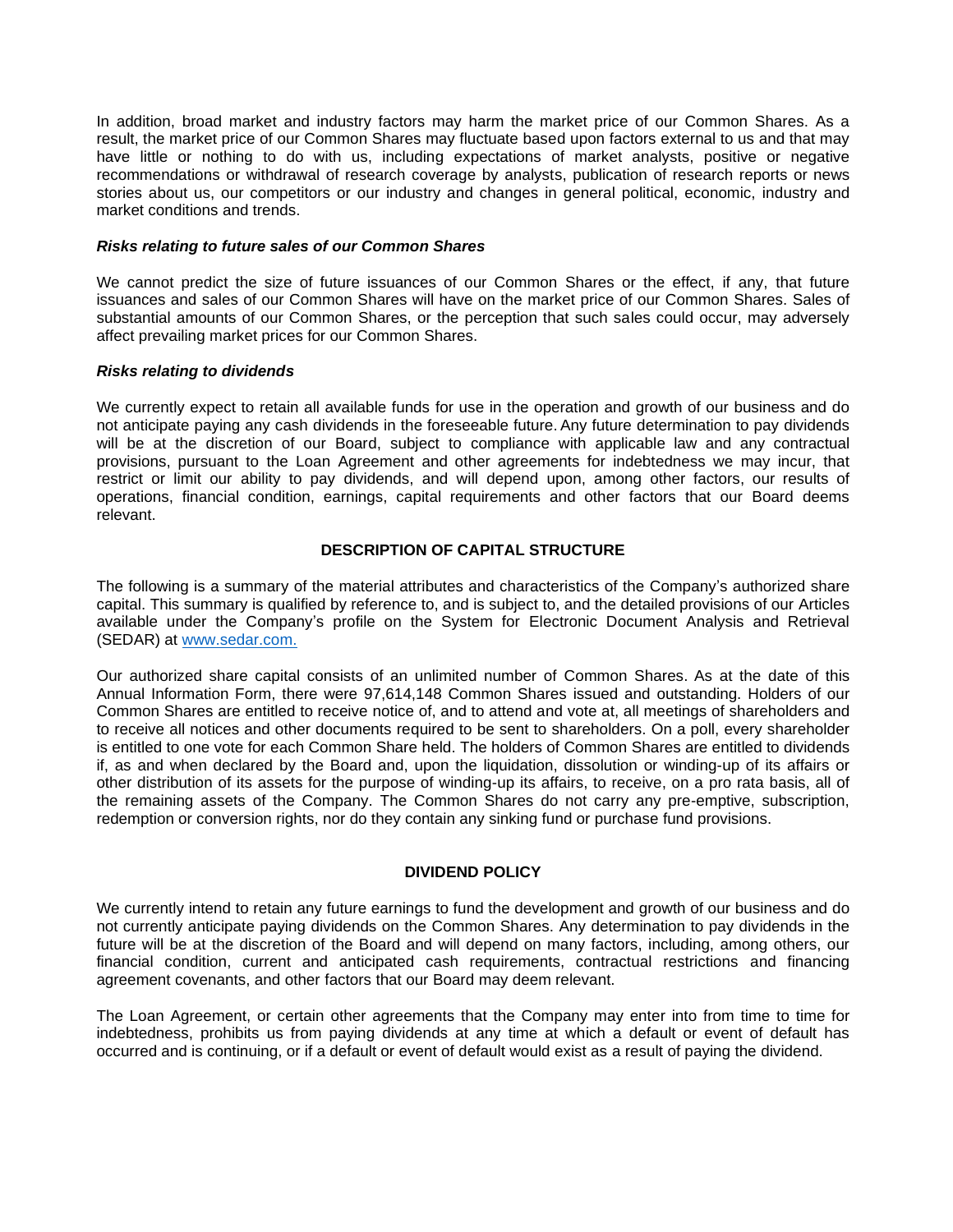In addition, broad market and industry factors may harm the market price of our Common Shares. As a result, the market price of our Common Shares may fluctuate based upon factors external to us and that may have little or nothing to do with us, including expectations of market analysts, positive or negative recommendations or withdrawal of research coverage by analysts, publication of research reports or news stories about us, our competitors or our industry and changes in general political, economic, industry and market conditions and trends.

***Risks relating to future sales of our Common Shares***

We cannot predict the size of future issuances of our Common Shares or the effect, if any, that future issuances and sales of our Common Shares will have on the market price of our Common Shares. Sales of substantial amounts of our Common Shares, or the perception that such sales could occur, may adversely affect prevailing market prices for our Common Shares.

***Risks relating to dividends***

We currently expect to retain all available funds for use in the operation and growth of our business and do not anticipate paying any cash dividends in the foreseeable future. Any future determination to pay dividends will be at the discretion of our Board, subject to compliance with applicable law and any contractual provisions, pursuant to the Loan Agreement and other agreements for indebtedness we may incur, that restrict or limit our ability to pay dividends, and will depend upon, among other factors, our results of operations, financial condition, earnings, capital requirements and other factors that our Board deems relevant.

## DESCRIPTION OF CAPITAL STRUCTURE

The following is a summary of the material attributes and characteristics of the Company's authorized share capital. This summary is qualified by reference to, and is subject to, and the detailed provisions of our Articles available under the Company's profile on the System for Electronic Document Analysis and Retrieval (SEDAR) at [www.sedar.com.](http://www.sedar.com)

Our authorized share capital consists of an unlimited number of Common Shares. As at the date of this Annual Information Form, there were 97,614,148 Common Shares issued and outstanding. Holders of our Common Shares are entitled to receive notice of, and to attend and vote at, all meetings of shareholders and to receive all notices and other documents required to be sent to shareholders. On a poll, every shareholder is entitled to one vote for each Common Share held. The holders of Common Shares are entitled to dividends if, as and when declared by the Board and, upon the liquidation, dissolution or winding-up of its affairs or other distribution of its assets for the purpose of winding-up its affairs, to receive, on a pro rata basis, all of the remaining assets of the Company. The Common Shares do not carry any pre-emptive, subscription, redemption or conversion rights, nor do they contain any sinking fund or purchase fund provisions.

## DIVIDEND POLICY

We currently intend to retain any future earnings to fund the development and growth of our business and do not currently anticipate paying dividends on the Common Shares. Any determination to pay dividends in the future will be at the discretion of the Board and will depend on many factors, including, among others, our financial condition, current and anticipated cash requirements, contractual restrictions and financing agreement covenants, and other factors that our Board may deem relevant.

The Loan Agreement, or certain other agreements that the Company may enter into from time to time for indebtedness, prohibits us from paying dividends at any time at which a default or event of default has occurred and is continuing, or if a default or event of default would exist as a result of paying the dividend.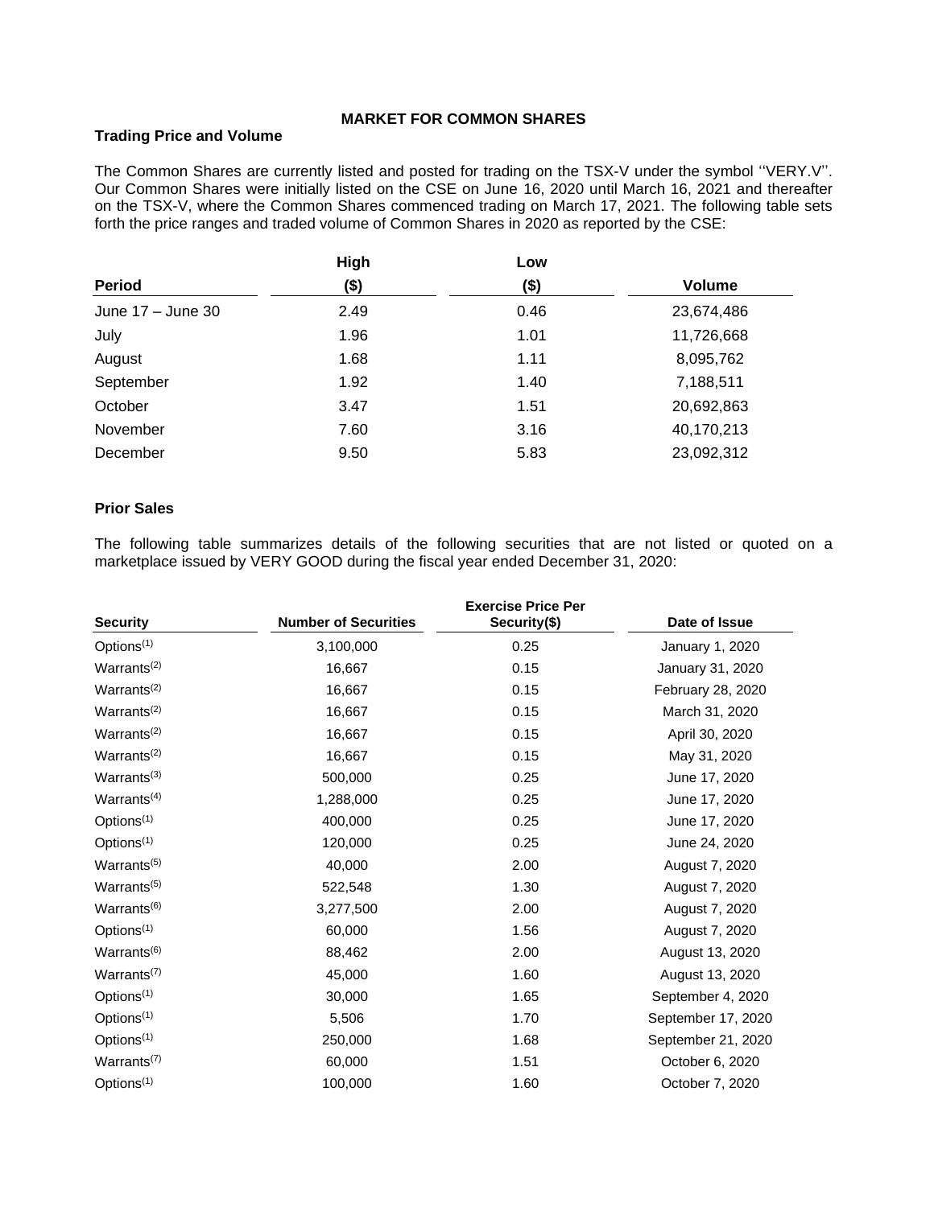## MARKET FOR COMMON SHARES

### Trading Price and Volume

The Common Shares are currently listed and posted for trading on the TSX-V under the symbol ''VERY.V''. Our Common Shares were initially listed on the CSE on June 16, 2020 until March 16, 2021 and thereafter on the TSX-V, where the Common Shares commenced trading on March 17, 2021. The following table sets forth the price ranges and traded volume of Common Shares in 2020 as reported by the CSE:

| Period | High ($) | Low ($) | Volume |
|---|---|---|---|
| June 17 – June 30 | 2.49 | 0.46 | 23,674,486 |
| July | 1.96 | 1.01 | 11,726,668 |
| August | 1.68 | 1.11 | 8,095,762 |
| September | 1.92 | 1.40 | 7,188,511 |
| October | 3.47 | 1.51 | 20,692,863 |
| November | 7.60 | 3.16 | 40,170,213 |
| December | 9.50 | 5.83 | 23,092,312 |

### Prior Sales

The following table summarizes details of the following securities that are not listed or quoted on a marketplace issued by VERY GOOD during the fiscal year ended December 31, 2020:

| Security | Number of Securities | Exercise Price Per Security($) | Date of Issue |
|---|---|---|---|
| Options[(1)] | 3,100,000 | 0.25 | January 1, 2020 |
| Warrants[(2)] | 16,667 | 0.15 | January 31, 2020 |
| Warrants[(2)] | 16,667 | 0.15 | February 28, 2020 |
| Warrants[(2)] | 16,667 | 0.15 | March 31, 2020 |
| Warrants[(2)] | 16,667 | 0.15 | April 30, 2020 |
| Warrants[(2)] | 16,667 | 0.15 | May 31, 2020 |
| Warrants[(3)] | 500,000 | 0.25 | June 17, 2020 |
| Warrants[(4)] | 1,288,000 | 0.25 | June 17, 2020 |
| Options[(1)] | 400,000 | 0.25 | June 17, 2020 |
| Options[(1)] | 120,000 | 0.25 | June 24, 2020 |
| Warrants[(5)] | 40,000 | 2.00 | August 7, 2020 |
| Warrants[(5)] | 522,548 | 1.30 | August 7, 2020 |
| Warrants[(6)] | 3,277,500 | 2.00 | August 7, 2020 |
| Options[(1)] | 60,000 | 1.56 | August 7, 2020 |
| Warrants[(6)] | 88,462 | 2.00 | August 13, 2020 |
| Warrants[(7)] | 45,000 | 1.60 | August 13, 2020 |
| Options[(1)] | 30,000 | 1.65 | September 4, 2020 |
| Options[(1)] | 5,506 | 1.70 | September 17, 2020 |
| Options[(1)] | 250,000 | 1.68 | September 21, 2020 |
| Warrants[(7)] | 60,000 | 1.51 | October 6, 2020 |
| Options[(1)] | 100,000 | 1.60 | October 7, 2020 |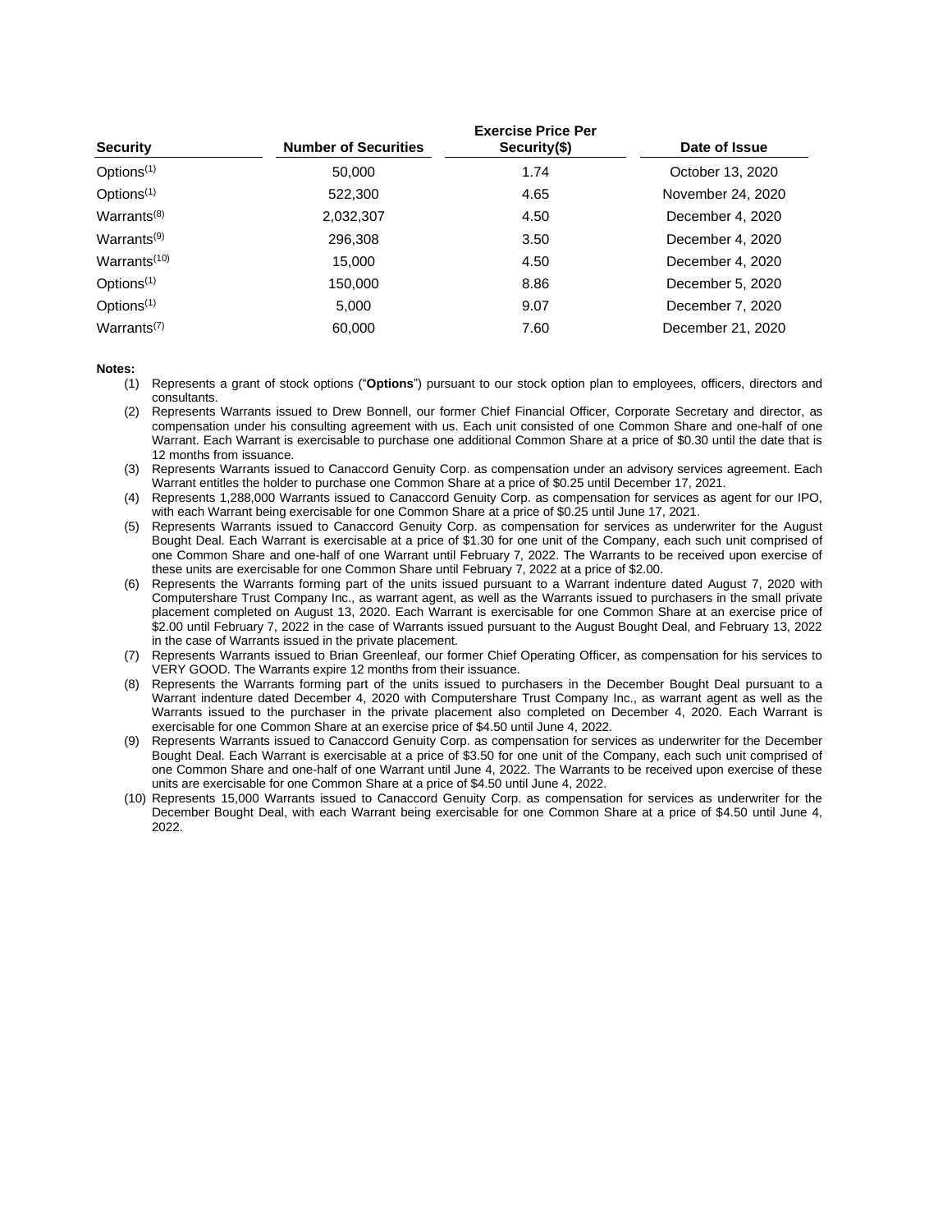| Security | Number of Securities | Exercise Price Per Security($) | Date of Issue |
|---|---|---|---|
| Options[1] | 50,000 | 1.74 | October 13, 2020 |
| Options[1] | 522,300 | 4.65 | November 24, 2020 |
| Warrants[8] | 2,032,307 | 4.50 | December 4, 2020 |
| Warrants[9] | 296,308 | 3.50 | December 4, 2020 |
| Warrants[10] | 15,000 | 4.50 | December 4, 2020 |
| Options[1] | 150,000 | 8.86 | December 5, 2020 |
| Options[1] | 5,000 | 9.07 | December 7, 2020 |
| Warrants[7] | 60,000 | 7.60 | December 21, 2020 |

**Notes:**

(1) Represents a grant of stock options ("**Options**") pursuant to our stock option plan to employees, officers, directors and consultants.

(2) Represents Warrants issued to Drew Bonnell, our former Chief Financial Officer, Corporate Secretary and director, as compensation under his consulting agreement with us. Each unit consisted of one Common Share and one-half of one Warrant. Each Warrant is exercisable to purchase one additional Common Share at a price of $0.30 until the date that is 12 months from issuance.

(3) Represents Warrants issued to Canaccord Genuity Corp. as compensation under an advisory services agreement. Each Warrant entitles the holder to purchase one Common Share at a price of $0.25 until December 17, 2021.

(4) Represents 1,288,000 Warrants issued to Canaccord Genuity Corp. as compensation for services as agent for our IPO, with each Warrant being exercisable for one Common Share at a price of $0.25 until June 17, 2021.

(5) Represents Warrants issued to Canaccord Genuity Corp. as compensation for services as underwriter for the August Bought Deal. Each Warrant is exercisable at a price of $1.30 for one unit of the Company, each such unit comprised of one Common Share and one-half of one Warrant until February 7, 2022. The Warrants to be received upon exercise of these units are exercisable for one Common Share until February 7, 2022 at a price of $2.00.

(6) Represents the Warrants forming part of the units issued pursuant to a Warrant indenture dated August 7, 2020 with Computershare Trust Company Inc., as warrant agent, as well as the Warrants issued to purchasers in the small private placement completed on August 13, 2020. Each Warrant is exercisable for one Common Share at an exercise price of $2.00 until February 7, 2022 in the case of Warrants issued pursuant to the August Bought Deal, and February 13, 2022 in the case of Warrants issued in the private placement.

(7) Represents Warrants issued to Brian Greenleaf, our former Chief Operating Officer, as compensation for his services to VERY GOOD. The Warrants expire 12 months from their issuance.

(8) Represents the Warrants forming part of the units issued to purchasers in the December Bought Deal pursuant to a Warrant indenture dated December 4, 2020 with Computershare Trust Company Inc., as warrant agent as well as the Warrants issued to the purchaser in the private placement also completed on December 4, 2020. Each Warrant is exercisable for one Common Share at an exercise price of $4.50 until June 4, 2022.

(9) Represents Warrants issued to Canaccord Genuity Corp. as compensation for services as underwriter for the December Bought Deal. Each Warrant is exercisable at a price of $3.50 for one unit of the Company, each such unit comprised of one Common Share and one-half of one Warrant until June 4, 2022. The Warrants to be received upon exercise of these units are exercisable for one Common Share at a price of $4.50 until June 4, 2022.

(10) Represents 15,000 Warrants issued to Canaccord Genuity Corp. as compensation for services as underwriter for the December Bought Deal, with each Warrant being exercisable for one Common Share at a price of $4.50 until June 4, 2022.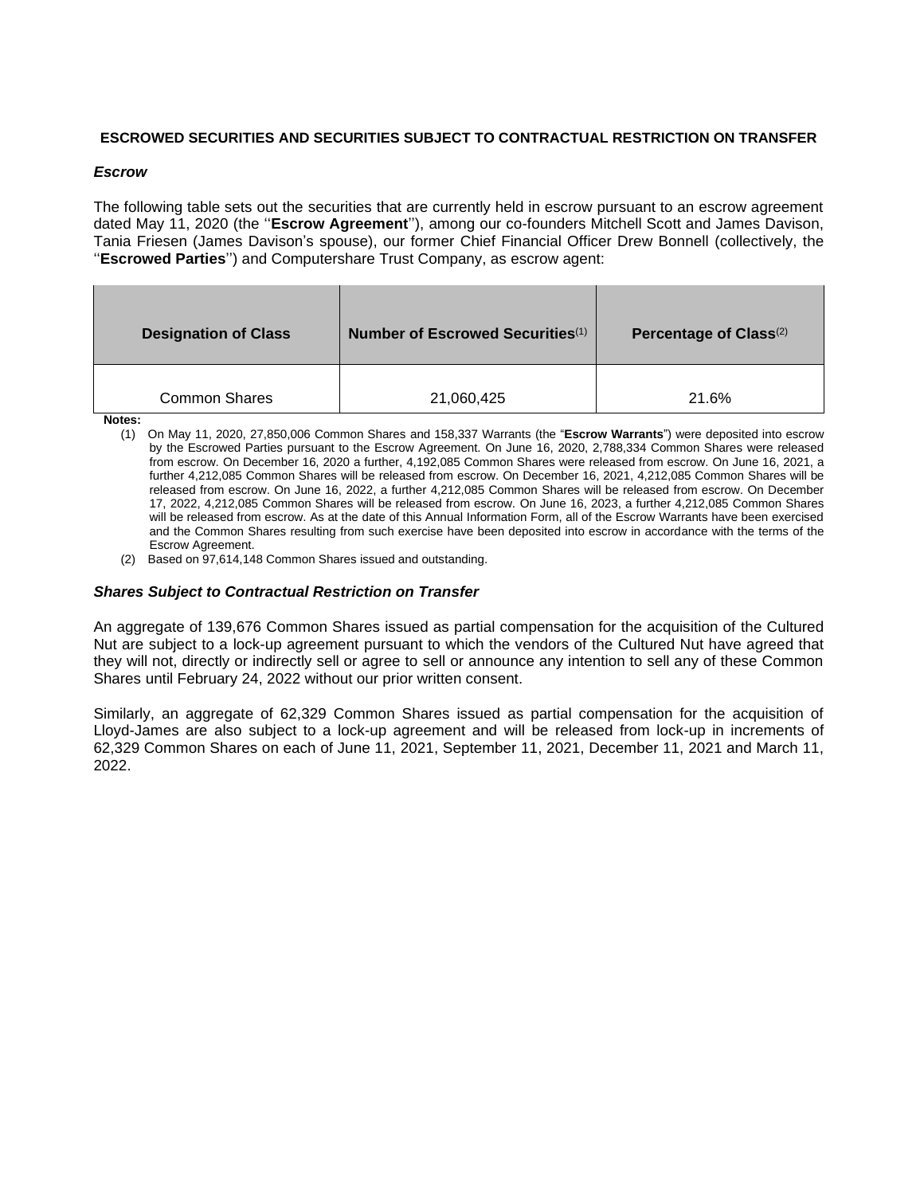## ESCROWED SECURITIES AND SECURITIES SUBJECT TO CONTRACTUAL RESTRICTION ON TRANSFER

### *Escrow*

The following table sets out the securities that are currently held in escrow pursuant to an escrow agreement dated May 11, 2020 (the ''**Escrow Agreement**''), among our co-founders Mitchell Scott and James Davison, Tania Friesen (James Davison's spouse), our former Chief Financial Officer Drew Bonnell (collectively, the ''**Escrowed Parties**'') and Computershare Trust Company, as escrow agent:

| Designation of Class | Number of Escrowed Securities(1) | Percentage of Class(2) |
|---|---|---|
| Common Shares | 21,060,425 | 21.6% |

**Notes:**

(1) On May 11, 2020, 27,850,006 Common Shares and 158,337 Warrants (the "**Escrow Warrants**") were deposited into escrow by the Escrowed Parties pursuant to the Escrow Agreement. On June 16, 2020, 2,788,334 Common Shares were released from escrow. On December 16, 2020 a further, 4,192,085 Common Shares were released from escrow. On June 16, 2021, a further 4,212,085 Common Shares will be released from escrow. On December 16, 2021, 4,212,085 Common Shares will be released from escrow. On June 16, 2022, a further 4,212,085 Common Shares will be released from escrow. On December 17, 2022, 4,212,085 Common Shares will be released from escrow. On June 16, 2023, a further 4,212,085 Common Shares will be released from escrow. As at the date of this Annual Information Form, all of the Escrow Warrants have been exercised and the Common Shares resulting from such exercise have been deposited into escrow in accordance with the terms of the Escrow Agreement.

(2) Based on 97,614,148 Common Shares issued and outstanding.

### *Shares Subject to Contractual Restriction on Transfer*

An aggregate of 139,676 Common Shares issued as partial compensation for the acquisition of the Cultured Nut are subject to a lock-up agreement pursuant to which the vendors of the Cultured Nut have agreed that they will not, directly or indirectly sell or agree to sell or announce any intention to sell any of these Common Shares until February 24, 2022 without our prior written consent.

Similarly, an aggregate of 62,329 Common Shares issued as partial compensation for the acquisition of Lloyd-James are also subject to a lock-up agreement and will be released from lock-up in increments of 62,329 Common Shares on each of June 11, 2021, September 11, 2021, December 11, 2021 and March 11, 2022.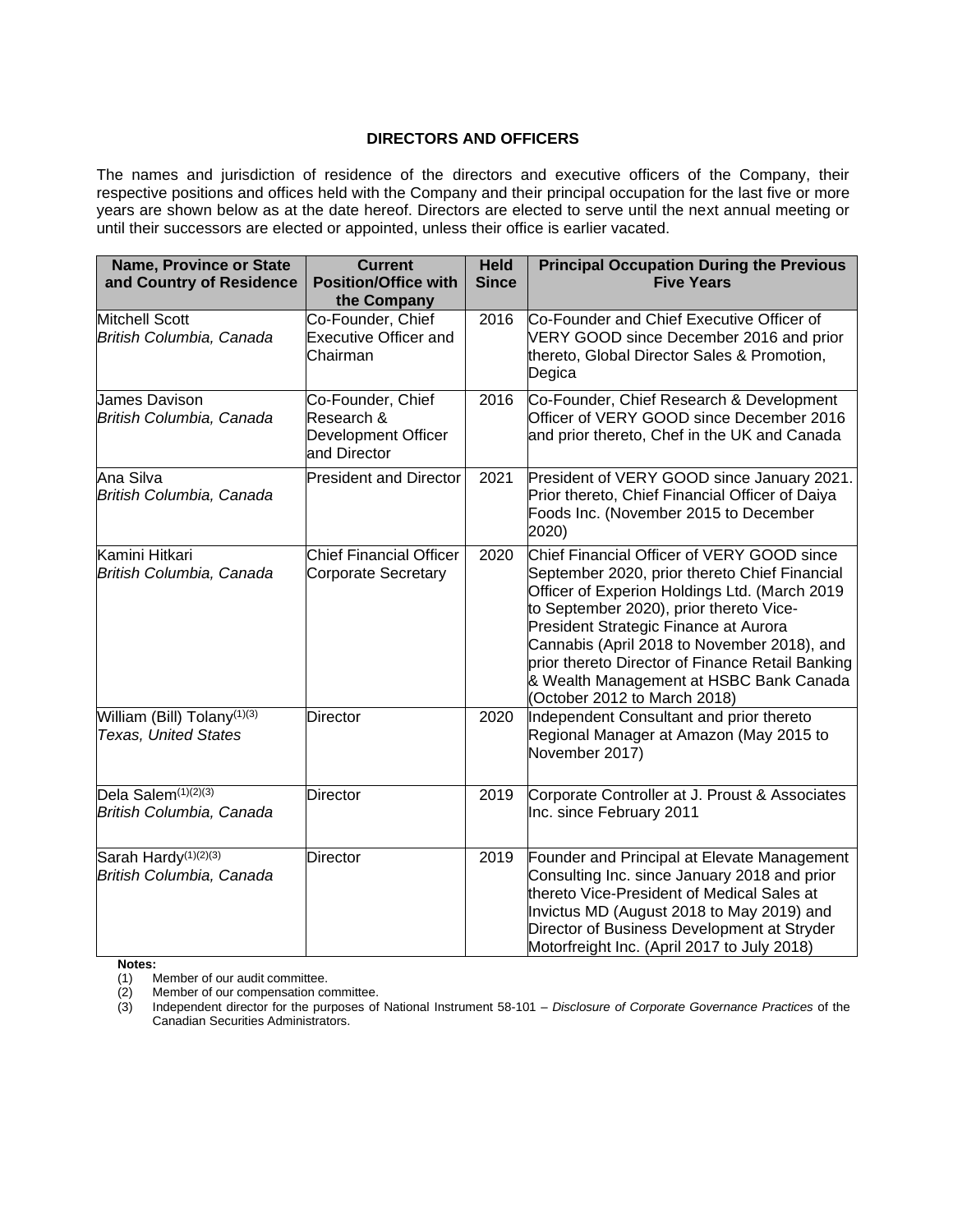## DIRECTORS AND OFFICERS

The names and jurisdiction of residence of the directors and executive officers of the Company, their respective positions and offices held with the Company and their principal occupation for the last five or more years are shown below as at the date hereof. Directors are elected to serve until the next annual meeting or until their successors are elected or appointed, unless their office is earlier vacated.

| Name, Province or State and Country of Residence | Current Position/Office with the Company | Held Since | Principal Occupation During the Previous Five Years |
|---|---|---|---|
| Mitchell Scott<br>*British Columbia, Canada* | Co-Founder, Chief Executive Officer and Chairman | 2016 | Co-Founder and Chief Executive Officer of VERY GOOD since December 2016 and prior thereto, Global Director Sales & Promotion, Degica |
| James Davison<br>*British Columbia, Canada* | Co-Founder, Chief Research & Development Officer and Director | 2016 | Co-Founder, Chief Research & Development Officer of VERY GOOD since December 2016 and prior thereto, Chef in the UK and Canada |
| Ana Silva<br>*British Columbia, Canada* | President and Director | 2021 | President of VERY GOOD since January 2021. Prior thereto, Chief Financial Officer of Daiya Foods Inc. (November 2015 to December 2020) |
| Kamini Hitkari<br>*British Columbia, Canada* | Chief Financial Officer Corporate Secretary | 2020 | Chief Financial Officer of VERY GOOD since September 2020, prior thereto Chief Financial Officer of Experion Holdings Ltd. (March 2019 to September 2020), prior thereto Vice-President Strategic Finance at Aurora Cannabis (April 2018 to November 2018), and prior thereto Director of Finance Retail Banking & Wealth Management at HSBC Bank Canada (October 2012 to March 2018) |
| William (Bill) Tolany(1)(3)<br>*Texas, United States* | Director | 2020 | Independent Consultant and prior thereto Regional Manager at Amazon (May 2015 to November 2017) |
| Dela Salem(1)(2)(3)<br>*British Columbia, Canada* | Director | 2019 | Corporate Controller at J. Proust & Associates Inc. since February 2011 |
| Sarah Hardy(1)(2)(3)<br>*British Columbia, Canada* | Director | 2019 | Founder and Principal at Elevate Management Consulting Inc. since January 2018 and prior thereto Vice-President of Medical Sales at Invictus MD (August 2018 to May 2019) and Director of Business Development at Stryder Motorfreight Inc. (April 2017 to July 2018) |

**Notes:**

(1) Member of our audit committee.

(2) Member of our compensation committee.

(3) Independent director for the purposes of National Instrument 58-101 – *Disclosure of Corporate Governance Practices* of the Canadian Securities Administrators.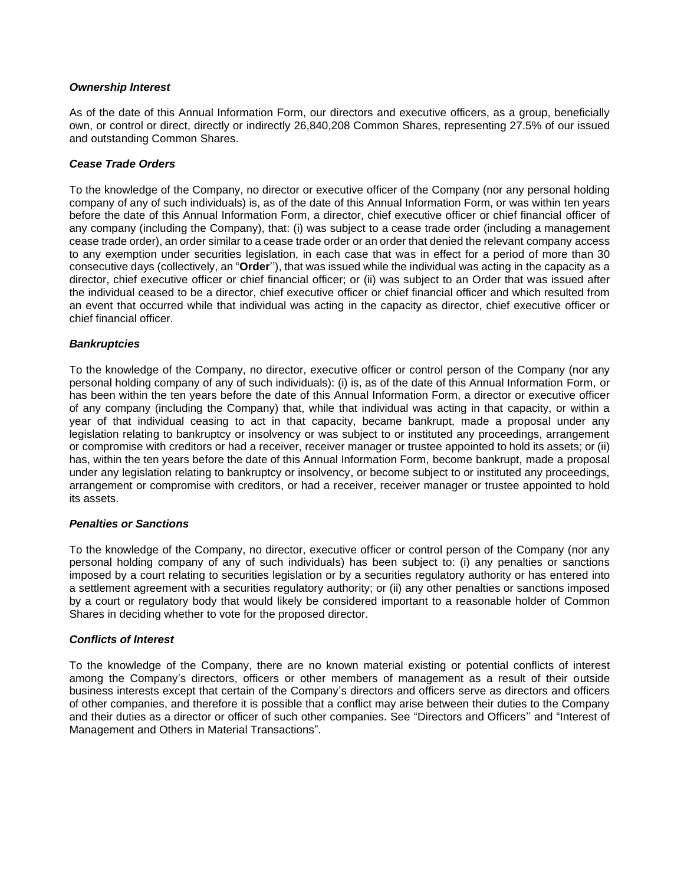***Ownership Interest***

As of the date of this Annual Information Form, our directors and executive officers, as a group, beneficially own, or control or direct, directly or indirectly 26,840,208 Common Shares, representing 27.5% of our issued and outstanding Common Shares.

***Cease Trade Orders***

To the knowledge of the Company, no director or executive officer of the Company (nor any personal holding company of any of such individuals) is, as of the date of this Annual Information Form, or was within ten years before the date of this Annual Information Form, a director, chief executive officer or chief financial officer of any company (including the Company), that: (i) was subject to a cease trade order (including a management cease trade order), an order similar to a cease trade order or an order that denied the relevant company access to any exemption under securities legislation, in each case that was in effect for a period of more than 30 consecutive days (collectively, an "**Order**''), that was issued while the individual was acting in the capacity as a director, chief executive officer or chief financial officer; or (ii) was subject to an Order that was issued after the individual ceased to be a director, chief executive officer or chief financial officer and which resulted from an event that occurred while that individual was acting in the capacity as director, chief executive officer or chief financial officer.

***Bankruptcies***

To the knowledge of the Company, no director, executive officer or control person of the Company (nor any personal holding company of any of such individuals): (i) is, as of the date of this Annual Information Form, or has been within the ten years before the date of this Annual Information Form, a director or executive officer of any company (including the Company) that, while that individual was acting in that capacity, or within a year of that individual ceasing to act in that capacity, became bankrupt, made a proposal under any legislation relating to bankruptcy or insolvency or was subject to or instituted any proceedings, arrangement or compromise with creditors or had a receiver, receiver manager or trustee appointed to hold its assets; or (ii) has, within the ten years before the date of this Annual Information Form, become bankrupt, made a proposal under any legislation relating to bankruptcy or insolvency, or become subject to or instituted any proceedings, arrangement or compromise with creditors, or had a receiver, receiver manager or trustee appointed to hold its assets.

***Penalties or Sanctions***

To the knowledge of the Company, no director, executive officer or control person of the Company (nor any personal holding company of any of such individuals) has been subject to: (i) any penalties or sanctions imposed by a court relating to securities legislation or by a securities regulatory authority or has entered into a settlement agreement with a securities regulatory authority; or (ii) any other penalties or sanctions imposed by a court or regulatory body that would likely be considered important to a reasonable holder of Common Shares in deciding whether to vote for the proposed director.

***Conflicts of Interest***

To the knowledge of the Company, there are no known material existing or potential conflicts of interest among the Company's directors, officers or other members of management as a result of their outside business interests except that certain of the Company's directors and officers serve as directors and officers of other companies, and therefore it is possible that a conflict may arise between their duties to the Company and their duties as a director or officer of such other companies. See "Directors and Officers'' and "Interest of Management and Others in Material Transactions".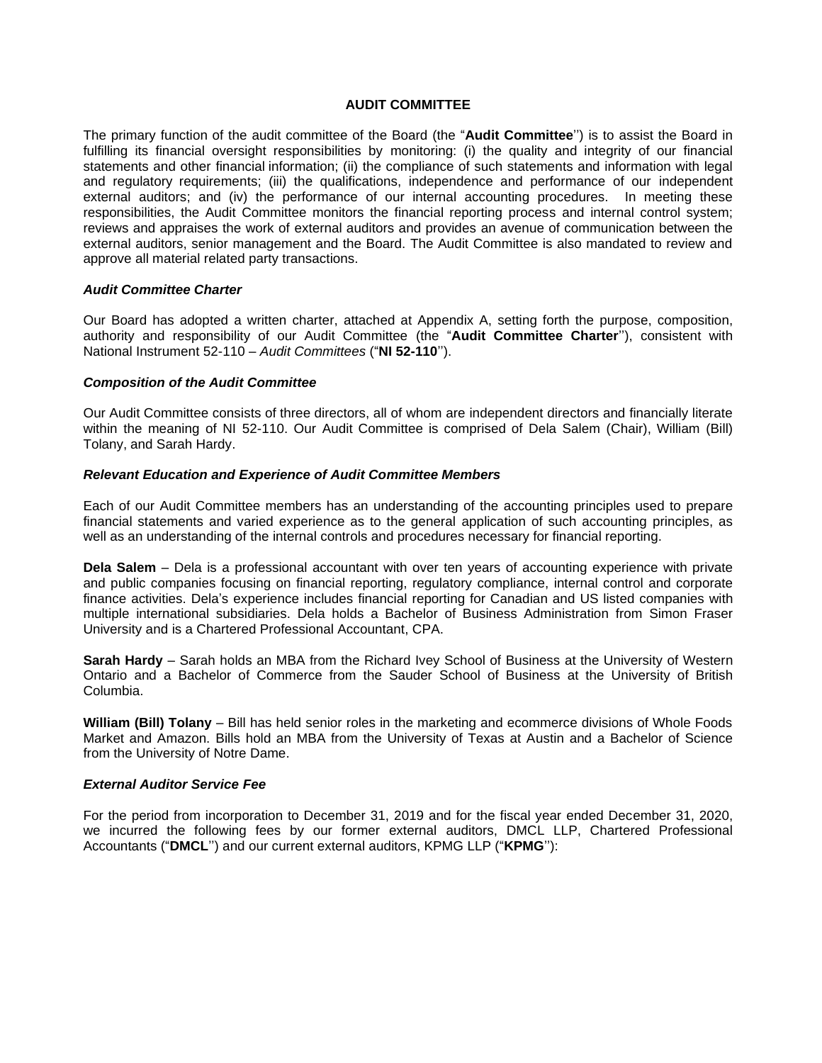## AUDIT COMMITTEE

The primary function of the audit committee of the Board (the "**Audit Committee**") is to assist the Board in fulfilling its financial oversight responsibilities by monitoring: (i) the quality and integrity of our financial statements and other financial information; (ii) the compliance of such statements and information with legal and regulatory requirements; (iii) the qualifications, independence and performance of our independent external auditors; and (iv) the performance of our internal accounting procedures. In meeting these responsibilities, the Audit Committee monitors the financial reporting process and internal control system; reviews and appraises the work of external auditors and provides an avenue of communication between the external auditors, senior management and the Board. The Audit Committee is also mandated to review and approve all material related party transactions.

### *Audit Committee Charter*

Our Board has adopted a written charter, attached at Appendix A, setting forth the purpose, composition, authority and responsibility of our Audit Committee (the "**Audit Committee Charter**"), consistent with National Instrument 52-110 – *Audit Committees* ("**NI 52-110**").

### *Composition of the Audit Committee*

Our Audit Committee consists of three directors, all of whom are independent directors and financially literate within the meaning of NI 52-110. Our Audit Committee is comprised of Dela Salem (Chair), William (Bill) Tolany, and Sarah Hardy.

### *Relevant Education and Experience of Audit Committee Members*

Each of our Audit Committee members has an understanding of the accounting principles used to prepare financial statements and varied experience as to the general application of such accounting principles, as well as an understanding of the internal controls and procedures necessary for financial reporting.

**Dela Salem** – Dela is a professional accountant with over ten years of accounting experience with private and public companies focusing on financial reporting, regulatory compliance, internal control and corporate finance activities. Dela's experience includes financial reporting for Canadian and US listed companies with multiple international subsidiaries. Dela holds a Bachelor of Business Administration from Simon Fraser University and is a Chartered Professional Accountant, CPA.

**Sarah Hardy** – Sarah holds an MBA from the Richard Ivey School of Business at the University of Western Ontario and a Bachelor of Commerce from the Sauder School of Business at the University of British Columbia.

**William (Bill) Tolany** – Bill has held senior roles in the marketing and ecommerce divisions of Whole Foods Market and Amazon. Bills hold an MBA from the University of Texas at Austin and a Bachelor of Science from the University of Notre Dame.

### *External Auditor Service Fee*

For the period from incorporation to December 31, 2019 and for the fiscal year ended December 31, 2020, we incurred the following fees by our former external auditors, DMCL LLP, Chartered Professional Accountants ("**DMCL**") and our current external auditors, KPMG LLP ("**KPMG**"):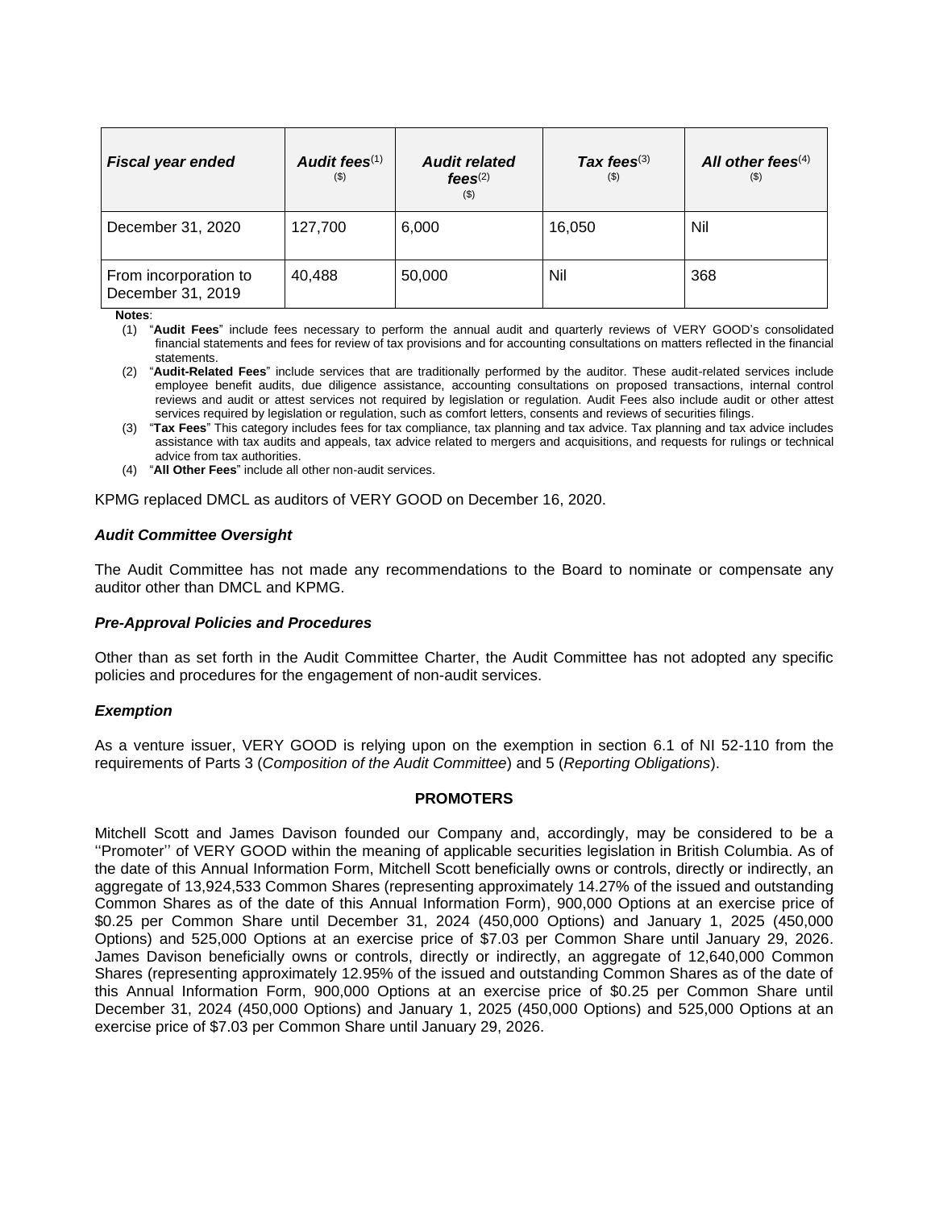| *Fiscal year ended* | *Audit fees*[(1)] ($) | *Audit related fees*[(2)] ($) | *Tax fees*[(3)] ($) | *All other fees*[(4)] ($) |
| --- | --- | --- | --- | --- |
| December 31, 2020 | 127,700 | 6,000 | 16,050 | Nil |
| From incorporation to December 31, 2019 | 40,488 | 50,000 | Nil | 368 |

**Notes**:

(1) "**Audit Fees**" include fees necessary to perform the annual audit and quarterly reviews of VERY GOOD's consolidated financial statements and fees for review of tax provisions and for accounting consultations on matters reflected in the financial statements.

(2) "**Audit-Related Fees**" include services that are traditionally performed by the auditor. These audit-related services include employee benefit audits, due diligence assistance, accounting consultations on proposed transactions, internal control reviews and audit or attest services not required by legislation or regulation. Audit Fees also include audit or other attest services required by legislation or regulation, such as comfort letters, consents and reviews of securities filings.

(3) "**Tax Fees**" This category includes fees for tax compliance, tax planning and tax advice. Tax planning and tax advice includes assistance with tax audits and appeals, tax advice related to mergers and acquisitions, and requests for rulings or technical advice from tax authorities.

(4) "**All Other Fees**" include all other non-audit services.

KPMG replaced DMCL as auditors of VERY GOOD on December 16, 2020.

***Audit Committee Oversight***

The Audit Committee has not made any recommendations to the Board to nominate or compensate any auditor other than DMCL and KPMG.

***Pre-Approval Policies and Procedures***

Other than as set forth in the Audit Committee Charter, the Audit Committee has not adopted any specific policies and procedures for the engagement of non-audit services.

***Exemption***

As a venture issuer, VERY GOOD is relying upon on the exemption in section 6.1 of NI 52-110 from the requirements of Parts 3 (*Composition of the Audit Committee*) and 5 (*Reporting Obligations*).

## PROMOTERS

Mitchell Scott and James Davison founded our Company and, accordingly, may be considered to be a ''Promoter'' of VERY GOOD within the meaning of applicable securities legislation in British Columbia. As of the date of this Annual Information Form, Mitchell Scott beneficially owns or controls, directly or indirectly, an aggregate of 13,924,533 Common Shares (representing approximately 14.27% of the issued and outstanding Common Shares as of the date of this Annual Information Form), 900,000 Options at an exercise price of $0.25 per Common Share until December 31, 2024 (450,000 Options) and January 1, 2025 (450,000 Options) and 525,000 Options at an exercise price of $7.03 per Common Share until January 29, 2026. James Davison beneficially owns or controls, directly or indirectly, an aggregate of 12,640,000 Common Shares (representing approximately 12.95% of the issued and outstanding Common Shares as of the date of this Annual Information Form, 900,000 Options at an exercise price of $0.25 per Common Share until December 31, 2024 (450,000 Options) and January 1, 2025 (450,000 Options) and 525,000 Options at an exercise price of $7.03 per Common Share until January 29, 2026.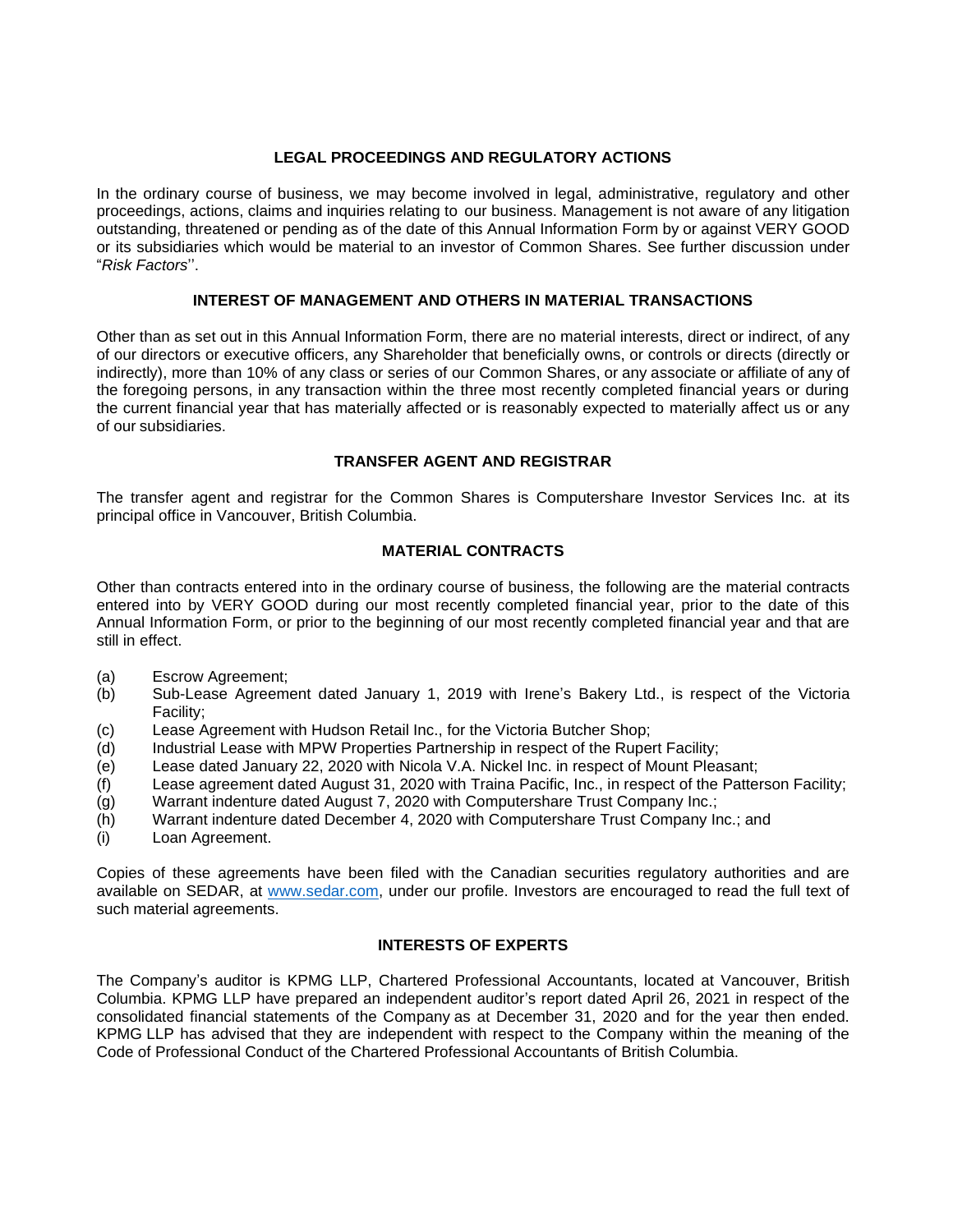## LEGAL PROCEEDINGS AND REGULATORY ACTIONS

In the ordinary course of business, we may become involved in legal, administrative, regulatory and other proceedings, actions, claims and inquiries relating to our business. Management is not aware of any litigation outstanding, threatened or pending as of the date of this Annual Information Form by or against VERY GOOD or its subsidiaries which would be material to an investor of Common Shares. See further discussion under "*Risk Factors*''.

## INTEREST OF MANAGEMENT AND OTHERS IN MATERIAL TRANSACTIONS

Other than as set out in this Annual Information Form, there are no material interests, direct or indirect, of any of our directors or executive officers, any Shareholder that beneficially owns, or controls or directs (directly or indirectly), more than 10% of any class or series of our Common Shares, or any associate or affiliate of any of the foregoing persons, in any transaction within the three most recently completed financial years or during the current financial year that has materially affected or is reasonably expected to materially affect us or any of our subsidiaries.

## TRANSFER AGENT AND REGISTRAR

The transfer agent and registrar for the Common Shares is Computershare Investor Services Inc. at its principal office in Vancouver, British Columbia.

## MATERIAL CONTRACTS

Other than contracts entered into in the ordinary course of business, the following are the material contracts entered into by VERY GOOD during our most recently completed financial year, prior to the date of this Annual Information Form, or prior to the beginning of our most recently completed financial year and that are still in effect.

(a) Escrow Agreement;
(b) Sub-Lease Agreement dated January 1, 2019 with Irene's Bakery Ltd., is respect of the Victoria Facility;
(c) Lease Agreement with Hudson Retail Inc., for the Victoria Butcher Shop;
(d) Industrial Lease with MPW Properties Partnership in respect of the Rupert Facility;
(e) Lease dated January 22, 2020 with Nicola V.A. Nickel Inc. in respect of Mount Pleasant;
(f) Lease agreement dated August 31, 2020 with Traina Pacific, Inc., in respect of the Patterson Facility;
(g) Warrant indenture dated August 7, 2020 with Computershare Trust Company Inc.;
(h) Warrant indenture dated December 4, 2020 with Computershare Trust Company Inc.; and
(i) Loan Agreement.

Copies of these agreements have been filed with the Canadian securities regulatory authorities and are available on SEDAR, at www.sedar.com, under our profile. Investors are encouraged to read the full text of such material agreements.

## INTERESTS OF EXPERTS

The Company's auditor is KPMG LLP, Chartered Professional Accountants, located at Vancouver, British Columbia. KPMG LLP have prepared an independent auditor's report dated April 26, 2021 in respect of the consolidated financial statements of the Company as at December 31, 2020 and for the year then ended. KPMG LLP has advised that they are independent with respect to the Company within the meaning of the Code of Professional Conduct of the Chartered Professional Accountants of British Columbia.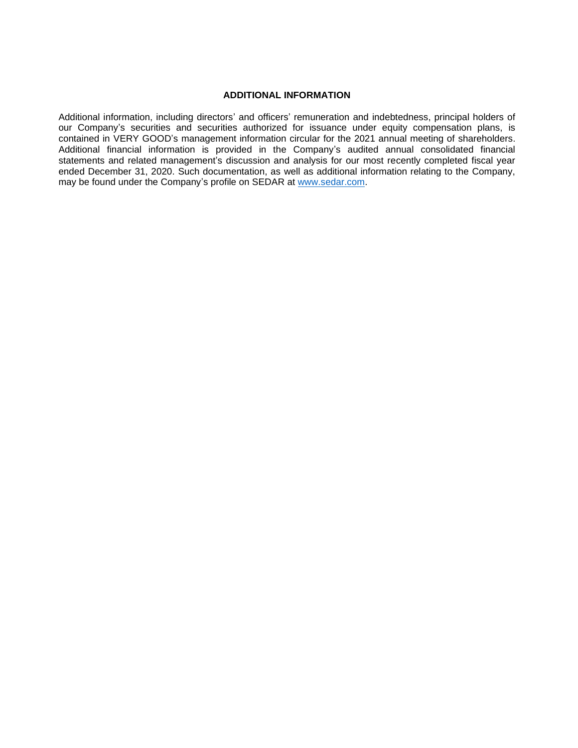## ADDITIONAL INFORMATION

Additional information, including directors' and officers' remuneration and indebtedness, principal holders of our Company's securities and securities authorized for issuance under equity compensation plans, is contained in VERY GOOD's management information circular for the 2021 annual meeting of shareholders. Additional financial information is provided in the Company's audited annual consolidated financial statements and related management's discussion and analysis for our most recently completed fiscal year ended December 31, 2020. Such documentation, as well as additional information relating to the Company, may be found under the Company's profile on SEDAR at www.sedar.com.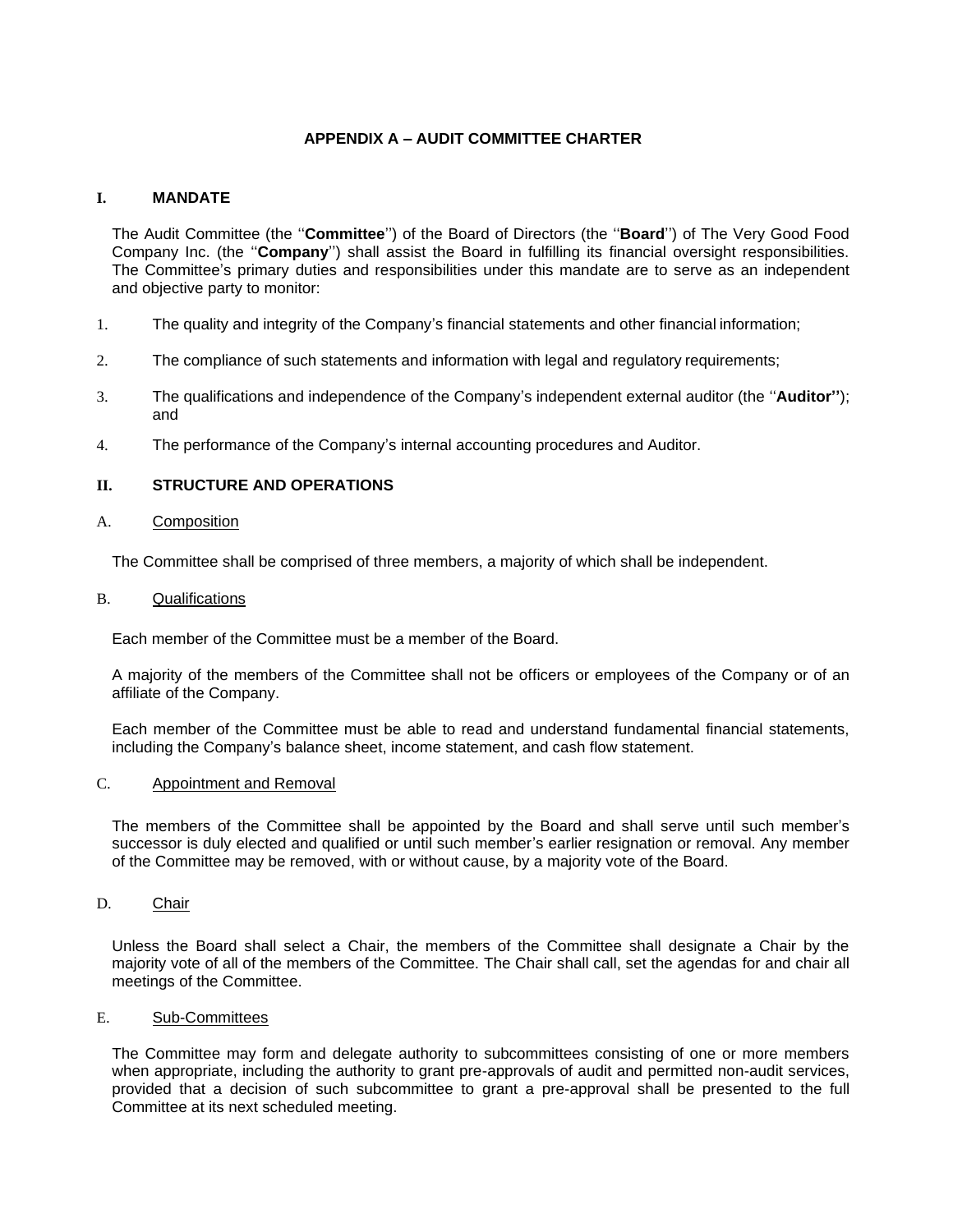# APPENDIX A – AUDIT COMMITTEE CHARTER

## I. MANDATE

The Audit Committee (the ''**Committee**'') of the Board of Directors (the ''**Board**'') of The Very Good Food Company Inc. (the ''**Company**'') shall assist the Board in fulfilling its financial oversight responsibilities. The Committee's primary duties and responsibilities under this mandate are to serve as an independent and objective party to monitor:

1. The quality and integrity of the Company's financial statements and other financial information;
2. The compliance of such statements and information with legal and regulatory requirements;
3. The qualifications and independence of the Company's independent external auditor (the ''**Auditor''**); and
4. The performance of the Company's internal accounting procedures and Auditor.

## II. STRUCTURE AND OPERATIONS

### A. Composition

The Committee shall be comprised of three members, a majority of which shall be independent.

### B. Qualifications

Each member of the Committee must be a member of the Board.

A majority of the members of the Committee shall not be officers or employees of the Company or of an affiliate of the Company.

Each member of the Committee must be able to read and understand fundamental financial statements, including the Company's balance sheet, income statement, and cash flow statement.

### C. Appointment and Removal

The members of the Committee shall be appointed by the Board and shall serve until such member's successor is duly elected and qualified or until such member's earlier resignation or removal. Any member of the Committee may be removed, with or without cause, by a majority vote of the Board.

### D. Chair

Unless the Board shall select a Chair, the members of the Committee shall designate a Chair by the majority vote of all of the members of the Committee. The Chair shall call, set the agendas for and chair all meetings of the Committee.

### E. Sub-Committees

The Committee may form and delegate authority to subcommittees consisting of one or more members when appropriate, including the authority to grant pre-approvals of audit and permitted non-audit services, provided that a decision of such subcommittee to grant a pre-approval shall be presented to the full Committee at its next scheduled meeting.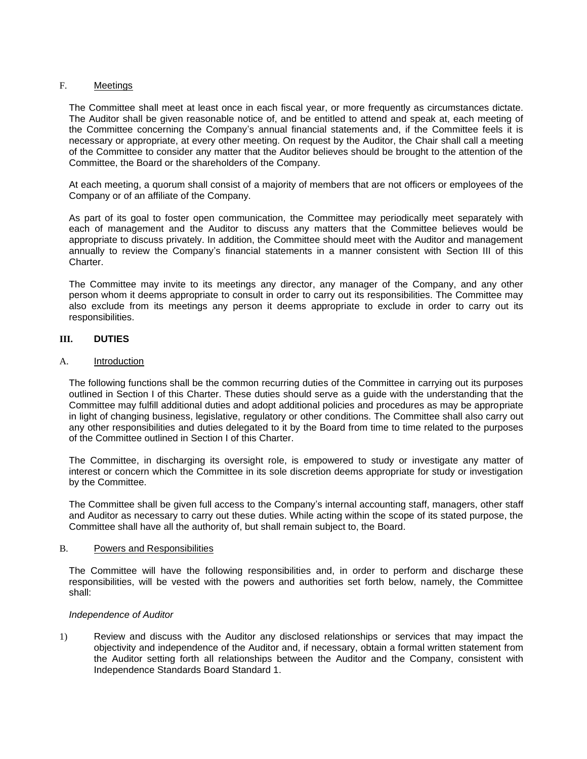F. Meetings

The Committee shall meet at least once in each fiscal year, or more frequently as circumstances dictate. The Auditor shall be given reasonable notice of, and be entitled to attend and speak at, each meeting of the Committee concerning the Company's annual financial statements and, if the Committee feels it is necessary or appropriate, at every other meeting. On request by the Auditor, the Chair shall call a meeting of the Committee to consider any matter that the Auditor believes should be brought to the attention of the Committee, the Board or the shareholders of the Company.

At each meeting, a quorum shall consist of a majority of members that are not officers or employees of the Company or of an affiliate of the Company.

As part of its goal to foster open communication, the Committee may periodically meet separately with each of management and the Auditor to discuss any matters that the Committee believes would be appropriate to discuss privately. In addition, the Committee should meet with the Auditor and management annually to review the Company's financial statements in a manner consistent with Section III of this Charter.

The Committee may invite to its meetings any director, any manager of the Company, and any other person whom it deems appropriate to consult in order to carry out its responsibilities. The Committee may also exclude from its meetings any person it deems appropriate to exclude in order to carry out its responsibilities.

## III. DUTIES

A. Introduction

The following functions shall be the common recurring duties of the Committee in carrying out its purposes outlined in Section I of this Charter. These duties should serve as a guide with the understanding that the Committee may fulfill additional duties and adopt additional policies and procedures as may be appropriate in light of changing business, legislative, regulatory or other conditions. The Committee shall also carry out any other responsibilities and duties delegated to it by the Board from time to time related to the purposes of the Committee outlined in Section I of this Charter.

The Committee, in discharging its oversight role, is empowered to study or investigate any matter of interest or concern which the Committee in its sole discretion deems appropriate for study or investigation by the Committee.

The Committee shall be given full access to the Company's internal accounting staff, managers, other staff and Auditor as necessary to carry out these duties. While acting within the scope of its stated purpose, the Committee shall have all the authority of, but shall remain subject to, the Board.

B. Powers and Responsibilities

The Committee will have the following responsibilities and, in order to perform and discharge these responsibilities, will be vested with the powers and authorities set forth below, namely, the Committee shall:

*Independence of Auditor*

1) Review and discuss with the Auditor any disclosed relationships or services that may impact the objectivity and independence of the Auditor and, if necessary, obtain a formal written statement from the Auditor setting forth all relationships between the Auditor and the Company, consistent with Independence Standards Board Standard 1.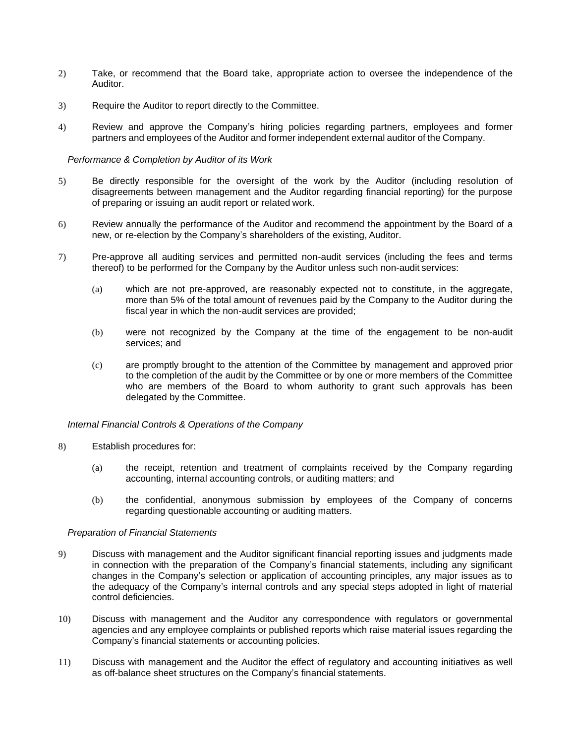2) Take, or recommend that the Board take, appropriate action to oversee the independence of the Auditor.

3) Require the Auditor to report directly to the Committee.

4) Review and approve the Company's hiring policies regarding partners, employees and former partners and employees of the Auditor and former independent external auditor of the Company.

*Performance & Completion by Auditor of its Work*

5) Be directly responsible for the oversight of the work by the Auditor (including resolution of disagreements between management and the Auditor regarding financial reporting) for the purpose of preparing or issuing an audit report or related work.

6) Review annually the performance of the Auditor and recommend the appointment by the Board of a new, or re-election by the Company's shareholders of the existing, Auditor.

7) Pre-approve all auditing services and permitted non-audit services (including the fees and terms thereof) to be performed for the Company by the Auditor unless such non-audit services:

    (a) which are not pre-approved, are reasonably expected not to constitute, in the aggregate, more than 5% of the total amount of revenues paid by the Company to the Auditor during the fiscal year in which the non-audit services are provided;

    (b) were not recognized by the Company at the time of the engagement to be non-audit services; and

    (c) are promptly brought to the attention of the Committee by management and approved prior to the completion of the audit by the Committee or by one or more members of the Committee who are members of the Board to whom authority to grant such approvals has been delegated by the Committee.

*Internal Financial Controls & Operations of the Company*

8) Establish procedures for:

    (a) the receipt, retention and treatment of complaints received by the Company regarding accounting, internal accounting controls, or auditing matters; and

    (b) the confidential, anonymous submission by employees of the Company of concerns regarding questionable accounting or auditing matters.

*Preparation of Financial Statements*

9) Discuss with management and the Auditor significant financial reporting issues and judgments made in connection with the preparation of the Company's financial statements, including any significant changes in the Company's selection or application of accounting principles, any major issues as to the adequacy of the Company's internal controls and any special steps adopted in light of material control deficiencies.

10) Discuss with management and the Auditor any correspondence with regulators or governmental agencies and any employee complaints or published reports which raise material issues regarding the Company's financial statements or accounting policies.

11) Discuss with management and the Auditor the effect of regulatory and accounting initiatives as well as off-balance sheet structures on the Company's financial statements.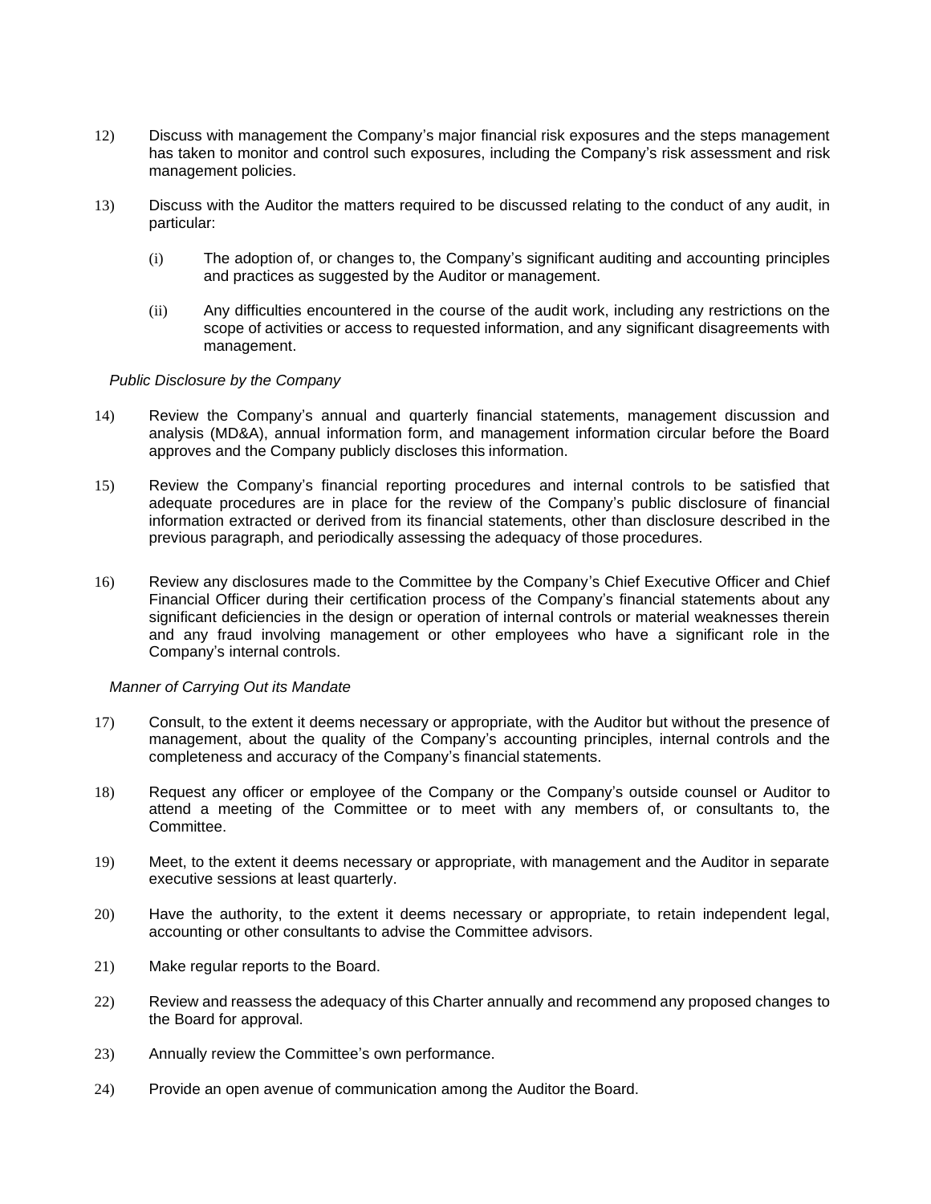12) Discuss with management the Company's major financial risk exposures and the steps management has taken to monitor and control such exposures, including the Company's risk assessment and risk management policies.

13) Discuss with the Auditor the matters required to be discussed relating to the conduct of any audit, in particular:

    (i) The adoption of, or changes to, the Company's significant auditing and accounting principles and practices as suggested by the Auditor or management.

    (ii) Any difficulties encountered in the course of the audit work, including any restrictions on the scope of activities or access to requested information, and any significant disagreements with management.

*Public Disclosure by the Company*

14) Review the Company's annual and quarterly financial statements, management discussion and analysis (MD&A), annual information form, and management information circular before the Board approves and the Company publicly discloses this information.

15) Review the Company's financial reporting procedures and internal controls to be satisfied that adequate procedures are in place for the review of the Company's public disclosure of financial information extracted or derived from its financial statements, other than disclosure described in the previous paragraph, and periodically assessing the adequacy of those procedures.

16) Review any disclosures made to the Committee by the Company's Chief Executive Officer and Chief Financial Officer during their certification process of the Company's financial statements about any significant deficiencies in the design or operation of internal controls or material weaknesses therein and any fraud involving management or other employees who have a significant role in the Company's internal controls.

*Manner of Carrying Out its Mandate*

17) Consult, to the extent it deems necessary or appropriate, with the Auditor but without the presence of management, about the quality of the Company's accounting principles, internal controls and the completeness and accuracy of the Company's financial statements.

18) Request any officer or employee of the Company or the Company's outside counsel or Auditor to attend a meeting of the Committee or to meet with any members of, or consultants to, the Committee.

19) Meet, to the extent it deems necessary or appropriate, with management and the Auditor in separate executive sessions at least quarterly.

20) Have the authority, to the extent it deems necessary or appropriate, to retain independent legal, accounting or other consultants to advise the Committee advisors.

21) Make regular reports to the Board.

22) Review and reassess the adequacy of this Charter annually and recommend any proposed changes to the Board for approval.

23) Annually review the Committee's own performance.

24) Provide an open avenue of communication among the Auditor the Board.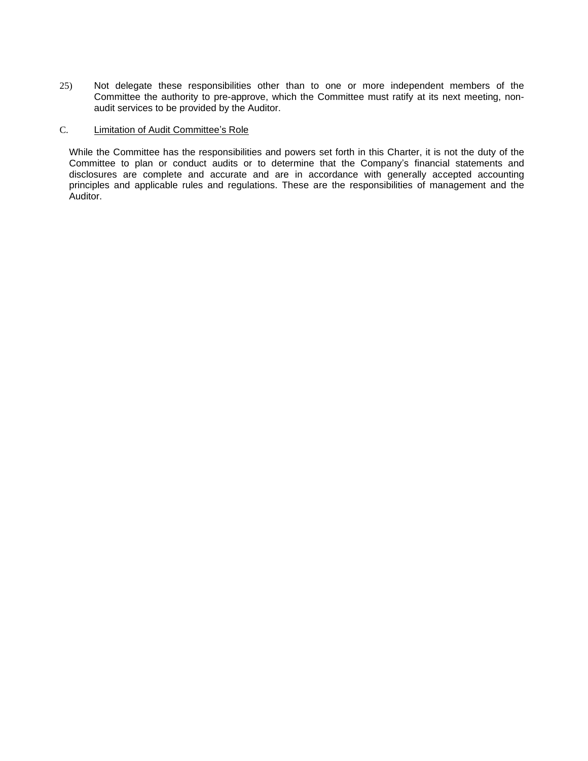25) Not delegate these responsibilities other than to one or more independent members of the Committee the authority to pre-approve, which the Committee must ratify at its next meeting, non-audit services to be provided by the Auditor.

## C. Limitation of Audit Committee's Role

While the Committee has the responsibilities and powers set forth in this Charter, it is not the duty of the Committee to plan or conduct audits or to determine that the Company's financial statements and disclosures are complete and accurate and are in accordance with generally accepted accounting principles and applicable rules and regulations. These are the responsibilities of management and the Auditor.